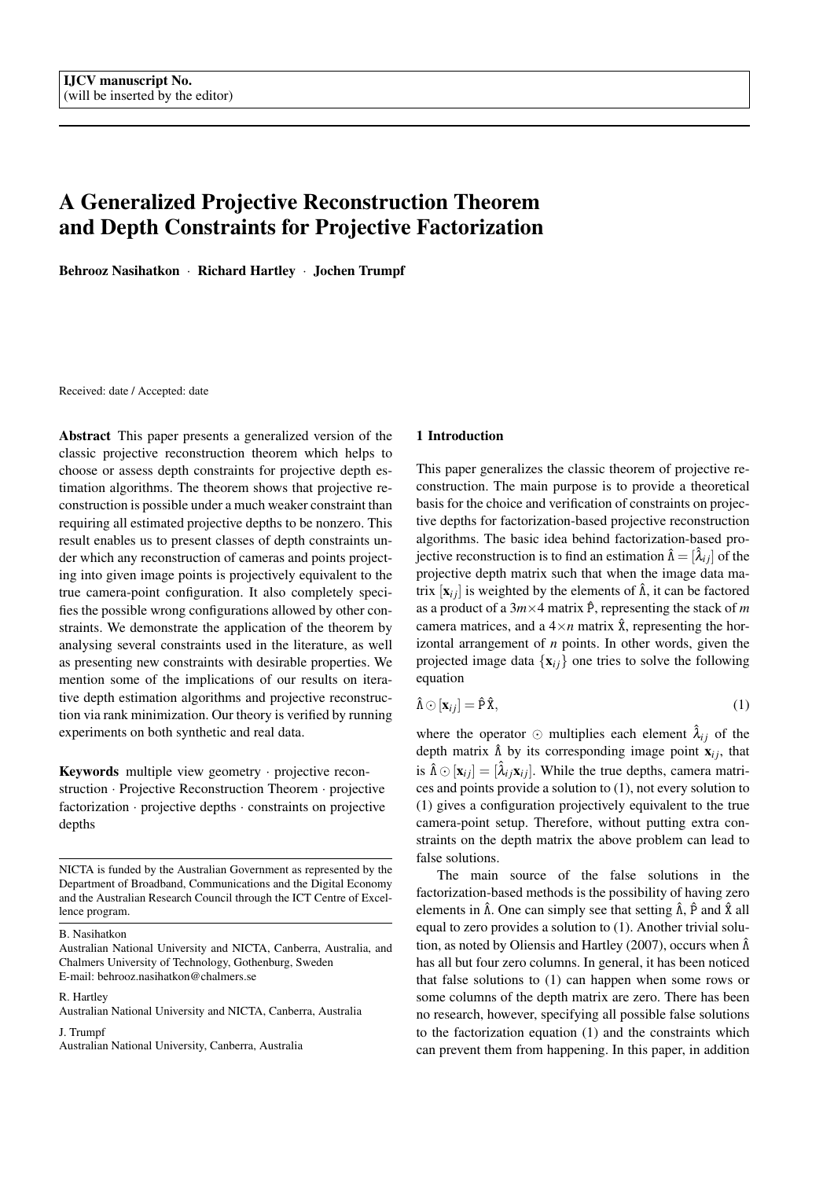IJCV manuscript No.
(will be inserted by the editor)

# A Generalized Projective Reconstruction Theorem and Depth Constraints for Projective Factorization

**Behrooz Nasihatkon · Richard Hartley · Jochen Trumpf**

Received: date / Accepted: date

**Abstract** This paper presents a generalized version of the classic projective reconstruction theorem which helps to choose or assess depth constraints for projective depth estimation algorithms. The theorem shows that projective reconstruction is possible under a much weaker constraint than requiring all estimated projective depths to be nonzero. This result enables us to present classes of depth constraints under which any reconstruction of cameras and points projecting into given image points is projectively equivalent to the true camera-point configuration. It also completely specifies the possible wrong configurations allowed by other constraints. We demonstrate the application of the theorem by analysing several constraints used in the literature, as well as presenting new constraints with desirable properties. We mention some of the implications of our results on iterative depth estimation algorithms and projective reconstruction via rank minimization. Our theory is verified by running experiments on both synthetic and real data.

**Keywords** multiple view geometry · projective reconstruction · Projective Reconstruction Theorem · projective factorization · projective depths · constraints on projective depths

NICTA is funded by the Australian Government as represented by the Department of Broadband, Communications and the Digital Economy and the Australian Research Council through the ICT Centre of Excellence program.

B. Nasihatkon
Australian National University and NICTA, Canberra, Australia, and Chalmers University of Technology, Gothenburg, Sweden
E-mail: behrooz.nasihatkon@chalmers.se

R. Hartley
Australian National University and NICTA, Canberra, Australia

J. Trumpf
Australian National University, Canberra, Australia

## 1 Introduction

This paper generalizes the classic theorem of projective reconstruction. The main purpose is to provide a theoretical basis for the choice and verification of constraints on projective depths for factorization-based projective reconstruction algorithms. The basic idea behind factorization-based projective reconstruction is to find an estimation $\hat{\Lambda} = [\hat{\lambda}_{ij}]$ of the projective depth matrix such that when the image data matrix $[\mathbf{x}_{ij}]$ is weighted by the elements of $\hat{\Lambda}$, it can be factored as a product of a $3m\times 4$ matrix $\hat{P}$, representing the stack of $m$ camera matrices, and a $4\times n$ matrix $\hat{X}$, representing the horizontal arrangement of $n$ points. In other words, given the projected image data $\{\mathbf{x}_{ij}\}$ one tries to solve the following equation

$$\hat{\Lambda} \odot [\mathbf{x}_{ij}] = \hat{P}\,\hat{X}, \tag{1}$$

where the operator $\odot$ multiplies each element $\hat{\lambda}_{ij}$ of the depth matrix $\hat{\Lambda}$ by its corresponding image point $\mathbf{x}_{ij}$, that is $\hat{\Lambda} \odot [\mathbf{x}_{ij}] = [\hat{\lambda}_{ij}\mathbf{x}_{ij}]$. While the true depths, camera matrices and points provide a solution to (1), not every solution to (1) gives a configuration projectively equivalent to the true camera-point setup. Therefore, without putting extra constraints on the depth matrix the above problem can lead to false solutions.

The main source of the false solutions in the factorization-based methods is the possibility of having zero elements in $\hat{\Lambda}$. One can simply see that setting $\hat{\Lambda}$, $\hat{P}$ and $\hat{X}$ all equal to zero provides a solution to (1). Another trivial solution, as noted by Oliensis and Hartley (2007), occurs when $\hat{\Lambda}$ has all but four zero columns. In general, it has been noticed that false solutions to (1) can happen when some rows or some columns of the depth matrix are zero. There has been no research, however, specifying all possible false solutions to the factorization equation (1) and the constraints which can prevent them from happening. In this paper, in addition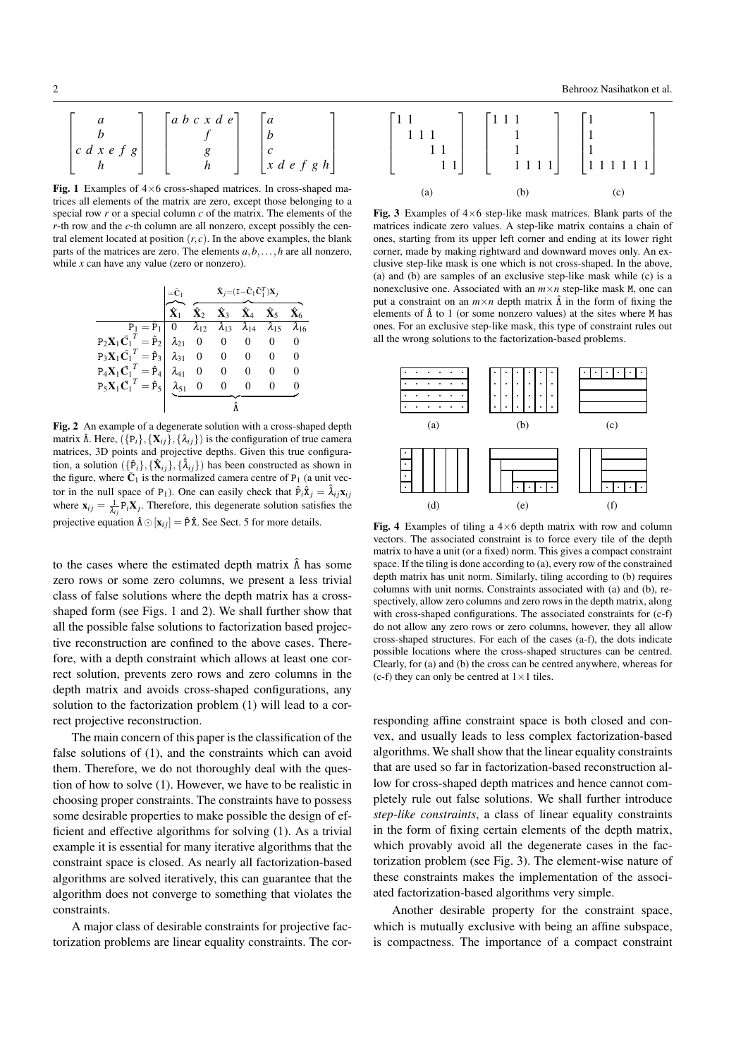$$
\begin{bmatrix} & a & & & & \\ & b & & & & \\ c & d & x & e & f & g \\ & h & & & & \end{bmatrix}
\quad
\begin{bmatrix} a & b & c & x & d & e \\ & & & f & & \\ & & & g & & \\ & & & h & & \end{bmatrix}
\quad
\begin{bmatrix} a & & & & & \\ b & & & & & \\ c & & & & & \\ x & d & e & f & g & h \end{bmatrix}
$$

**Fig. 1** Examples of 4×6 cross-shaped matrices. In cross-shaped matrices all elements of the matrix are zero, except those belonging to a special row $r$ or a special column $c$ of the matrix. The elements of the $r$-th row and the $c$-th column are all nonzero, except possibly the central element located at position $(r,c)$. In the above examples, the blank parts of the matrices are zero. The elements $a,b,\ldots,h$ are all nonzero, while $x$ can have any value (zero or nonzero).

| | $\hat{\mathbf{X}}_1$ ($=\bar{\mathbf{C}}_1$) | $\hat{\mathbf{X}}_2$ | $\hat{\mathbf{X}}_3$ | $\hat{\mathbf{X}}_4$ | $\hat{\mathbf{X}}_5$ | $\hat{\mathbf{X}}_6$ |
|---|---|---|---|---|---|---|
| | | $\hat{\mathbf{X}}_j=(\mathtt{I}-\bar{\mathbf{C}}_1\bar{\mathbf{C}}_1^T)\mathbf{X}_j$ | | | | |
| $\mathtt{P}_1=\hat{\mathtt{P}}_1$ | $0$ | $\lambda_{12}$ | $\lambda_{13}$ | $\lambda_{14}$ | $\lambda_{15}$ | $\lambda_{16}$ |
| $\mathtt{P}_2\mathbf{X}_1\bar{\mathbf{C}}_1^T=\hat{\mathtt{P}}_2$ | $\lambda_{21}$ | $0$ | $0$ | $0$ | $0$ | $0$ |
| $\mathtt{P}_3\mathbf{X}_1\bar{\mathbf{C}}_1^T=\hat{\mathtt{P}}_3$ | $\lambda_{31}$ | $0$ | $0$ | $0$ | $0$ | $0$ |
| $\mathtt{P}_4\mathbf{X}_1\bar{\mathbf{C}}_1^T=\hat{\mathtt{P}}_4$ | $\lambda_{41}$ | $0$ | $0$ | $0$ | $0$ | $0$ |
| $\mathtt{P}_5\mathbf{X}_1\bar{\mathbf{C}}_1^T=\hat{\mathtt{P}}_5$ | $\lambda_{51}$ | $0$ | $0$ | $0$ | $0$ | $0$ |

(The numeric block is $\hat{\Lambda}$.)

**Fig. 2** An example of a degenerate solution with a cross-shaped depth matrix $\hat{\Lambda}$. Here, $(\{\mathtt{P}_i\},\{\mathbf{X}_{ij}\},\{\lambda_{ij}\})$ is the configuration of true camera matrices, 3D points and projective depths. Given this true configuration, a solution $(\{\hat{\mathtt{P}}_i\},\{\hat{\mathbf{X}}_{ij}\},\{\hat{\lambda}_{ij}\})$ has been constructed as shown in the figure, where $\bar{\mathbf{C}}_1$ is the normalized camera centre of $\mathtt{P}_1$ (a unit vector in the null space of $\mathtt{P}_1$). One can easily check that $\hat{\mathtt{P}}_i\hat{\mathbf{X}}_j=\hat{\lambda}_{ij}\mathbf{x}_{ij}$ where $\mathbf{x}_{ij}=\frac{1}{\lambda_{ij}}\mathtt{P}_i\mathbf{X}_j$. Therefore, this degenerate solution satisfies the projective equation $\hat{\Lambda}\odot[\mathbf{x}_{ij}]=\hat{\mathtt{P}}\,\hat{\mathtt{X}}$. See Sect. 5 for more details.

to the cases where the estimated depth matrix $\hat{\Lambda}$ has some zero rows or some zero columns, we present a less trivial class of false solutions where the depth matrix has a cross-shaped form (see Figs. 1 and 2). We shall further show that all the possible false solutions to factorization based projective reconstruction are confined to the above cases. Therefore, with a depth constraint which allows at least one correct solution, prevents zero rows and zero columns in the depth matrix and avoids cross-shaped configurations, any solution to the factorization problem (1) will lead to a correct projective reconstruction.

The main concern of this paper is the classification of the false solutions of (1), and the constraints which can avoid them. Therefore, we do not thoroughly deal with the question of how to solve (1). However, we have to be realistic in choosing proper constraints. The constraints have to possess some desirable properties to make possible the design of efficient and effective algorithms for solving (1). As a trivial example it is essential for many iterative algorithms that the constraint space is closed. As nearly all factorization-based algorithms are solved iteratively, this can guarantee that the algorithm does not converge to something that violates the constraints.

A major class of desirable constraints for projective factorization problems are linear equality constraints. The corresponding affine constraint space is both closed and convex, and usually leads to less complex factorization-based algorithms. We shall show that the linear equality constraints that are used so far in factorization-based reconstruction allow for cross-shaped depth matrices and hence cannot completely rule out false solutions. We shall further introduce *step-like constraints*, a class of linear equality constraints in the form of fixing certain elements of the depth matrix, which provably avoid all the degenerate cases in the factorization problem (see Fig. 3). The element-wise nature of these constraints makes the implementation of the associated factorization-based algorithms very simple.

Another desirable property for the constraint space, which is mutually exclusive with being an affine subspace, is compactness. The importance of a compact constraint

$$
\text{(a)}\ \begin{bmatrix} 1 & 1 & & & & \\ & 1 & 1 & 1 & & \\ & & & 1 & 1 & \\ & & & & 1 & 1 \end{bmatrix}
\quad
\text{(b)}\ \begin{bmatrix} 1 & 1 & 1 & & & \\ & & 1 & & & \\ & & 1 & & & \\ & & 1 & 1 & 1 & 1 \end{bmatrix}
\quad
\text{(c)}\ \begin{bmatrix} 1 & & & & & \\ 1 & & & & & \\ 1 & & & & & \\ 1 & 1 & 1 & 1 & 1 & 1 \end{bmatrix}
$$

**Fig. 3** Examples of 4×6 step-like mask matrices. Blank parts of the matrices indicate zero values. A step-like matrix contains a chain of ones, starting from its upper left corner and ending at its lower right corner, made by making rightward and downward moves only. An exclusive step-like mask is one which is not cross-shaped. In the above, (a) and (b) are samples of an exclusive step-like mask while (c) is a nonexclusive one. Associated with an $m\times n$ step-like mask $\mathtt{M}$, one can put a constraint on an $m\times n$ depth matrix $\hat{\Lambda}$ in the form of fixing the elements of $\hat{\Lambda}$ to 1 (or some nonzero values) at the sites where $\mathtt{M}$ has ones. For an exclusive step-like mask, this type of constraint rules out all the wrong solutions to the factorization-based problems.

**Fig. 4** Examples of tiling a 4×6 depth matrix with row and column vectors. The associated constraint is to force every tile of the depth matrix to have a unit (or a fixed) norm. This gives a compact constraint space. If the tiling is done according to (a), every row of the constrained depth matrix has unit norm. Similarly, tiling according to (b) requires columns with unit norms. Constraints associated with (a) and (b), respectively, allow zero columns and zero rows in the depth matrix, along with cross-shaped configurations. The associated constraints for (c-f) do not allow any zero rows or zero columns, however, they all allow cross-shaped structures. For each of the cases (a-f), the dots indicate possible locations where the cross-shaped structures can be centred. Clearly, for (a) and (b) the cross can be centred anywhere, whereas for (c-f) they can only be centred at 1×1 tiles.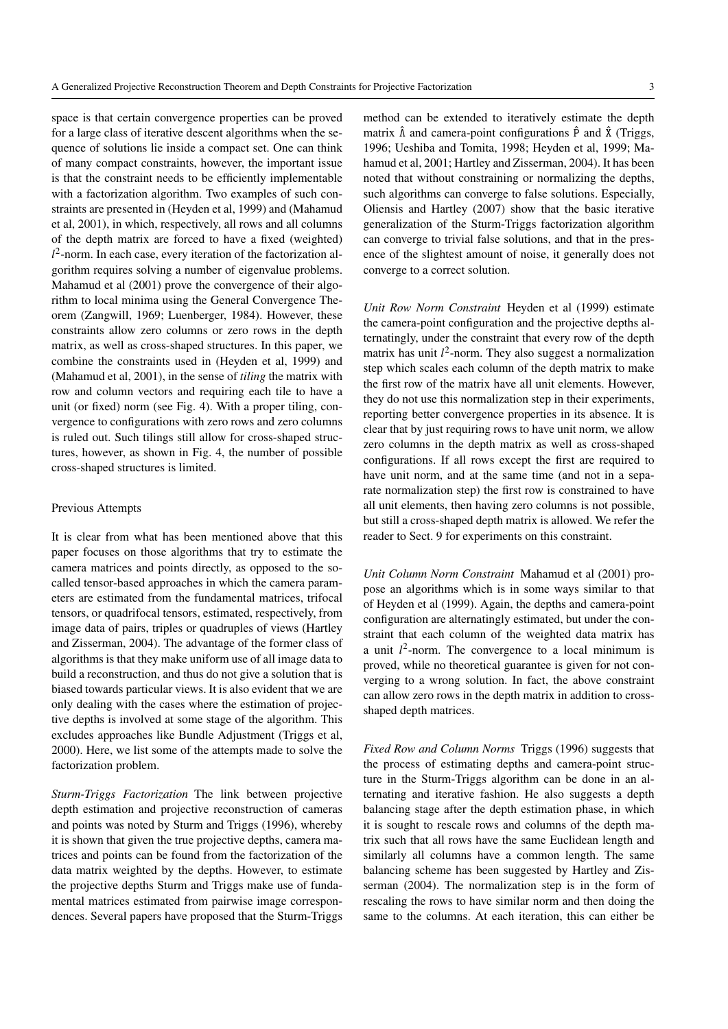space is that certain convergence properties can be proved for a large class of iterative descent algorithms when the sequence of solutions lie inside a compact set. One can think of many compact constraints, however, the important issue is that the constraint needs to be efficiently implementable with a factorization algorithm. Two examples of such constraints are presented in (Heyden et al, 1999) and (Mahamud et al, 2001), in which, respectively, all rows and all columns of the depth matrix are forced to have a fixed (weighted) $l^2$-norm. In each case, every iteration of the factorization algorithm requires solving a number of eigenvalue problems. Mahamud et al (2001) prove the convergence of their algorithm to local minima using the General Convergence Theorem (Zangwill, 1969; Luenberger, 1984). However, these constraints allow zero columns or zero rows in the depth matrix, as well as cross-shaped structures. In this paper, we combine the constraints used in (Heyden et al, 1999) and (Mahamud et al, 2001), in the sense of *tiling* the matrix with row and column vectors and requiring each tile to have a unit (or fixed) norm (see Fig. 4). With a proper tiling, convergence to configurations with zero rows and zero columns is ruled out. Such tilings still allow for cross-shaped structures, however, as shown in Fig. 4, the number of possible cross-shaped structures is limited.

## Previous Attempts

It is clear from what has been mentioned above that this paper focuses on those algorithms that try to estimate the camera matrices and points directly, as opposed to the so-called tensor-based approaches in which the camera parameters are estimated from the fundamental matrices, trifocal tensors, or quadrifocal tensors, estimated, respectively, from image data of pairs, triples or quadruples of views (Hartley and Zisserman, 2004). The advantage of the former class of algorithms is that they make uniform use of all image data to build a reconstruction, and thus do not give a solution that is biased towards particular views. It is also evident that we are only dealing with the cases where the estimation of projective depths is involved at some stage of the algorithm. This excludes approaches like Bundle Adjustment (Triggs et al, 2000). Here, we list some of the attempts made to solve the factorization problem.

*Sturm-Triggs Factorization* The link between projective depth estimation and projective reconstruction of cameras and points was noted by Sturm and Triggs (1996), whereby it is shown that given the true projective depths, camera matrices and points can be found from the factorization of the data matrix weighted by the depths. However, to estimate the projective depths Sturm and Triggs make use of fundamental matrices estimated from pairwise image correspondences. Several papers have proposed that the Sturm-Triggs method can be extended to iteratively estimate the depth matrix $\hat{\Lambda}$ and camera-point configurations $\hat{\mathtt{P}}$ and $\hat{\mathtt{X}}$ (Triggs, 1996; Ueshiba and Tomita, 1998; Heyden et al, 1999; Mahamud et al, 2001; Hartley and Zisserman, 2004). It has been noted that without constraining or normalizing the depths, such algorithms can converge to false solutions. Especially, Oliensis and Hartley (2007) show that the basic iterative generalization of the Sturm-Triggs factorization algorithm can converge to trivial false solutions, and that in the presence of the slightest amount of noise, it generally does not converge to a correct solution.

*Unit Row Norm Constraint* Heyden et al (1999) estimate the camera-point configuration and the projective depths alternatingly, under the constraint that every row of the depth matrix has unit $l^2$-norm. They also suggest a normalization step which scales each column of the depth matrix to make the first row of the matrix have all unit elements. However, they do not use this normalization step in their experiments, reporting better convergence properties in its absence. It is clear that by just requiring rows to have unit norm, we allow zero columns in the depth matrix as well as cross-shaped configurations. If all rows except the first are required to have unit norm, and at the same time (and not in a separate normalization step) the first row is constrained to have all unit elements, then having zero columns is not possible, but still a cross-shaped depth matrix is allowed. We refer the reader to Sect. 9 for experiments on this constraint.

*Unit Column Norm Constraint* Mahamud et al (2001) propose an algorithms which is in some ways similar to that of Heyden et al (1999). Again, the depths and camera-point configuration are alternatingly estimated, but under the constraint that each column of the weighted data matrix has a unit $l^2$-norm. The convergence to a local minimum is proved, while no theoretical guarantee is given for not converging to a wrong solution. In fact, the above constraint can allow zero rows in the depth matrix in addition to cross-shaped depth matrices.

*Fixed Row and Column Norms* Triggs (1996) suggests that the process of estimating depths and camera-point structure in the Sturm-Triggs algorithm can be done in an alternating and iterative fashion. He also suggests a depth balancing stage after the depth estimation phase, in which it is sought to rescale rows and columns of the depth matrix such that all rows have the same Euclidean length and similarly all columns have a common length. The same balancing scheme has been suggested by Hartley and Zisserman (2004). The normalization step is in the form of rescaling the rows to have similar norm and then doing the same to the columns. At each iteration, this can either be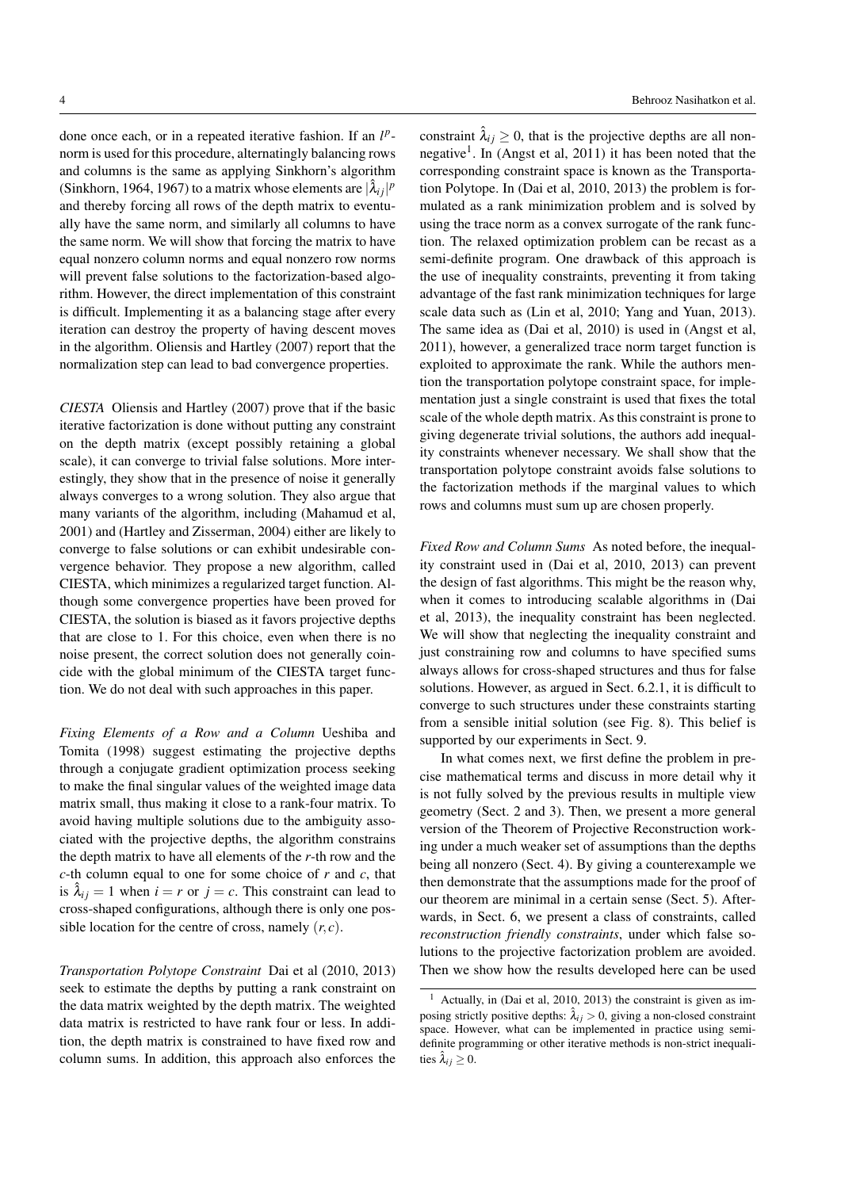done once each, or in a repeated iterative fashion. If an $l^p$-norm is used for this procedure, alternatingly balancing rows and columns is the same as applying Sinkhorn's algorithm (Sinkhorn, 1964, 1967) to a matrix whose elements are $|\hat{\lambda}_{ij}|^p$ and thereby forcing all rows of the depth matrix to eventually have the same norm, and similarly all columns to have the same norm. We will show that forcing the matrix to have equal nonzero column norms and equal nonzero row norms will prevent false solutions to the factorization-based algorithm. However, the direct implementation of this constraint is difficult. Implementing it as a balancing stage after every iteration can destroy the property of having descent moves in the algorithm. Oliensis and Hartley (2007) report that the normalization step can lead to bad convergence properties.

*CIESTA* Oliensis and Hartley (2007) prove that if the basic iterative factorization is done without putting any constraint on the depth matrix (except possibly retaining a global scale), it can converge to trivial false solutions. More interestingly, they show that in the presence of noise it generally always converges to a wrong solution. They also argue that many variants of the algorithm, including (Mahamud et al, 2001) and (Hartley and Zisserman, 2004) either are likely to converge to false solutions or can exhibit undesirable convergence behavior. They propose a new algorithm, called CIESTA, which minimizes a regularized target function. Although some convergence properties have been proved for CIESTA, the solution is biased as it favors projective depths that are close to 1. For this choice, even when there is no noise present, the correct solution does not generally coincide with the global minimum of the CIESTA target function. We do not deal with such approaches in this paper.

*Fixing Elements of a Row and a Column* Ueshiba and Tomita (1998) suggest estimating the projective depths through a conjugate gradient optimization process seeking to make the final singular values of the weighted image data matrix small, thus making it close to a rank-four matrix. To avoid having multiple solutions due to the ambiguity associated with the projective depths, the algorithm constrains the depth matrix to have all elements of the $r$-th row and the $c$-th column equal to one for some choice of $r$ and $c$, that is $\hat{\lambda}_{ij} = 1$ when $i = r$ or $j = c$. This constraint can lead to cross-shaped configurations, although there is only one possible location for the centre of cross, namely $(r, c)$.

*Transportation Polytope Constraint* Dai et al (2010, 2013) seek to estimate the depths by putting a rank constraint on the data matrix weighted by the depth matrix. The weighted data matrix is restricted to have rank four or less. In addition, the depth matrix is constrained to have fixed row and column sums. In addition, this approach also enforces the constraint $\hat{\lambda}_{ij} \geq 0$, that is the projective depths are all nonnegative[1]. In (Angst et al, 2011) it has been noted that the corresponding constraint space is known as the Transportation Polytope. In (Dai et al, 2010, 2013) the problem is formulated as a rank minimization problem and is solved by using the trace norm as a convex surrogate of the rank function. The relaxed optimization problem can be recast as a semi-definite program. One drawback of this approach is the use of inequality constraints, preventing it from taking advantage of the fast rank minimization techniques for large scale data such as (Lin et al, 2010; Yang and Yuan, 2013). The same idea as (Dai et al, 2010) is used in (Angst et al, 2011), however, a generalized trace norm target function is exploited to approximate the rank. While the authors mention the transportation polytope constraint space, for implementation just a single constraint is used that fixes the total scale of the whole depth matrix. As this constraint is prone to giving degenerate trivial solutions, the authors add inequality constraints whenever necessary. We shall show that the transportation polytope constraint avoids false solutions to the factorization methods if the marginal values to which rows and columns must sum up are chosen properly.

*Fixed Row and Column Sums* As noted before, the inequality constraint used in (Dai et al, 2010, 2013) can prevent the design of fast algorithms. This might be the reason why, when it comes to introducing scalable algorithms in (Dai et al, 2013), the inequality constraint has been neglected. We will show that neglecting the inequality constraint and just constraining row and columns to have specified sums always allows for cross-shaped structures and thus for false solutions. However, as argued in Sect. 6.2.1, it is difficult to converge to such structures under these constraints starting from a sensible initial solution (see Fig. 8). This belief is supported by our experiments in Sect. 9.

In what comes next, we first define the problem in precise mathematical terms and discuss in more detail why it is not fully solved by the previous results in multiple view geometry (Sect. 2 and 3). Then, we present a more general version of the Theorem of Projective Reconstruction working under a much weaker set of assumptions than the depths being all nonzero (Sect. 4). By giving a counterexample we then demonstrate that the assumptions made for the proof of our theorem are minimal in a certain sense (Sect. 5). Afterwards, in Sect. 6, we present a class of constraints, called *reconstruction friendly constraints*, under which false solutions to the projective factorization problem are avoided. Then we show how the results developed here can be used

[1] Actually, in (Dai et al, 2010, 2013) the constraint is given as imposing strictly positive depths: $\hat{\lambda}_{ij} > 0$, giving a non-closed constraint space. However, what can be implemented in practice using semi-definite programming or other iterative methods is non-strict inequalities $\hat{\lambda}_{ij} \geq 0$.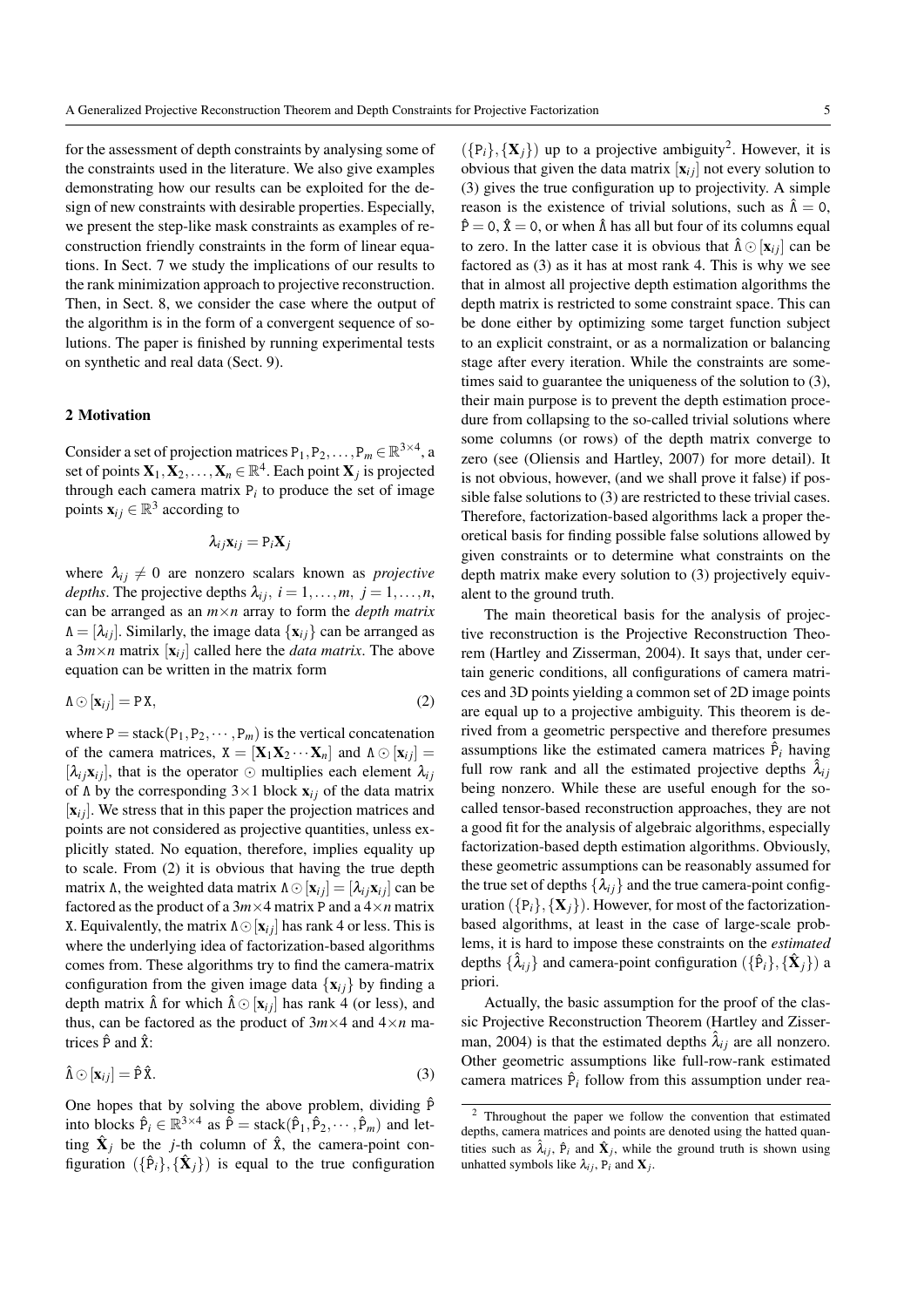for the assessment of depth constraints by analysing some of the constraints used in the literature. We also give examples demonstrating how our results can be exploited for the design of new constraints with desirable properties. Especially, we present the step-like mask constraints as examples of reconstruction friendly constraints in the form of linear equations. In Sect. 7 we study the implications of our results to the rank minimization approach to projective reconstruction. Then, in Sect. 8, we consider the case where the output of the algorithm is in the form of a convergent sequence of solutions. The paper is finished by running experimental tests on synthetic and real data (Sect. 9).

## 2 Motivation

Consider a set of projection matrices $\mathtt{P}_1, \mathtt{P}_2, \ldots, \mathtt{P}_m \in \mathbb{R}^{3\times 4}$, a set of points $\mathbf{X}_1, \mathbf{X}_2, \ldots, \mathbf{X}_n \in \mathbb{R}^4$. Each point $\mathbf{X}_j$ is projected through each camera matrix $\mathtt{P}_i$ to produce the set of image points $\mathbf{x}_{ij} \in \mathbb{R}^3$ according to

$$\lambda_{ij}\mathbf{x}_{ij} = \mathtt{P}_i\mathbf{X}_j$$

where $\lambda_{ij} \neq 0$ are nonzero scalars known as *projective depths*. The projective depths $\lambda_{ij}$, $i = 1, \ldots, m$, $j = 1, \ldots, n$, can be arranged as an $m\times n$ array to form the *depth matrix* $\Lambda = [\lambda_{ij}]$. Similarly, the image data $\{\mathbf{x}_{ij}\}$ can be arranged as a $3m\times n$ matrix $[\mathbf{x}_{ij}]$ called here the *data matrix*. The above equation can be written in the matrix form

$$\Lambda \odot [\mathbf{x}_{ij}] = \mathtt{P}\,\mathtt{X}, \tag{2}$$

where $\mathtt{P} = \mathrm{stack}(\mathtt{P}_1, \mathtt{P}_2, \cdots, \mathtt{P}_m)$ is the vertical concatenation of the camera matrices, $\mathtt{X} = [\mathbf{X}_1\mathbf{X}_2\cdots\mathbf{X}_n]$ and $\Lambda \odot [\mathbf{x}_{ij}] = [\lambda_{ij}\mathbf{x}_{ij}]$, that is the operator $\odot$ multiplies each element $\lambda_{ij}$ of $\Lambda$ by the corresponding $3\times 1$ block $\mathbf{x}_{ij}$ of the data matrix $[\mathbf{x}_{ij}]$. We stress that in this paper the projection matrices and points are not considered as projective quantities, unless explicitly stated. No equation, therefore, implies equality up to scale. From (2) it is obvious that having the true depth matrix $\Lambda$, the weighted data matrix $\Lambda \odot [\mathbf{x}_{ij}] = [\lambda_{ij}\mathbf{x}_{ij}]$ can be factored as the product of a $3m\times 4$ matrix $\mathtt{P}$ and a $4\times n$ matrix $\mathtt{X}$. Equivalently, the matrix $\Lambda \odot [\mathbf{x}_{ij}]$ has rank 4 or less. This is where the underlying idea of factorization-based algorithms comes from. These algorithms try to find the camera-matrix configuration from the given image data $\{\mathbf{x}_{ij}\}$ by finding a depth matrix $\hat{\Lambda}$ for which $\hat{\Lambda} \odot [\mathbf{x}_{ij}]$ has rank 4 (or less), and thus, can be factored as the product of $3m\times 4$ and $4\times n$ matrices $\hat{\mathtt{P}}$ and $\hat{\mathtt{X}}$:

$$\hat{\Lambda} \odot [\mathbf{x}_{ij}] = \hat{\mathtt{P}}\,\hat{\mathtt{X}}. \tag{3}$$

One hopes that by solving the above problem, dividing $\hat{\mathtt{P}}$ into blocks $\hat{\mathtt{P}}_i \in \mathbb{R}^{3\times 4}$ as $\hat{\mathtt{P}} = \mathrm{stack}(\hat{\mathtt{P}}_1, \hat{\mathtt{P}}_2, \cdots, \hat{\mathtt{P}}_m)$ and letting $\hat{\mathbf{X}}_j$ be the $j$-th column of $\hat{\mathtt{X}}$, the camera-point configuration $(\{\hat{\mathtt{P}}_i\}, \{\hat{\mathbf{X}}_j\})$ is equal to the true configuration $(\{\mathtt{P}_i\}, \{\mathbf{X}_j\})$ up to a projective ambiguity[2]. However, it is obvious that given the data matrix $[\mathbf{x}_{ij}]$ not every solution to (3) gives the true configuration up to projectivity. A simple reason is the existence of trivial solutions, such as $\hat{\Lambda} = 0$, $\hat{\mathtt{P}} = 0$, $\hat{\mathtt{X}} = 0$, or when $\hat{\Lambda}$ has all but four of its columns equal to zero. In the latter case it is obvious that $\hat{\Lambda} \odot [\mathbf{x}_{ij}]$ can be factored as (3) as it has at most rank 4. This is why we see that in almost all projective depth estimation algorithms the depth matrix is restricted to some constraint space. This can be done either by optimizing some target function subject to an explicit constraint, or as a normalization or balancing stage after every iteration. While the constraints are sometimes said to guarantee the uniqueness of the solution to (3), their main purpose is to prevent the depth estimation procedure from collapsing to the so-called trivial solutions where some columns (or rows) of the depth matrix converge to zero (see (Oliensis and Hartley, 2007) for more detail). It is not obvious, however, (and we shall prove it false) if possible false solutions to (3) are restricted to these trivial cases. Therefore, factorization-based algorithms lack a proper theoretical basis for finding possible false solutions allowed by given constraints or to determine what constraints on the depth matrix make every solution to (3) projectively equivalent to the ground truth.

The main theoretical basis for the analysis of projective reconstruction is the Projective Reconstruction Theorem (Hartley and Zisserman, 2004). It says that, under certain generic conditions, all configurations of camera matrices and 3D points yielding a common set of 2D image points are equal up to a projective ambiguity. This theorem is derived from a geometric perspective and therefore presumes assumptions like the estimated camera matrices $\hat{\mathtt{P}}_i$ having full row rank and all the estimated projective depths $\hat{\lambda}_{ij}$ being nonzero. While these are useful enough for the so-called tensor-based reconstruction approaches, they are not a good fit for the analysis of algebraic algorithms, especially factorization-based depth estimation algorithms. Obviously, these geometric assumptions can be reasonably assumed for the true set of depths $\{\lambda_{ij}\}$ and the true camera-point configuration $(\{\mathtt{P}_i\}, \{\mathbf{X}_j\})$. However, for most of the factorization-based algorithms, at least in the case of large-scale problems, it is hard to impose these constraints on the *estimated* depths $\{\hat{\lambda}_{ij}\}$ and camera-point configuration $(\{\hat{\mathtt{P}}_i\}, \{\hat{\mathbf{X}}_j\})$ a priori.

Actually, the basic assumption for the proof of the classic Projective Reconstruction Theorem (Hartley and Zisserman, 2004) is that the estimated depths $\hat{\lambda}_{ij}$ are all nonzero. Other geometric assumptions like full-row-rank estimated camera matrices $\hat{\mathtt{P}}_i$ follow from this assumption under rea-

[2] Throughout the paper we follow the convention that estimated depths, camera matrices and points are denoted using the hatted quantities such as $\hat{\lambda}_{ij}$, $\hat{\mathtt{P}}_i$ and $\hat{\mathbf{X}}_j$, while the ground truth is shown using unhatted symbols like $\lambda_{ij}$, $\mathtt{P}_i$ and $\mathbf{X}_j$.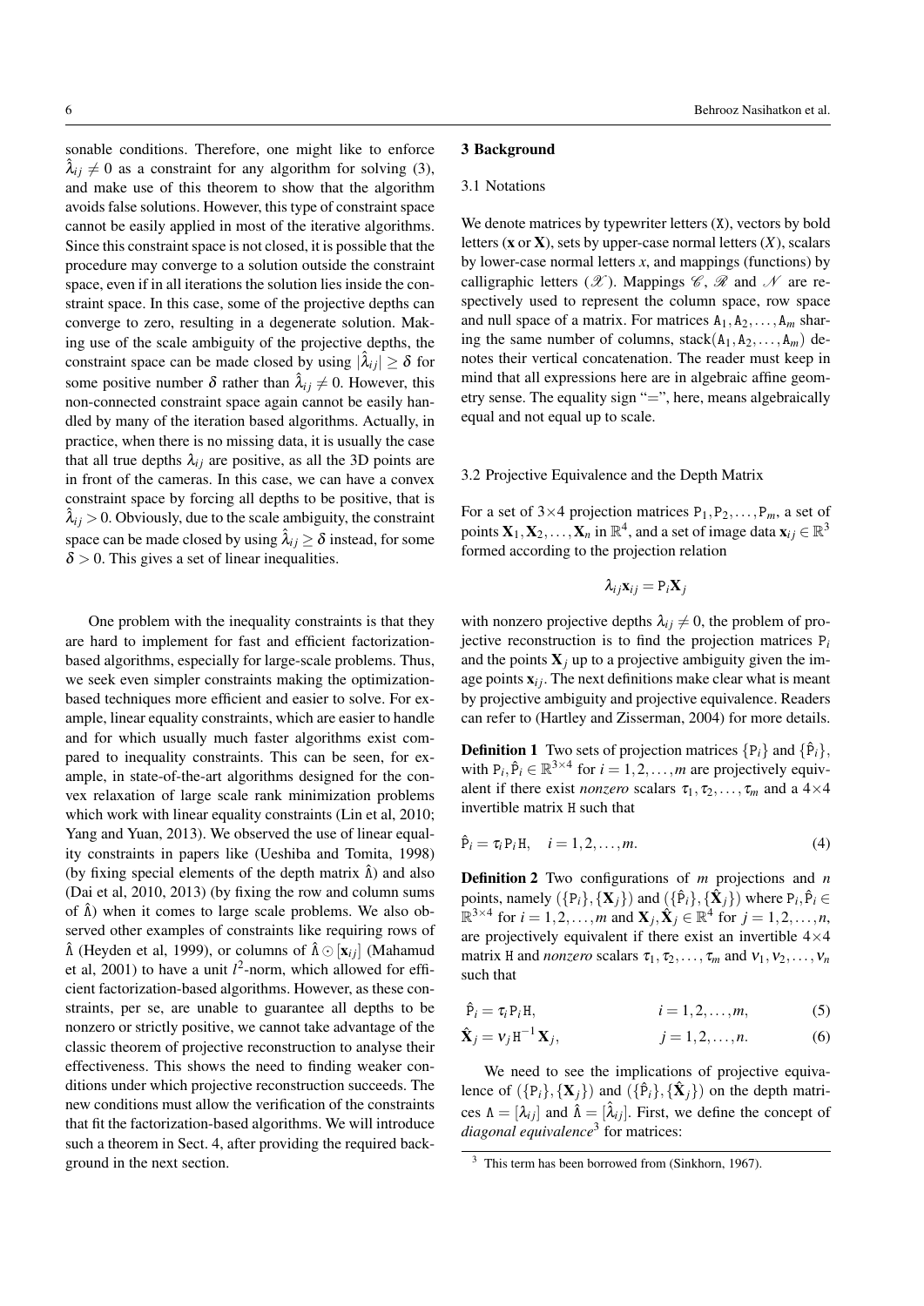sonable conditions. Therefore, one might like to enforce $\hat{\lambda}_{ij} \neq 0$ as a constraint for any algorithm for solving (3), and make use of this theorem to show that the algorithm avoids false solutions. However, this type of constraint space cannot be easily applied in most of the iterative algorithms. Since this constraint space is not closed, it is possible that the procedure may converge to a solution outside the constraint space, even if in all iterations the solution lies inside the constraint space. In this case, some of the projective depths can converge to zero, resulting in a degenerate solution. Making use of the scale ambiguity of the projective depths, the constraint space can be made closed by using $|\hat{\lambda}_{ij}| \geq \delta$ for some positive number $\delta$ rather than $\hat{\lambda}_{ij} \neq 0$. However, this non-connected constraint space again cannot be easily handled by many of the iteration based algorithms. Actually, in practice, when there is no missing data, it is usually the case that all true depths $\lambda_{ij}$ are positive, as all the 3D points are in front of the cameras. In this case, we can have a convex constraint space by forcing all depths to be positive, that is $\hat{\lambda}_{ij} > 0$. Obviously, due to the scale ambiguity, the constraint space can be made closed by using $\hat{\lambda}_{ij} \geq \delta$ instead, for some $\delta > 0$. This gives a set of linear inequalities.

One problem with the inequality constraints is that they are hard to implement for fast and efficient factorization-based algorithms, especially for large-scale problems. Thus, we seek even simpler constraints making the optimization-based techniques more efficient and easier to solve. For example, linear equality constraints, which are easier to handle and for which usually much faster algorithms exist compared to inequality constraints. This can be seen, for example, in state-of-the-art algorithms designed for the convex relaxation of large scale rank minimization problems which work with linear equality constraints (Lin et al, 2010; Yang and Yuan, 2013). We observed the use of linear equality constraints in papers like (Ueshiba and Tomita, 1998) (by fixing special elements of the depth matrix $\hat{\Lambda}$) and also (Dai et al, 2010, 2013) (by fixing the row and column sums of $\hat{\Lambda}$) when it comes to large scale problems. We also observed other examples of constraints like requiring rows of $\hat{\Lambda}$ (Heyden et al, 1999), or columns of $\hat{\Lambda} \odot [\mathbf{x}_{ij}]$ (Mahamud et al, 2001) to have a unit $l^2$-norm, which allowed for efficient factorization-based algorithms. However, as these constraints, per se, are unable to guarantee all depths to be nonzero or strictly positive, we cannot take advantage of the classic theorem of projective reconstruction to analyse their effectiveness. This shows the need to finding weaker conditions under which projective reconstruction succeeds. The new conditions must allow the verification of the constraints that fit the factorization-based algorithms. We will introduce such a theorem in Sect. 4, after providing the required background in the next section.

## 3 Background

### 3.1 Notations

We denote matrices by typewriter letters ($\mathtt{X}$), vectors by bold letters ($\mathbf{x}$ or $\mathbf{X}$), sets by upper-case normal letters ($X$), scalars by lower-case normal letters $x$, and mappings (functions) by calligraphic letters ($\mathcal{X}$). Mappings $\mathcal{C}$, $\mathcal{R}$ and $\mathcal{N}$ are respectively used to represent the column space, row space and null space of a matrix. For matrices $\mathtt{A}_1, \mathtt{A}_2, \ldots, \mathtt{A}_m$ sharing the same number of columns, $\mathrm{stack}(\mathtt{A}_1, \mathtt{A}_2, \ldots, \mathtt{A}_m)$ denotes their vertical concatenation. The reader must keep in mind that all expressions here are in algebraic affine geometry sense. The equality sign "=", here, means algebraically equal and not equal up to scale.

### 3.2 Projective Equivalence and the Depth Matrix

For a set of $3\times4$ projection matrices $\mathtt{P}_1, \mathtt{P}_2, \ldots, \mathtt{P}_m$, a set of points $\mathbf{X}_1, \mathbf{X}_2, \ldots, \mathbf{X}_n$ in $\mathbb{R}^4$, and a set of image data $\mathbf{x}_{ij} \in \mathbb{R}^3$ formed according to the projection relation

$$\lambda_{ij}\mathbf{x}_{ij} = \mathtt{P}_i\mathbf{X}_j$$

with nonzero projective depths $\lambda_{ij} \neq 0$, the problem of projective reconstruction is to find the projection matrices $\mathtt{P}_i$ and the points $\mathbf{X}_j$ up to a projective ambiguity given the image points $\mathbf{x}_{ij}$. The next definitions make clear what is meant by projective ambiguity and projective equivalence. Readers can refer to (Hartley and Zisserman, 2004) for more details.

**Definition 1** Two sets of projection matrices $\{\mathtt{P}_i\}$ and $\{\hat{\mathtt{P}}_i\}$, with $\mathtt{P}_i, \hat{\mathtt{P}}_i \in \mathbb{R}^{3\times4}$ for $i = 1, 2, \ldots, m$ are projectively equivalent if there exist *nonzero* scalars $\tau_1, \tau_2, \ldots, \tau_m$ and a $4\times4$ invertible matrix $\mathtt{H}$ such that

$$\hat{\mathtt{P}}_i = \tau_i\mathtt{P}_i\mathtt{H}, \quad i = 1, 2, \ldots, m. \tag{4}$$

**Definition 2** Two configurations of $m$ projections and $n$ points, namely $(\{\mathtt{P}_i\}, \{\mathbf{X}_j\})$ and $(\{\hat{\mathtt{P}}_i\}, \{\hat{\mathbf{X}}_j\})$ where $\mathtt{P}_i, \hat{\mathtt{P}}_i \in \mathbb{R}^{3\times4}$ for $i = 1, 2, \ldots, m$ and $\mathbf{X}_j, \hat{\mathbf{X}}_j \in \mathbb{R}^4$ for $j = 1, 2, \ldots, n$, are projectively equivalent if there exist an invertible $4\times4$ matrix $\mathtt{H}$ and *nonzero* scalars $\tau_1, \tau_2, \ldots, \tau_m$ and $\nu_1, \nu_2, \ldots, \nu_n$ such that

$$\hat{\mathtt{P}}_i = \tau_i\mathtt{P}_i\mathtt{H}, \qquad i = 1, 2, \ldots, m, \tag{5}$$

$$\hat{\mathbf{X}}_j = \nu_j\mathtt{H}^{-1}\mathbf{X}_j, \qquad j = 1, 2, \ldots, n. \tag{6}$$

We need to see the implications of projective equivalence of $(\{\mathtt{P}_i\}, \{\mathbf{X}_j\})$ and $(\{\hat{\mathtt{P}}_i\}, \{\hat{\mathbf{X}}_j\})$ on the depth matrices $\Lambda = [\lambda_{ij}]$ and $\hat{\Lambda} = [\hat{\lambda}_{ij}]$. First, we define the concept of *diagonal equivalence*[3] for matrices:

[3] This term has been borrowed from (Sinkhorn, 1967).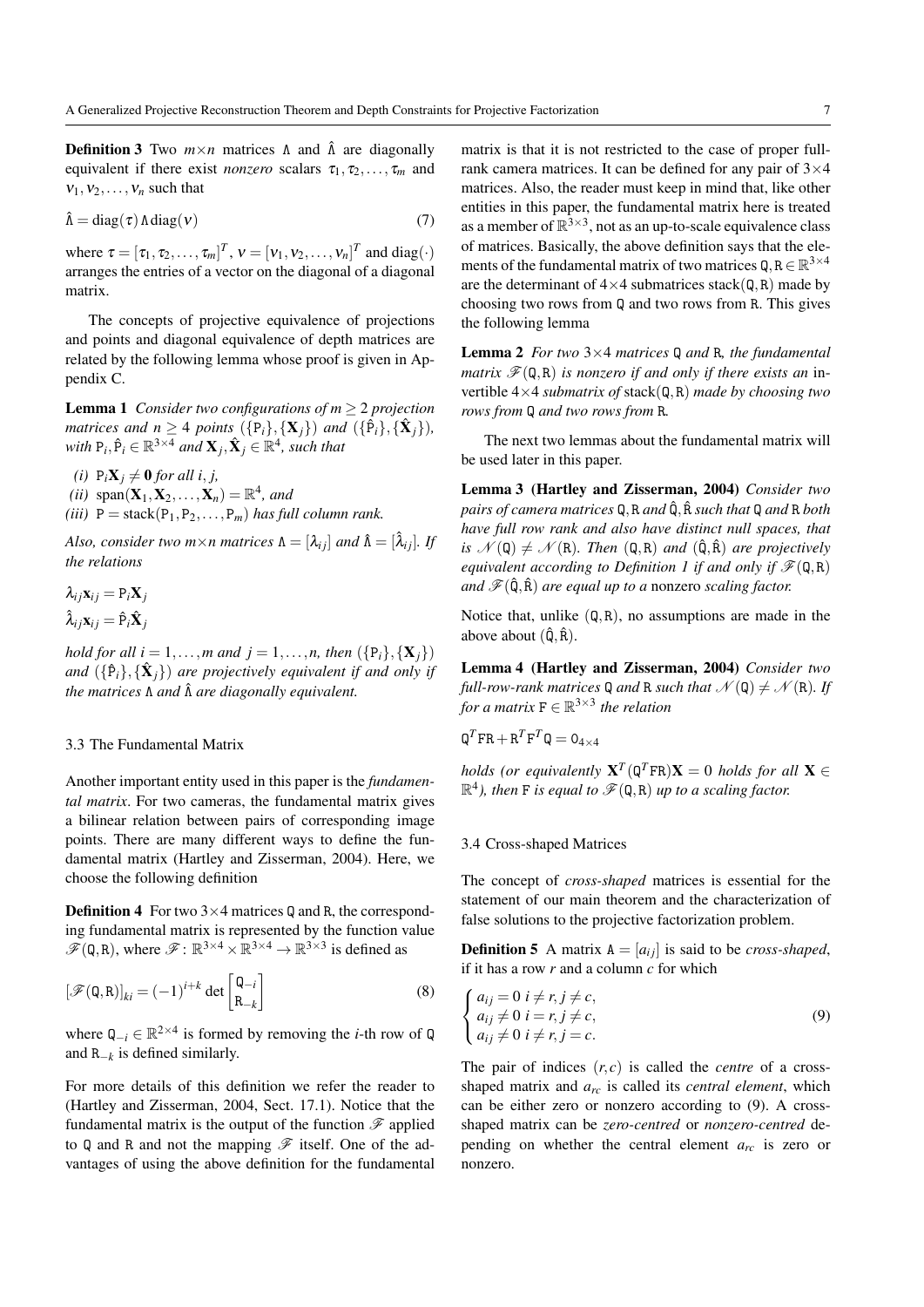**Definition 3** Two $m \times n$ matrices $\Lambda$ and $\hat{\Lambda}$ are diagonally equivalent if there exist *nonzero* scalars $\tau_1, \tau_2, \ldots, \tau_m$ and $\nu_1, \nu_2, \ldots, \nu_n$ such that

$$\hat{\Lambda} = \operatorname{diag}(\tau) \, \Lambda \operatorname{diag}(\nu) \tag{7}$$

where $\tau = [\tau_1, \tau_2, \ldots, \tau_m]^T$, $\nu = [\nu_1, \nu_2, \ldots, \nu_n]^T$ and $\operatorname{diag}(\cdot)$ arranges the entries of a vector on the diagonal of a diagonal matrix.

The concepts of projective equivalence of projections and points and diagonal equivalence of depth matrices are related by the following lemma whose proof is given in Appendix C.

**Lemma 1** *Consider two configurations of $m \geq 2$ projection matrices and $n \geq 4$ points $(\{\mathtt{P}_i\}, \{\mathbf{X}_j\})$ and $(\{\hat{\mathtt{P}}_i\}, \{\hat{\mathbf{X}}_j\})$, with $\mathtt{P}_i, \hat{\mathtt{P}}_i \in \mathbb{R}^{3\times 4}$ and $\mathbf{X}_j, \hat{\mathbf{X}}_j \in \mathbb{R}^4$, such that*

*(i)* $\mathtt{P}_i \mathbf{X}_j \neq \mathbf{0}$ *for all* $i, j$,
*(ii)* $\operatorname{span}(\mathbf{X}_1, \mathbf{X}_2, \ldots, \mathbf{X}_n) = \mathbb{R}^4$, *and*
*(iii)* $\mathtt{P} = \operatorname{stack}(\mathtt{P}_1, \mathtt{P}_2, \ldots, \mathtt{P}_m)$ *has full column rank.*

*Also, consider two $m \times n$ matrices $\Lambda = [\lambda_{ij}]$ and $\hat{\Lambda} = [\hat{\lambda}_{ij}]$. If the relations*

$$\lambda_{ij} \mathbf{x}_{ij} = \mathtt{P}_i \mathbf{X}_j$$
$$\hat{\lambda}_{ij} \mathbf{x}_{ij} = \hat{\mathtt{P}}_i \hat{\mathbf{X}}_j$$

*hold for all $i = 1, \ldots, m$ and $j = 1, \ldots, n$, then $(\{\mathtt{P}_i\}, \{\mathbf{X}_j\})$ and $(\{\hat{\mathtt{P}}_i\}, \{\hat{\mathbf{X}}_j\})$ are projectively equivalent if and only if the matrices $\Lambda$ and $\hat{\Lambda}$ are diagonally equivalent.*

### 3.3 The Fundamental Matrix

Another important entity used in this paper is the *fundamental matrix*. For two cameras, the fundamental matrix gives a bilinear relation between pairs of corresponding image points. There are many different ways to define the fundamental matrix (Hartley and Zisserman, 2004). Here, we choose the following definition

**Definition 4** For two $3\times 4$ matrices $\mathtt{Q}$ and $\mathtt{R}$, the corresponding fundamental matrix is represented by the function value $\mathscr{F}(\mathtt{Q}, \mathtt{R})$, where $\mathscr{F} \colon \mathbb{R}^{3\times 4} \times \mathbb{R}^{3\times 4} \to \mathbb{R}^{3\times 3}$ is defined as

$$[\mathscr{F}(\mathtt{Q}, \mathtt{R})]_{ki} = (-1)^{i+k} \det \begin{bmatrix} \mathtt{Q}_{-i} \\ \mathtt{R}_{-k} \end{bmatrix} \tag{8}$$

where $\mathtt{Q}_{-i} \in \mathbb{R}^{2\times 4}$ is formed by removing the $i$-th row of $\mathtt{Q}$ and $\mathtt{R}_{-k}$ is defined similarly.

For more details of this definition we refer the reader to (Hartley and Zisserman, 2004, Sect. 17.1). Notice that the fundamental matrix is the output of the function $\mathscr{F}$ applied to $\mathtt{Q}$ and $\mathtt{R}$ and not the mapping $\mathscr{F}$ itself. One of the advantages of using the above definition for the fundamental matrix is that it is not restricted to the case of proper full-rank camera matrices. It can be defined for any pair of $3\times 4$ matrices. Also, the reader must keep in mind that, like other entities in this paper, the fundamental matrix here is treated as a member of $\mathbb{R}^{3\times 3}$, not as an up-to-scale equivalence class of matrices. Basically, the above definition says that the elements of the fundamental matrix of two matrices $\mathtt{Q}, \mathtt{R} \in \mathbb{R}^{3\times 4}$ are the determinant of $4\times 4$ submatrices $\operatorname{stack}(\mathtt{Q}, \mathtt{R})$ made by choosing two rows from $\mathtt{Q}$ and two rows from $\mathtt{R}$. This gives the following lemma

**Lemma 2** *For two $3\times 4$ matrices $\mathtt{Q}$ and $\mathtt{R}$, the fundamental matrix $\mathscr{F}(\mathtt{Q}, \mathtt{R})$ is nonzero if and only if there exists an* invertible *$4\times 4$ submatrix of $\operatorname{stack}(\mathtt{Q}, \mathtt{R})$ made by choosing two rows from $\mathtt{Q}$ and two rows from $\mathtt{R}$.*

The next two lemmas about the fundamental matrix will be used later in this paper.

**Lemma 3 (Hartley and Zisserman, 2004)** *Consider two pairs of camera matrices $\mathtt{Q}, \mathtt{R}$ and $\hat{\mathtt{Q}}, \hat{\mathtt{R}}$ such that $\mathtt{Q}$ and $\mathtt{R}$ both have full row rank and also have distinct null spaces, that is $\mathcal{N}(\mathtt{Q}) \neq \mathcal{N}(\mathtt{R})$. Then $(\mathtt{Q}, \mathtt{R})$ and $(\hat{\mathtt{Q}}, \hat{\mathtt{R}})$ are projectively equivalent according to Definition 1 if and only if $\mathscr{F}(\mathtt{Q}, \mathtt{R})$ and $\mathscr{F}(\hat{\mathtt{Q}}, \hat{\mathtt{R}})$ are equal up to a* nonzero *scaling factor.*

Notice that, unlike $(\mathtt{Q}, \mathtt{R})$, no assumptions are made in the above about $(\hat{\mathtt{Q}}, \hat{\mathtt{R}})$.

**Lemma 4 (Hartley and Zisserman, 2004)** *Consider two full-row-rank matrices $\mathtt{Q}$ and $\mathtt{R}$ such that $\mathcal{N}(\mathtt{Q}) \neq \mathcal{N}(\mathtt{R})$. If for a matrix $\mathtt{F} \in \mathbb{R}^{3\times 3}$ the relation*

$$\mathtt{Q}^T \mathtt{F} \mathtt{R} + \mathtt{R}^T \mathtt{F}^T \mathtt{Q} = \mathtt{0}_{4\times 4}$$

*holds (or equivalently $\mathbf{X}^T (\mathtt{Q}^T \mathtt{F} \mathtt{R}) \mathbf{X} = 0$ holds for all $\mathbf{X} \in \mathbb{R}^4$), then $\mathtt{F}$ is equal to $\mathscr{F}(\mathtt{Q}, \mathtt{R})$ up to a scaling factor.*

### 3.4 Cross-shaped Matrices

The concept of *cross-shaped* matrices is essential for the statement of our main theorem and the characterization of false solutions to the projective factorization problem.

**Definition 5** A matrix $\mathtt{A} = [a_{ij}]$ is said to be *cross-shaped*, if it has a row $r$ and a column $c$ for which

$$\begin{cases} a_{ij} = 0 & i \neq r, j \neq c, \\ a_{ij} \neq 0 & i = r, j \neq c, \\ a_{ij} \neq 0 & i \neq r, j = c. \end{cases} \tag{9}$$

The pair of indices $(r, c)$ is called the *centre* of a cross-shaped matrix and $a_{rc}$ is called its *central element*, which can be either zero or nonzero according to (9). A cross-shaped matrix can be *zero-centred* or *nonzero-centred* depending on whether the central element $a_{rc}$ is zero or nonzero.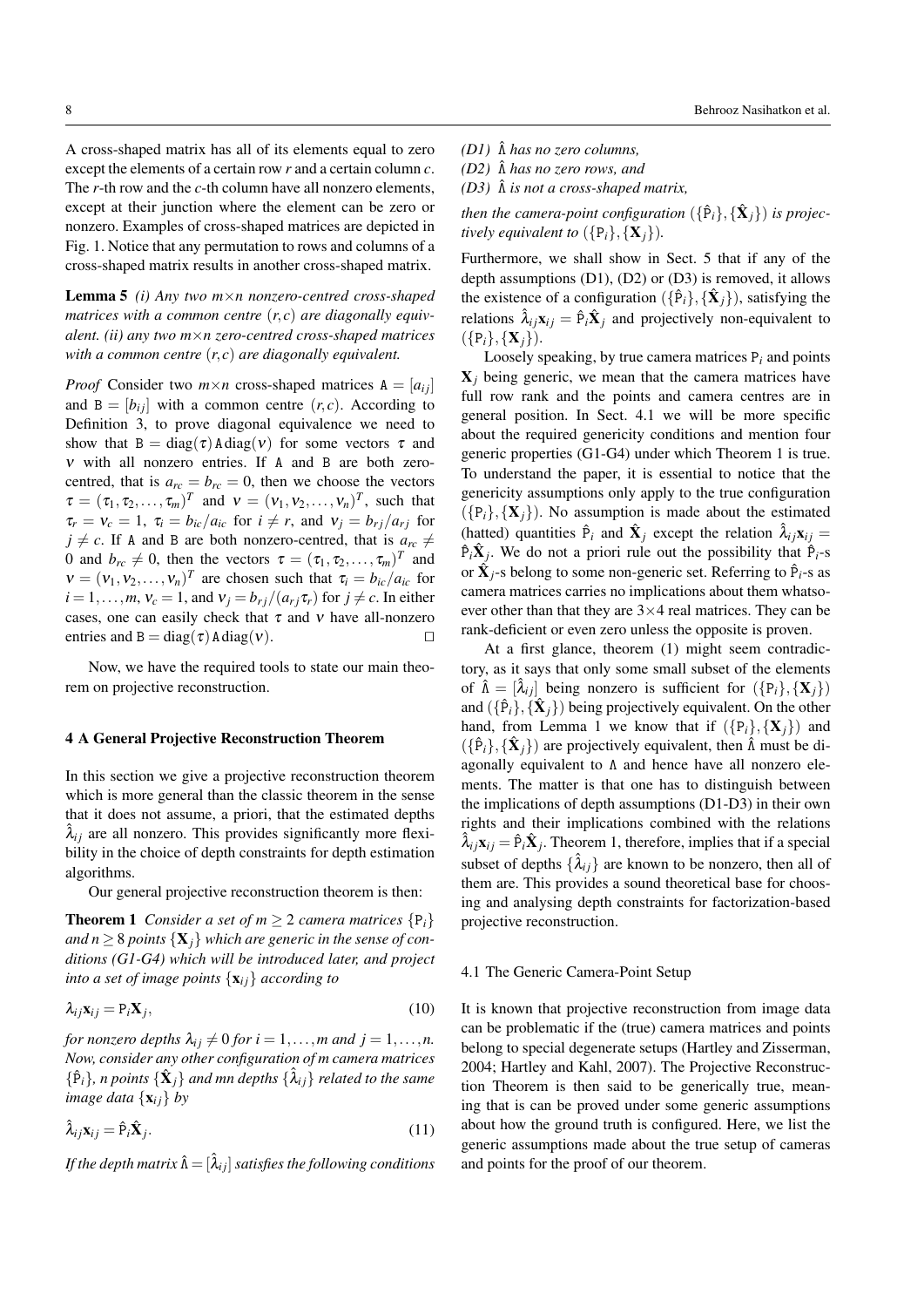A cross-shaped matrix has all of its elements equal to zero except the elements of a certain row $r$ and a certain column $c$. The $r$-th row and the $c$-th column have all nonzero elements, except at their junction where the element can be zero or nonzero. Examples of cross-shaped matrices are depicted in Fig. 1. Notice that any permutation to rows and columns of a cross-shaped matrix results in another cross-shaped matrix.

**Lemma 5** *(i) Any two $m\times n$ nonzero-centred cross-shaped matrices with a common centre $(r,c)$ are diagonally equivalent. (ii) any two $m\times n$ zero-centred cross-shaped matrices with a common centre $(r,c)$ are diagonally equivalent.*

*Proof* Consider two $m\times n$ cross-shaped matrices $\mathtt{A} = [a_{ij}]$ and $\mathtt{B} = [b_{ij}]$ with a common centre $(r,c)$. According to Definition 3, to prove diagonal equivalence we need to show that $\mathtt{B} = \operatorname{diag}(\tau)\,\mathtt{A}\operatorname{diag}(\nu)$ for some vectors $\tau$ and $\nu$ with all nonzero entries. If $\mathtt{A}$ and $\mathtt{B}$ are both zero-centred, that is $a_{rc} = b_{rc} = 0$, then we choose the vectors $\tau = (\tau_1, \tau_2, \ldots, \tau_m)^T$ and $\nu = (\nu_1, \nu_2, \ldots, \nu_n)^T$, such that $\tau_r = \nu_c = 1$, $\tau_i = b_{ic}/a_{ic}$ for $i \neq r$, and $\nu_j = b_{rj}/a_{rj}$ for $j \neq c$. If $\mathtt{A}$ and $\mathtt{B}$ are both nonzero-centred, that is $a_{rc} \neq 0$ and $b_{rc} \neq 0$, then the vectors $\tau = (\tau_1, \tau_2, \ldots, \tau_m)^T$ and $\nu = (\nu_1, \nu_2, \ldots, \nu_n)^T$ are chosen such that $\tau_i = b_{ic}/a_{ic}$ for $i = 1, \ldots, m$, $\nu_c = 1$, and $\nu_j = b_{rj}/(a_{rj}\tau_r)$ for $j \neq c$. In either cases, one can easily check that $\tau$ and $\nu$ have all-nonzero entries and $\mathtt{B} = \operatorname{diag}(\tau)\,\mathtt{A}\operatorname{diag}(\nu)$. □

Now, we have the required tools to state our main theorem on projective reconstruction.

## 4 A General Projective Reconstruction Theorem

In this section we give a projective reconstruction theorem which is more general than the classic theorem in the sense that it does not assume, a priori, that the estimated depths $\hat{\lambda}_{ij}$ are all nonzero. This provides significantly more flexibility in the choice of depth constraints for depth estimation algorithms.

Our general projective reconstruction theorem is then:

**Theorem 1** *Consider a set of $m \geq 2$ camera matrices $\{\mathtt{P}_i\}$ and $n \geq 8$ points $\{\mathbf{X}_j\}$ which are generic in the sense of conditions (G1-G4) which will be introduced later, and project into a set of image points $\{\mathbf{x}_{ij}\}$ according to*

$$\lambda_{ij}\mathbf{x}_{ij} = \mathtt{P}_i\mathbf{X}_j, \tag{10}$$

*for nonzero depths $\lambda_{ij} \neq 0$ for $i = 1, \ldots, m$ and $j = 1, \ldots, n$. Now, consider any other configuration of $m$ camera matrices $\{\hat{\mathtt{P}}_i\}$, $n$ points $\{\hat{\mathbf{X}}_j\}$ and $mn$ depths $\{\hat{\lambda}_{ij}\}$ related to the same image data $\{\mathbf{x}_{ij}\}$ by*

$$\hat{\lambda}_{ij}\mathbf{x}_{ij} = \hat{\mathtt{P}}_i\hat{\mathbf{X}}_j. \tag{11}$$

*If the depth matrix $\hat{\Lambda} = [\hat{\lambda}_{ij}]$ satisfies the following conditions*

*(D1) $\hat{\Lambda}$ has no zero columns,*
*(D2) $\hat{\Lambda}$ has no zero rows, and*
*(D3) $\hat{\Lambda}$ is not a cross-shaped matrix,*

*then the camera-point configuration $(\{\hat{\mathtt{P}}_i\}, \{\hat{\mathbf{X}}_j\})$ is projectively equivalent to $(\{\mathtt{P}_i\}, \{\mathbf{X}_j\})$.*

Furthermore, we shall show in Sect. 5 that if any of the depth assumptions (D1), (D2) or (D3) is removed, it allows the existence of a configuration $(\{\hat{\mathtt{P}}_i\}, \{\hat{\mathbf{X}}_j\})$, satisfying the relations $\hat{\lambda}_{ij}\mathbf{x}_{ij} = \hat{\mathtt{P}}_i\hat{\mathbf{X}}_j$ and projectively non-equivalent to $(\{\mathtt{P}_i\}, \{\mathbf{X}_j\})$.

Loosely speaking, by true camera matrices $\mathtt{P}_i$ and points $\mathbf{X}_j$ being generic, we mean that the camera matrices have full row rank and the points and camera centres are in general position. In Sect. 4.1 we will be more specific about the required genericity conditions and mention four generic properties (G1-G4) under which Theorem 1 is true. To understand the paper, it is essential to notice that the genericity assumptions only apply to the true configuration $(\{\mathtt{P}_i\}, \{\mathbf{X}_j\})$. No assumption is made about the estimated (hatted) quantities $\hat{\mathtt{P}}_i$ and $\hat{\mathbf{X}}_j$ except the relation $\hat{\lambda}_{ij}\mathbf{x}_{ij} = \hat{\mathtt{P}}_i\hat{\mathbf{X}}_j$. We do not a priori rule out the possibility that $\hat{\mathtt{P}}_i$-s or $\hat{\mathbf{X}}_j$-s belong to some non-generic set. Referring to $\hat{\mathtt{P}}_i$-s as camera matrices carries no implications about them whatsoever other than that they are $3\times 4$ real matrices. They can be rank-deficient or even zero unless the opposite is proven.

At a first glance, theorem (1) might seem contradictory, as it says that only some small subset of the elements of $\hat{\Lambda} = [\hat{\lambda}_{ij}]$ being nonzero is sufficient for $(\{\mathtt{P}_i\}, \{\mathbf{X}_j\})$ and $(\{\hat{\mathtt{P}}_i\}, \{\hat{\mathbf{X}}_j\})$ being projectively equivalent. On the other hand, from Lemma 1 we know that if $(\{\mathtt{P}_i\}, \{\mathbf{X}_j\})$ and $(\{\hat{\mathtt{P}}_i\}, \{\hat{\mathbf{X}}_j\})$ are projectively equivalent, then $\hat{\Lambda}$ must be diagonally equivalent to $\Lambda$ and hence have all nonzero elements. The matter is that one has to distinguish between the implications of depth assumptions (D1-D3) in their own rights and their implications combined with the relations $\hat{\lambda}_{ij}\mathbf{x}_{ij} = \hat{\mathtt{P}}_i\hat{\mathbf{X}}_j$. Theorem 1, therefore, implies that if a special subset of depths $\{\hat{\lambda}_{ij}\}$ are known to be nonzero, then all of them are. This provides a sound theoretical base for choosing and analysing depth constraints for factorization-based projective reconstruction.

### 4.1 The Generic Camera-Point Setup

It is known that projective reconstruction from image data can be problematic if the (true) camera matrices and points belong to special degenerate setups (Hartley and Zisserman, 2004; Hartley and Kahl, 2007). The Projective Reconstruction Theorem is then said to be generically true, meaning that is can be proved under some generic assumptions about how the ground truth is configured. Here, we list the generic assumptions made about the true setup of cameras and points for the proof of our theorem.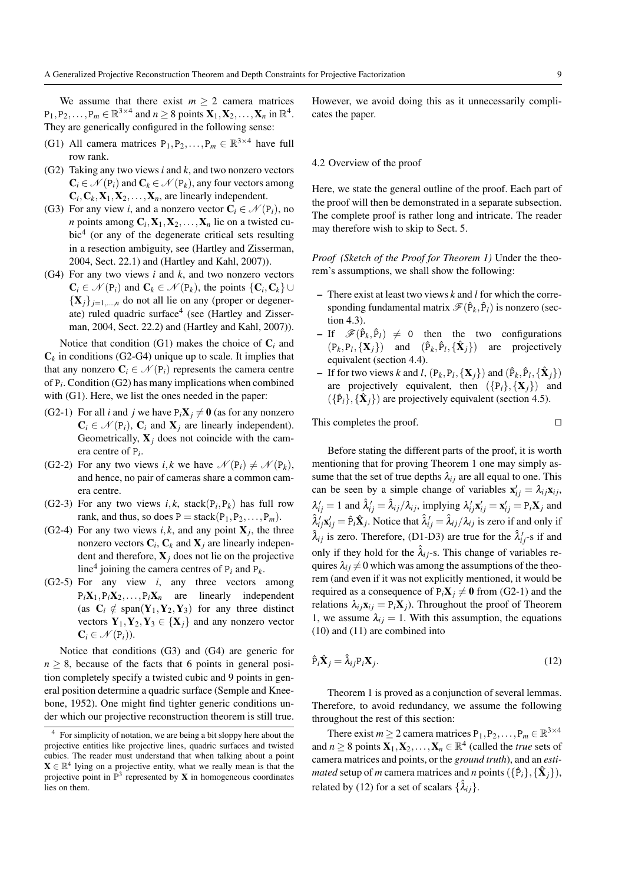We assume that there exist $m \geq 2$ camera matrices $\mathtt{P}_1, \mathtt{P}_2, \ldots, \mathtt{P}_m \in \mathbb{R}^{3\times 4}$ and $n \geq 8$ points $\mathbf{X}_1, \mathbf{X}_2, \ldots, \mathbf{X}_n$ in $\mathbb{R}^4$. They are generically configured in the following sense:

- (G1) All camera matrices $\mathtt{P}_1, \mathtt{P}_2, \ldots, \mathtt{P}_m \in \mathbb{R}^{3\times 4}$ have full row rank.
- (G2) Taking any two views $i$ and $k$, and two nonzero vectors $\mathbf{C}_i \in \mathscr{N}(\mathtt{P}_i)$ and $\mathbf{C}_k \in \mathscr{N}(\mathtt{P}_k)$, any four vectors among $\mathbf{C}_i, \mathbf{C}_k, \mathbf{X}_1, \mathbf{X}_2, \ldots, \mathbf{X}_n$, are linearly independent.
- (G3) For any view $i$, and a nonzero vector $\mathbf{C}_i \in \mathscr{N}(\mathtt{P}_i)$, no $n$ points among $\mathbf{C}_i, \mathbf{X}_1, \mathbf{X}_2, \ldots, \mathbf{X}_n$ lie on a twisted cubic[4] (or any of the degenerate critical sets resulting in a resection ambiguity, see (Hartley and Zisserman, 2004, Sect. 22.1) and (Hartley and Kahl, 2007)).
- (G4) For any two views $i$ and $k$, and two nonzero vectors $\mathbf{C}_i \in \mathscr{N}(\mathtt{P}_i)$ and $\mathbf{C}_k \in \mathscr{N}(\mathtt{P}_k)$, the points $\{\mathbf{C}_i, \mathbf{C}_k\} \cup \{\mathbf{X}_j\}_{j=1,\ldots,n}$ do not all lie on any (proper or degenerate) ruled quadric surface[4] (see (Hartley and Zisserman, 2004, Sect. 22.2) and (Hartley and Kahl, 2007)).

Notice that condition (G1) makes the choice of $\mathbf{C}_i$ and $\mathbf{C}_k$ in conditions (G2-G4) unique up to scale. It implies that that any nonzero $\mathbf{C}_i \in \mathscr{N}(\mathtt{P}_i)$ represents the camera centre of $\mathtt{P}_i$. Condition (G2) has many implications when combined with (G1). Here, we list the ones needed in the paper:

- (G2-1) For all $i$ and $j$ we have $\mathtt{P}_i\mathbf{X}_j \neq \mathbf{0}$ (as for any nonzero $\mathbf{C}_i \in \mathscr{N}(\mathtt{P}_i)$, $\mathbf{C}_i$ and $\mathbf{X}_j$ are linearly independent). Geometrically, $\mathbf{X}_j$ does not coincide with the camera centre of $\mathtt{P}_i$.
- (G2-2) For any two views $i, k$ we have $\mathscr{N}(\mathtt{P}_i) \neq \mathscr{N}(\mathtt{P}_k)$, and hence, no pair of cameras share a common camera centre.
- (G2-3) For any two views $i, k$, $\mathrm{stack}(\mathtt{P}_i, \mathtt{P}_k)$ has full row rank, and thus, so does $\mathtt{P} = \mathrm{stack}(\mathtt{P}_1, \mathtt{P}_2, \ldots, \mathtt{P}_m)$.
- (G2-4) For any two views $i, k$, and any point $\mathbf{X}_j$, the three nonzero vectors $\mathbf{C}_i$, $\mathbf{C}_k$ and $\mathbf{X}_j$ are linearly independent and therefore, $\mathbf{X}_j$ does not lie on the projective line[4] joining the camera centres of $\mathtt{P}_i$ and $\mathtt{P}_k$.
- (G2-5) For any view $i$, any three vectors among $\mathtt{P}_i\mathbf{X}_1, \mathtt{P}_i\mathbf{X}_2, \ldots, \mathtt{P}_i\mathbf{X}_n$ are linearly independent (as $\mathbf{C}_i \notin \mathrm{span}(\mathbf{Y}_1, \mathbf{Y}_2, \mathbf{Y}_3)$ for any three distinct vectors $\mathbf{Y}_1, \mathbf{Y}_2, \mathbf{Y}_3 \in \{\mathbf{X}_j\}$ and any nonzero vector $\mathbf{C}_i \in \mathscr{N}(\mathtt{P}_i)$).

Notice that conditions (G3) and (G4) are generic for $n \geq 8$, because of the facts that 6 points in general position completely specify a twisted cubic and 9 points in general position determine a quadric surface (Semple and Kneebone, 1952). One might find tighter generic conditions under which our projective reconstruction theorem is still true. However, we avoid doing this as it unnecessarily complicates the paper.

[4] For simplicity of notation, we are being a bit sloppy here about the projective entities like projective lines, quadric surfaces and twisted cubics. The reader must understand that when talking about a point $\mathbf{X} \in \mathbb{R}^4$ lying on a projective entity, what we really mean is that the projective point in $\mathbb{P}^3$ represented by $\mathbf{X}$ in homogeneous coordinates lies on them.

### 4.2 Overview of the proof

Here, we state the general outline of the proof. Each part of the proof will then be demonstrated in a separate subsection. The complete proof is rather long and intricate. The reader may therefore wish to skip to Sect. 5.

*Proof (Sketch of the Proof for Theorem 1)* Under the theorem's assumptions, we shall show the following:

- There exist at least two views $k$ and $l$ for which the corresponding fundamental matrix $\mathscr{F}(\hat{\mathtt{P}}_k, \hat{\mathtt{P}}_l)$ is nonzero (section 4.3).
- If $\mathscr{F}(\hat{\mathtt{P}}_k, \hat{\mathtt{P}}_l) \neq 0$ then the two configurations $(\mathtt{P}_k, \mathtt{P}_l, \{\mathbf{X}_j\})$ and $(\hat{\mathtt{P}}_k, \hat{\mathtt{P}}_l, \{\hat{\mathbf{X}}_j\})$ are projectively equivalent (section 4.4).
- If for two views $k$ and $l$, $(\mathtt{P}_k, \mathtt{P}_l, \{\mathbf{X}_j\})$ and $(\hat{\mathtt{P}}_k, \hat{\mathtt{P}}_l, \{\hat{\mathbf{X}}_j\})$ are projectively equivalent, then $(\{\mathtt{P}_i\}, \{\mathbf{X}_j\})$ and $(\{\hat{\mathtt{P}}_i\}, \{\hat{\mathbf{X}}_j\})$ are projectively equivalent (section 4.5).

This completes the proof. $\square$

Before stating the different parts of the proof, it is worth mentioning that for proving Theorem 1 one may simply assume that the set of true depths $\lambda_{ij}$ are all equal to one. This can be seen by a simple change of variables $\mathbf{x}'_{ij} = \lambda_{ij}\mathbf{x}_{ij}$, $\lambda'_{ij} = 1$ and $\hat{\lambda}'_{ij} = \hat{\lambda}_{ij}/\lambda_{ij}$, implying $\lambda'_{ij}\mathbf{x}'_{ij} = \mathbf{x}'_{ij} = \mathtt{P}_i\mathbf{X}_j$ and $\hat{\lambda}'_{ij}\mathbf{x}'_{ij} = \hat{\mathtt{P}}_i\hat{\mathbf{X}}_j$. Notice that $\hat{\lambda}'_{ij} = \hat{\lambda}_{ij}/\lambda_{ij}$ is zero if and only if $\hat{\lambda}_{ij}$ is zero. Therefore, (D1-D3) are true for the $\hat{\lambda}'_{ij}$-s if and only if they hold for the $\hat{\lambda}_{ij}$-s. This change of variables requires $\lambda_{ij} \neq 0$ which was among the assumptions of the theorem (and even if it was not explicitly mentioned, it would be required as a consequence of $\mathtt{P}_i\mathbf{X}_j \neq \mathbf{0}$ from (G2-1) and the relations $\lambda_{ij}\mathbf{x}_{ij} = \mathtt{P}_i\mathbf{X}_j$). Throughout the proof of Theorem 1, we assume $\lambda_{ij} = 1$. With this assumption, the equations (10) and (11) are combined into

$$\hat{\mathtt{P}}_i\hat{\mathbf{X}}_j = \hat{\lambda}_{ij}\mathtt{P}_i\mathbf{X}_j. \tag{12}$$

Theorem 1 is proved as a conjunction of several lemmas. Therefore, to avoid redundancy, we assume the following throughout the rest of this section:

There exist $m \geq 2$ camera matrices $\mathtt{P}_1, \mathtt{P}_2, \ldots, \mathtt{P}_m \in \mathbb{R}^{3\times 4}$ and $n \geq 8$ points $\mathbf{X}_1, \mathbf{X}_2, \ldots, \mathbf{X}_n \in \mathbb{R}^4$ (called the *true* sets of camera matrices and points, or the *ground truth*), and an *estimated* setup of $m$ camera matrices and $n$ points $(\{\hat{\mathtt{P}}_i\}, \{\hat{\mathbf{X}}_j\})$, related by (12) for a set of scalars $\{\hat{\lambda}_{ij}\}$.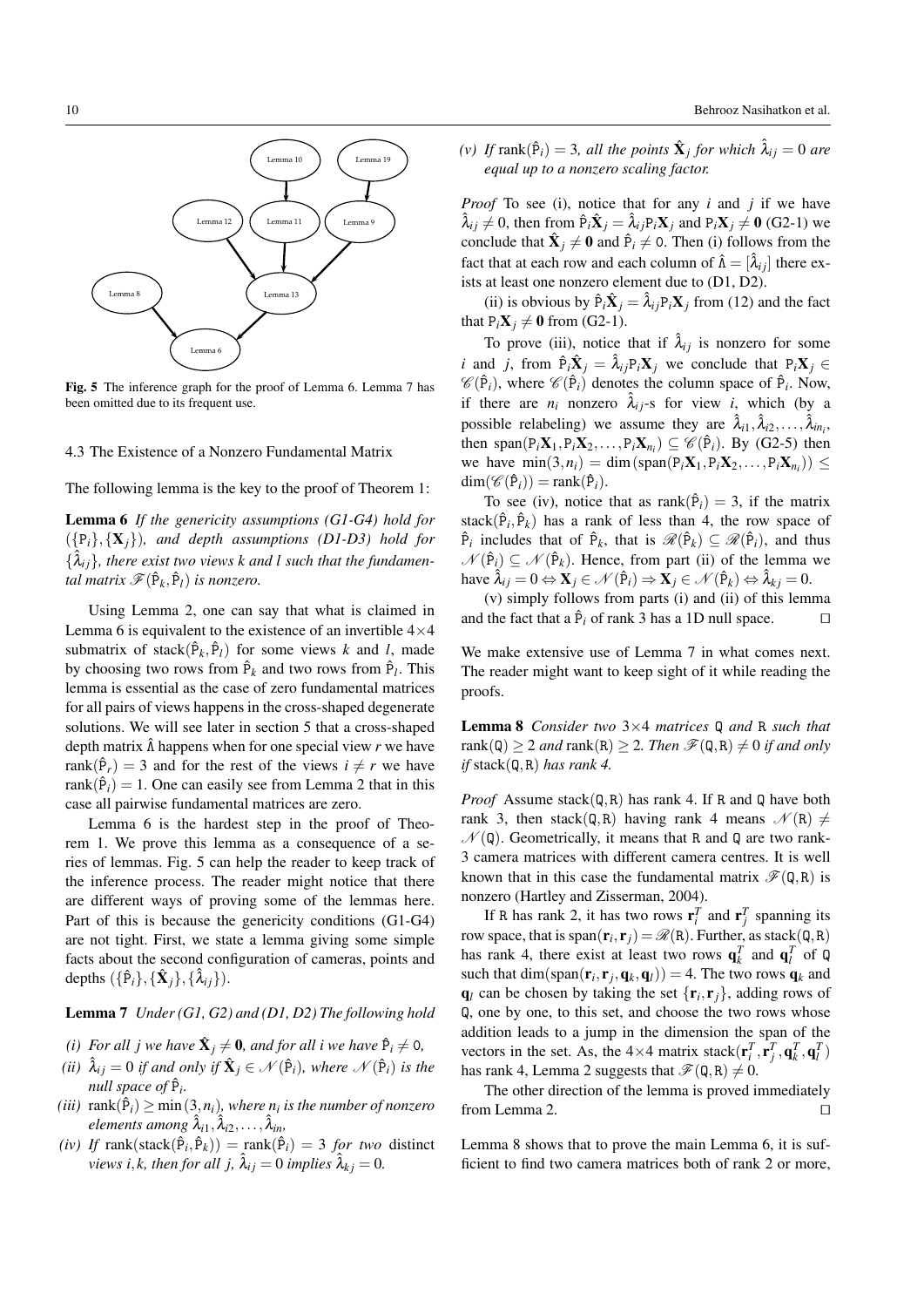Fig. 5 The inference graph for the proof of Lemma 6. Lemma 7 has been omitted due to its frequent use.

### 4.3 The Existence of a Nonzero Fundamental Matrix

The following lemma is the key to the proof of Theorem 1:

**Lemma 6** *If the genericity assumptions (G1-G4) hold for* $(\{\mathtt{P}_i\}, \{\mathbf{X}_j\})$*, and depth assumptions (D1-D3) hold for* $\{\hat{\lambda}_{ij}\}$*, there exist two views k and l such that the fundamental matrix* $\mathscr{F}(\hat{\mathtt{P}}_k, \hat{\mathtt{P}}_l)$ *is nonzero.*

Using Lemma 2, one can say that what is claimed in Lemma 6 is equivalent to the existence of an invertible $4\times4$ submatrix of $\text{stack}(\hat{\mathtt{P}}_k, \hat{\mathtt{P}}_l)$ for some views $k$ and $l$, made by choosing two rows from $\hat{\mathtt{P}}_k$ and two rows from $\hat{\mathtt{P}}_l$. This lemma is essential as the case of zero fundamental matrices for all pairs of views happens in the cross-shaped degenerate solutions. We will see later in section 5 that a cross-shaped depth matrix $\hat{\Lambda}$ happens when for one special view $r$ we have $\text{rank}(\hat{\mathtt{P}}_r) = 3$ and for the rest of the views $i \neq r$ we have $\text{rank}(\hat{\mathtt{P}}_i) = 1$. One can easily see from Lemma 2 that in this case all pairwise fundamental matrices are zero.

Lemma 6 is the hardest step in the proof of Theorem 1. We prove this lemma as a consequence of a series of lemmas. Fig. 5 can help the reader to keep track of the inference process. The reader might notice that there are different ways of proving some of the lemmas here. Part of this is because the genericity conditions (G1-G4) are not tight. First, we state a lemma giving some simple facts about the second configuration of cameras, points and depths $(\{\hat{\mathtt{P}}_i\}, \{\hat{\mathbf{X}}_j\}, \{\hat{\lambda}_{ij}\})$.

**Lemma 7** *Under (G1, G2) and (D1, D2) The following hold*

*(i) For all j we have* $\hat{\mathbf{X}}_j \neq \mathbf{0}$*, and for all i we have* $\hat{\mathtt{P}}_i \neq 0$*,*

*(ii)* $\hat{\lambda}_{ij} = 0$ *if and only if* $\hat{\mathbf{X}}_j \in \mathscr{N}(\hat{\mathtt{P}}_i)$*, where* $\mathscr{N}(\hat{\mathtt{P}}_i)$ *is the null space of* $\hat{\mathtt{P}}_i$*.*

*(iii)* $\text{rank}(\hat{\mathtt{P}}_i) \geq \min(3, n_i)$*, where* $n_i$ *is the number of nonzero elements among* $\hat{\lambda}_{i1}, \hat{\lambda}_{i2}, \ldots, \hat{\lambda}_{in}$*,*

*(iv) If* $\text{rank}(\text{stack}(\hat{\mathtt{P}}_i, \hat{\mathtt{P}}_k)) = \text{rank}(\hat{\mathtt{P}}_i) = 3$ *for two* distinct *views* $i,k$*, then for all* $j$*,* $\hat{\lambda}_{ij} = 0$ *implies* $\hat{\lambda}_{kj} = 0$*.*

*(v) If* $\text{rank}(\hat{\mathtt{P}}_i) = 3$*, all the points* $\hat{\mathbf{X}}_j$ *for which* $\hat{\lambda}_{ij} = 0$ *are equal up to a nonzero scaling factor.*

*Proof* To see (i), notice that for any $i$ and $j$ if we have $\hat{\lambda}_{ij} \neq 0$, then from $\hat{\mathtt{P}}_i\hat{\mathbf{X}}_j = \hat{\lambda}_{ij}\mathtt{P}_i\mathbf{X}_j$ and $\mathtt{P}_i\mathbf{X}_j \neq \mathbf{0}$ (G2-1) we conclude that $\hat{\mathbf{X}}_j \neq \mathbf{0}$ and $\hat{\mathtt{P}}_i \neq 0$. Then (i) follows from the fact that at each row and each column of $\hat{\Lambda} = [\hat{\lambda}_{ij}]$ there exists at least one nonzero element due to (D1, D2).

(ii) is obvious by $\hat{\mathtt{P}}_i\hat{\mathbf{X}}_j = \hat{\lambda}_{ij}\mathtt{P}_i\mathbf{X}_j$ from (12) and the fact that $\mathtt{P}_i\mathbf{X}_j \neq \mathbf{0}$ from (G2-1).

To prove (iii), notice that if $\hat{\lambda}_{ij}$ is nonzero for some $i$ and $j$, from $\hat{\mathtt{P}}_i\hat{\mathbf{X}}_j = \hat{\lambda}_{ij}\mathtt{P}_i\mathbf{X}_j$ we conclude that $\mathtt{P}_i\mathbf{X}_j \in \mathscr{C}(\hat{\mathtt{P}}_i)$, where $\mathscr{C}(\hat{\mathtt{P}}_i)$ denotes the column space of $\hat{\mathtt{P}}_i$. Now, if there are $n_i$ nonzero $\hat{\lambda}_{ij}$-s for view $i$, which (by a possible relabeling) we assume they are $\hat{\lambda}_{i1}, \hat{\lambda}_{i2}, \ldots, \hat{\lambda}_{in_i}$, then $\text{span}(\mathtt{P}_i\mathbf{X}_1, \mathtt{P}_i\mathbf{X}_2, \ldots, \mathtt{P}_i\mathbf{X}_{n_i}) \subseteq \mathscr{C}(\hat{\mathtt{P}}_i)$. By (G2-5) then we have $\min(3, n_i) = \dim(\text{span}(\mathtt{P}_i\mathbf{X}_1, \mathtt{P}_i\mathbf{X}_2, \ldots, \mathtt{P}_i\mathbf{X}_{n_i})) \leq \dim(\mathscr{C}(\hat{\mathtt{P}}_i)) = \text{rank}(\hat{\mathtt{P}}_i)$.

To see (iv), notice that as $\text{rank}(\hat{\mathtt{P}}_i) = 3$, if the matrix $\text{stack}(\hat{\mathtt{P}}_i, \hat{\mathtt{P}}_k)$ has a rank of less than 4, the row space of $\hat{\mathtt{P}}_i$ includes that of $\hat{\mathtt{P}}_k$, that is $\mathscr{R}(\hat{\mathtt{P}}_k) \subseteq \mathscr{R}(\hat{\mathtt{P}}_i)$, and thus $\mathscr{N}(\hat{\mathtt{P}}_i) \subseteq \mathscr{N}(\hat{\mathtt{P}}_k)$. Hence, from part (ii) of the lemma we have $\hat{\lambda}_{ij} = 0 \Leftrightarrow \mathbf{X}_j \in \mathscr{N}(\hat{\mathtt{P}}_i) \Rightarrow \mathbf{X}_j \in \mathscr{N}(\hat{\mathtt{P}}_k) \Leftrightarrow \hat{\lambda}_{kj} = 0$.

(v) simply follows from parts (i) and (ii) of this lemma and the fact that a $\hat{\mathtt{P}}_i$ of rank 3 has a 1D null space. □

We make extensive use of Lemma 7 in what comes next. The reader might want to keep sight of it while reading the proofs.

**Lemma 8** *Consider two* $3\times4$ *matrices* $\mathtt{Q}$ *and* $\mathtt{R}$ *such that* $\text{rank}(\mathtt{Q}) \geq 2$ *and* $\text{rank}(\mathtt{R}) \geq 2$*. Then* $\mathscr{F}(\mathtt{Q}, \mathtt{R}) \neq 0$ *if and only if* $\text{stack}(\mathtt{Q}, \mathtt{R})$ *has rank 4.*

*Proof* Assume $\text{stack}(\mathtt{Q}, \mathtt{R})$ has rank 4. If $\mathtt{R}$ and $\mathtt{Q}$ have both rank 3, then $\text{stack}(\mathtt{Q}, \mathtt{R})$ having rank 4 means $\mathscr{N}(\mathtt{R}) \neq \mathscr{N}(\mathtt{Q})$. Geometrically, it means that $\mathtt{R}$ and $\mathtt{Q}$ are two rank-3 camera matrices with different camera centres. It is well known that in this case the fundamental matrix $\mathscr{F}(\mathtt{Q}, \mathtt{R})$ is nonzero (Hartley and Zisserman, 2004).

If $\mathtt{R}$ has rank 2, it has two rows $\mathbf{r}_i^T$ and $\mathbf{r}_j^T$ spanning its row space, that is $\text{span}(\mathbf{r}_i, \mathbf{r}_j) = \mathscr{R}(\mathtt{R})$. Further, as $\text{stack}(\mathtt{Q}, \mathtt{R})$ has rank 4, there exist at least two rows $\mathbf{q}_k^T$ and $\mathbf{q}_l^T$ of $\mathtt{Q}$ such that $\dim(\text{span}(\mathbf{r}_i, \mathbf{r}_j, \mathbf{q}_k, \mathbf{q}_l)) = 4$. The two rows $\mathbf{q}_k$ and $\mathbf{q}_l$ can be chosen by taking the set $\{\mathbf{r}_i, \mathbf{r}_j\}$, adding rows of $\mathtt{Q}$, one by one, to this set, and choose the two rows whose addition leads to a jump in the dimension the span of the vectors in the set. As, the $4\times4$ matrix $\text{stack}(\mathbf{r}_i^T, \mathbf{r}_j^T, \mathbf{q}_k^T, \mathbf{q}_l^T)$ has rank 4, Lemma 2 suggests that $\mathscr{F}(\mathtt{Q}, \mathtt{R}) \neq 0$.

The other direction of the lemma is proved immediately from Lemma 2. □

Lemma 8 shows that to prove the main Lemma 6, it is sufficient to find two camera matrices both of rank 2 or more,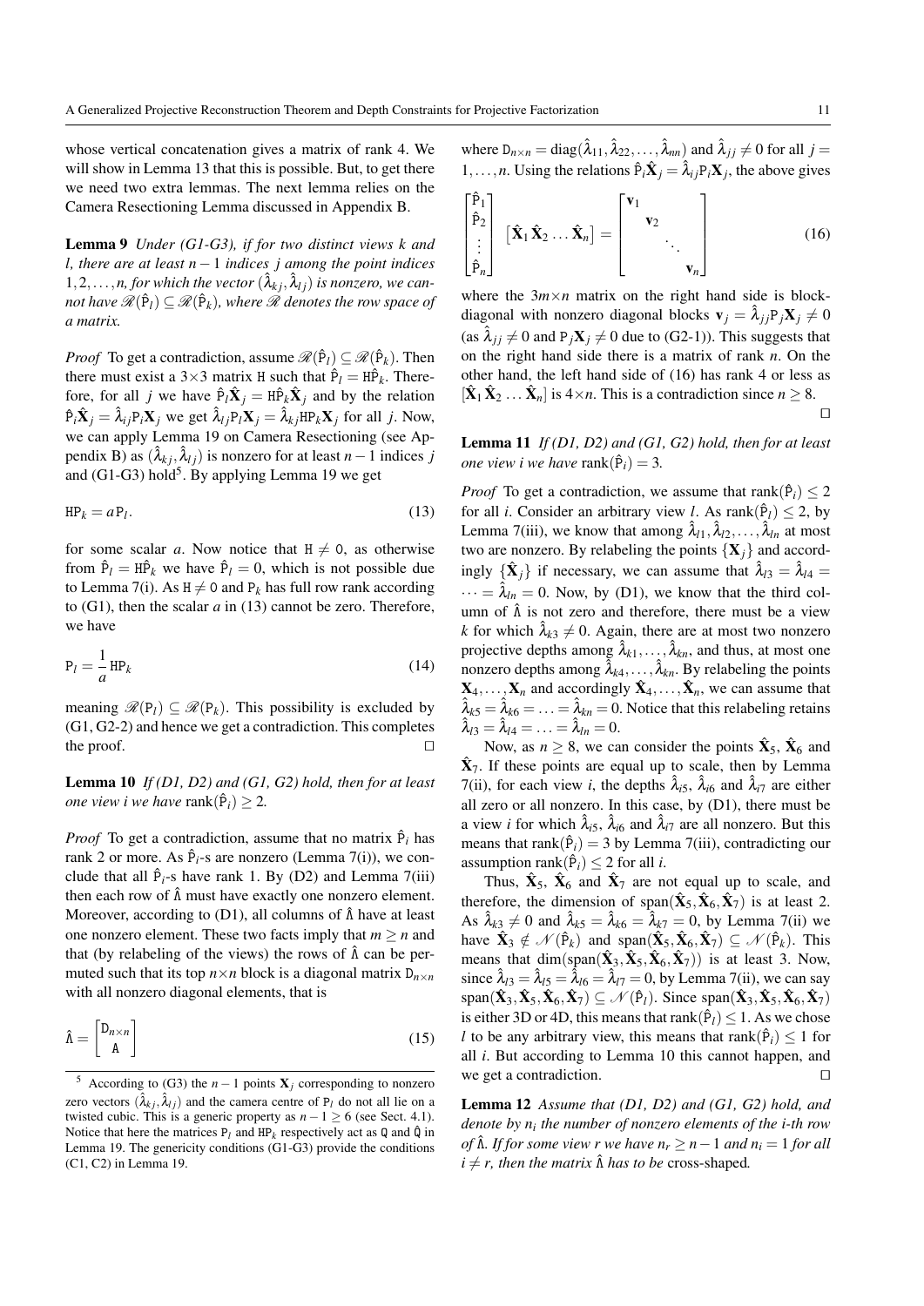whose vertical concatenation gives a matrix of rank 4. We will show in Lemma 13 that this is possible. But, to get there we need two extra lemmas. The next lemma relies on the Camera Resectioning Lemma discussed in Appendix B.

**Lemma 9** *Under (G1-G3), if for two distinct views $k$ and $l$, there are at least $n-1$ indices $j$ among the point indices $1,2,\ldots,n$, for which the vector $(\hat{\lambda}_{kj}, \hat{\lambda}_{lj})$ is nonzero, we cannot have $\mathscr{R}(\hat{\mathtt{P}}_l) \subseteq \mathscr{R}(\hat{\mathtt{P}}_k)$, where $\mathscr{R}$ denotes the row space of a matrix.*

*Proof* To get a contradiction, assume $\mathscr{R}(\hat{\mathtt{P}}_l) \subseteq \mathscr{R}(\hat{\mathtt{P}}_k)$. Then there must exist a $3\times 3$ matrix $\mathtt{H}$ such that $\hat{\mathtt{P}}_l = \mathtt{H}\hat{\mathtt{P}}_k$. Therefore, for all $j$ we have $\hat{\mathtt{P}}_l \hat{\mathbf{X}}_j = \mathtt{H}\hat{\mathtt{P}}_k \hat{\mathbf{X}}_j$ and by the relation $\hat{\mathtt{P}}_i \hat{\mathbf{X}}_j = \hat{\lambda}_{ij}\mathtt{P}_i \mathbf{X}_j$ we get $\hat{\lambda}_{lj}\mathtt{P}_l \mathbf{X}_j = \hat{\lambda}_{kj}\mathtt{H}\mathtt{P}_k \mathbf{X}_j$ for all $j$. Now, we can apply Lemma 19 on Camera Resectioning (see Appendix B) as $(\hat{\lambda}_{kj}, \hat{\lambda}_{lj})$ is nonzero for at least $n-1$ indices $j$ and (G1-G3) hold[5]. By applying Lemma 19 we get

$$\mathtt{H}\mathtt{P}_k = a\mathtt{P}_l. \tag{13}$$

for some scalar $a$. Now notice that $\mathtt{H} \neq 0$, as otherwise from $\hat{\mathtt{P}}_l = \mathtt{H}\hat{\mathtt{P}}_k$ we have $\hat{\mathtt{P}}_l = 0$, which is not possible due to Lemma 7(i). As $\mathtt{H} \neq 0$ and $\mathtt{P}_k$ has full row rank according to (G1), then the scalar $a$ in (13) cannot be zero. Therefore, we have

$$\mathtt{P}_l = \frac{1}{a}\mathtt{H}\mathtt{P}_k \tag{14}$$

meaning $\mathscr{R}(\mathtt{P}_l) \subseteq \mathscr{R}(\mathtt{P}_k)$. This possibility is excluded by (G1, G2-2) and hence we get a contradiction. This completes the proof. $\square$

**Lemma 10** *If (D1, D2) and (G1, G2) hold, then for at least one view $i$ we have $\mathrm{rank}(\hat{\mathtt{P}}_i) \geq 2$.*

*Proof* To get a contradiction, assume that no matrix $\hat{\mathtt{P}}_i$ has rank 2 or more. As $\hat{\mathtt{P}}_i$-s are nonzero (Lemma 7(i)), we conclude that all $\hat{\mathtt{P}}_i$-s have rank 1. By (D2) and Lemma 7(iii) then each row of $\hat{\Lambda}$ must have exactly one nonzero element. Moreover, according to (D1), all columns of $\hat{\Lambda}$ have at least one nonzero element. These two facts imply that $m \geq n$ and that (by relabeling of the views) the rows of $\hat{\Lambda}$ can be permuted such that its top $n\times n$ block is a diagonal matrix $\mathtt{D}_{n\times n}$ with all nonzero diagonal elements, that is

$$\hat{\Lambda} = \begin{bmatrix} \mathtt{D}_{n\times n} \\ \mathtt{A} \end{bmatrix} \tag{15}$$

where $\mathtt{D}_{n\times n} = \mathrm{diag}(\hat{\lambda}_{11}, \hat{\lambda}_{22}, \ldots, \hat{\lambda}_{nn})$ and $\hat{\lambda}_{jj} \neq 0$ for all $j = 1,\ldots,n$. Using the relations $\hat{\mathtt{P}}_i \hat{\mathbf{X}}_j = \hat{\lambda}_{ij}\mathtt{P}_i \mathbf{X}_j$, the above gives

$$\begin{bmatrix} \hat{\mathtt{P}}_1 \\ \hat{\mathtt{P}}_2 \\ \vdots \\ \hat{\mathtt{P}}_n \end{bmatrix} \begin{bmatrix} \hat{\mathbf{X}}_1 \, \hat{\mathbf{X}}_2 \ldots \hat{\mathbf{X}}_n \end{bmatrix} = \begin{bmatrix} \mathbf{v}_1 & & & \\ & \mathbf{v}_2 & & \\ & & \ddots & \\ & & & \mathbf{v}_n \end{bmatrix} \tag{16}$$

where the $3m\times n$ matrix on the right hand side is block-diagonal with nonzero diagonal blocks $\mathbf{v}_j = \hat{\lambda}_{jj}\mathtt{P}_j \mathbf{X}_j \neq 0$ (as $\hat{\lambda}_{jj} \neq 0$ and $\mathtt{P}_j \mathbf{X}_j \neq 0$ due to (G2-1)). This suggests that on the right hand side there is a matrix of rank $n$. On the other hand, the left hand side of (16) has rank 4 or less as $[\hat{\mathbf{X}}_1 \, \hat{\mathbf{X}}_2 \ldots \hat{\mathbf{X}}_n]$ is $4\times n$. This is a contradiction since $n \geq 8$. $\square$

**Lemma 11** *If (D1, D2) and (G1, G2) hold, then for at least one view $i$ we have $\mathrm{rank}(\hat{\mathtt{P}}_i) = 3$.*

*Proof* To get a contradiction, we assume that $\mathrm{rank}(\hat{\mathtt{P}}_i) \leq 2$ for all $i$. Consider an arbitrary view $l$. As $\mathrm{rank}(\hat{\mathtt{P}}_l) \leq 2$, by Lemma 7(iii), we know that among $\hat{\lambda}_{l1}, \hat{\lambda}_{l2}, \ldots, \hat{\lambda}_{ln}$ at most two are nonzero. By relabeling the points $\{\mathbf{X}_j\}$ and accordingly $\{\hat{\mathbf{X}}_j\}$ if necessary, we can assume that $\hat{\lambda}_{l3} = \hat{\lambda}_{l4} = \cdots = \hat{\lambda}_{ln} = 0$. Now, by (D1), we know that the third column of $\hat{\Lambda}$ is not zero and therefore, there must be a view $k$ for which $\hat{\lambda}_{k3} \neq 0$. Again, there are at most two nonzero projective depths among $\hat{\lambda}_{k1}, \ldots, \hat{\lambda}_{kn}$, and thus, at most one nonzero depths among $\hat{\lambda}_{k4}, \ldots, \hat{\lambda}_{kn}$. By relabeling the points $\mathbf{X}_4, \ldots, \mathbf{X}_n$ and accordingly $\hat{\mathbf{X}}_4, \ldots, \hat{\mathbf{X}}_n$, we can assume that $\hat{\lambda}_{k5} = \hat{\lambda}_{k6} = \ldots = \hat{\lambda}_{kn} = 0$. Notice that this relabeling retains $\hat{\lambda}_{l3} = \hat{\lambda}_{l4} = \ldots = \hat{\lambda}_{ln} = 0$.

Now, as $n \geq 8$, we can consider the points $\hat{\mathbf{X}}_5$, $\hat{\mathbf{X}}_6$ and $\hat{\mathbf{X}}_7$. If these points are equal up to scale, then by Lemma 7(ii), for each view $i$, the depths $\hat{\lambda}_{i5}$, $\hat{\lambda}_{i6}$ and $\hat{\lambda}_{i7}$ are either all zero or all nonzero. In this case, by (D1), there must be a view $i$ for which $\hat{\lambda}_{i5}$, $\hat{\lambda}_{i6}$ and $\hat{\lambda}_{i7}$ are all nonzero. But this means that $\mathrm{rank}(\hat{\mathtt{P}}_i) = 3$ by Lemma 7(iii), contradicting our assumption $\mathrm{rank}(\hat{\mathtt{P}}_i) \leq 2$ for all $i$.

Thus, $\hat{\mathbf{X}}_5$, $\hat{\mathbf{X}}_6$ and $\hat{\mathbf{X}}_7$ are not equal up to scale, and therefore, the dimension of $\mathrm{span}(\hat{\mathbf{X}}_5, \hat{\mathbf{X}}_6, \hat{\mathbf{X}}_7)$ is at least 2. As $\hat{\lambda}_{k3} \neq 0$ and $\hat{\lambda}_{k5} = \hat{\lambda}_{k6} = \hat{\lambda}_{k7} = 0$, by Lemma 7(ii) we have $\hat{\mathbf{X}}_3 \notin \mathscr{N}(\hat{\mathtt{P}}_k)$ and $\mathrm{span}(\hat{\mathbf{X}}_5, \hat{\mathbf{X}}_6, \hat{\mathbf{X}}_7) \subseteq \mathscr{N}(\hat{\mathtt{P}}_k)$. This means that $\dim(\mathrm{span}(\hat{\mathbf{X}}_3, \hat{\mathbf{X}}_5, \hat{\mathbf{X}}_6, \hat{\mathbf{X}}_7))$ is at least 3. Now, since $\hat{\lambda}_{l3} = \hat{\lambda}_{l5} = \hat{\lambda}_{l6} = \hat{\lambda}_{l7} = 0$, by Lemma 7(ii), we can say $\mathrm{span}(\hat{\mathbf{X}}_3, \hat{\mathbf{X}}_5, \hat{\mathbf{X}}_6, \hat{\mathbf{X}}_7) \subseteq \mathscr{N}(\hat{\mathtt{P}}_l)$. Since $\mathrm{span}(\hat{\mathbf{X}}_3, \hat{\mathbf{X}}_5, \hat{\mathbf{X}}_6, \hat{\mathbf{X}}_7)$ is either 3D or 4D, this means that $\mathrm{rank}(\hat{\mathtt{P}}_l) \leq 1$. As we chose $l$ to be any arbitrary view, this means that $\mathrm{rank}(\hat{\mathtt{P}}_i) \leq 1$ for all $i$. But according to Lemma 10 this cannot happen, and we get a contradiction. $\square$

**Lemma 12** *Assume that (D1, D2) and (G1, G2) hold, and denote by $n_i$ the number of nonzero elements of the $i$-th row of $\hat{\Lambda}$. If for some view $r$ we have $n_r \geq n-1$ and $n_i = 1$ for all $i \neq r$, then the matrix $\hat{\Lambda}$ has to be* cross-shaped*.*

---

[5] According to (G3) the $n-1$ points $\mathbf{X}_j$ corresponding to nonzero zero vectors $(\hat{\lambda}_{kj}, \hat{\lambda}_{lj})$ and the camera centre of $\mathtt{P}_l$ do not all lie on a twisted cubic. This is a generic property as $n-1 \geq 6$ (see Sect. 4.1). Notice that here the matrices $\mathtt{P}_l$ and $\mathtt{H}\mathtt{P}_k$ respectively act as $\mathtt{Q}$ and $\hat{\mathtt{Q}}$ in Lemma 19. The genericity conditions (G1-G3) provide the conditions (C1, C2) in Lemma 19.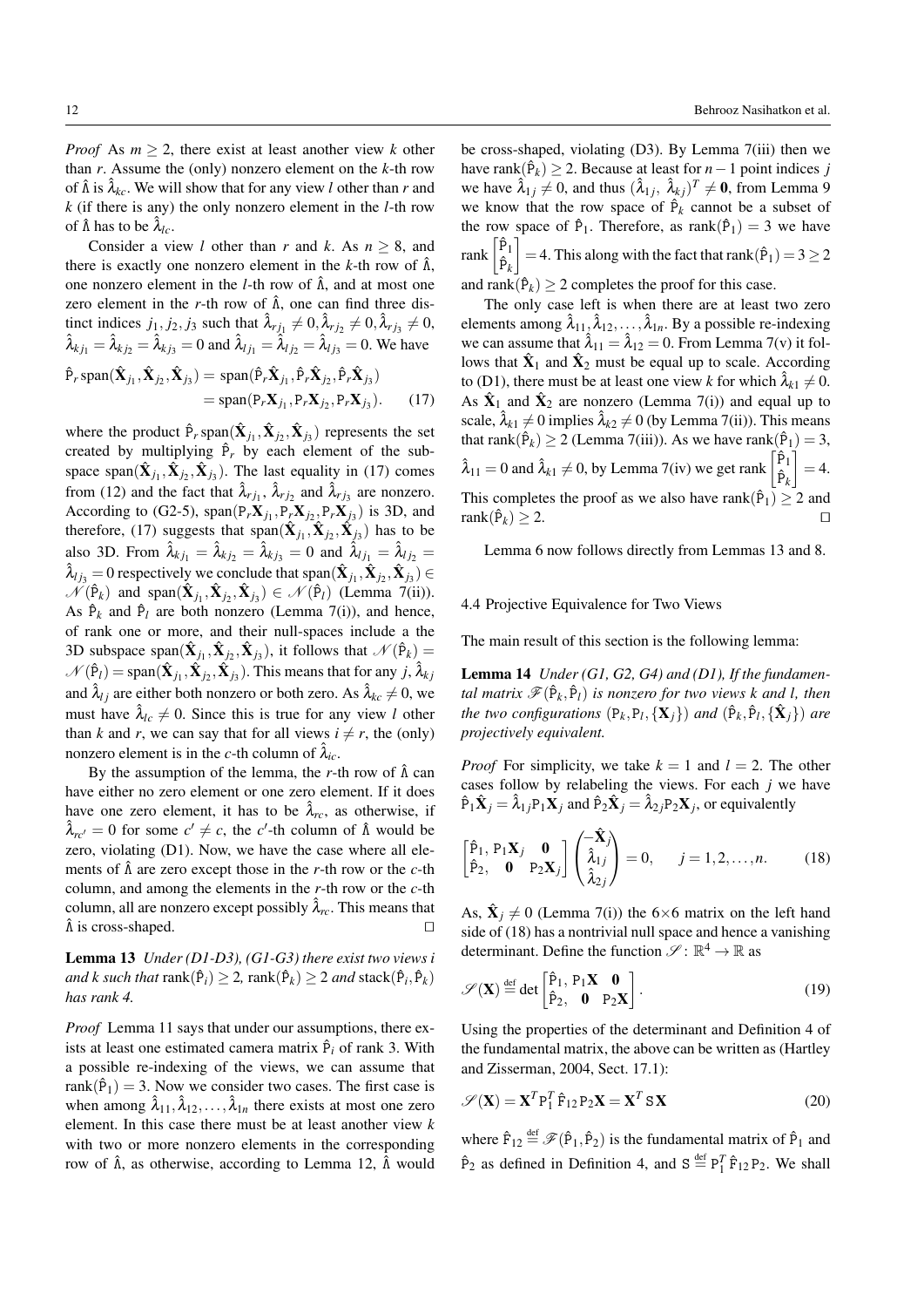*Proof* As $m \geq 2$, there exist at least another view $k$ other than $r$. Assume the (only) nonzero element on the $k$-th row of $\hat{\Lambda}$ is $\hat{\lambda}_{kc}$. We will show that for any view $l$ other than $r$ and $k$ (if there is any) the only nonzero element in the $l$-th row of $\hat{\Lambda}$ has to be $\hat{\lambda}_{lc}$.

Consider a view $l$ other than $r$ and $k$. As $n \geq 8$, and there is exactly one nonzero element in the $k$-th row of $\hat{\Lambda}$, one nonzero element in the $l$-th row of $\hat{\Lambda}$, and at most one zero element in the $r$-th row of $\hat{\Lambda}$, one can find three distinct indices $j_1, j_2, j_3$ such that $\hat{\lambda}_{rj_1} \neq 0, \hat{\lambda}_{rj_2} \neq 0, \hat{\lambda}_{rj_3} \neq 0$, $\hat{\lambda}_{kj_1} = \hat{\lambda}_{kj_2} = \hat{\lambda}_{kj_3} = 0$ and $\hat{\lambda}_{lj_1} = \hat{\lambda}_{lj_2} = \hat{\lambda}_{lj_3} = 0$. We have

$$\begin{aligned} \hat{\mathtt{P}}_r \operatorname{span}(\hat{\mathbf{X}}_{j_1}, \hat{\mathbf{X}}_{j_2}, \hat{\mathbf{X}}_{j_3}) &= \operatorname{span}(\hat{\mathtt{P}}_r \hat{\mathbf{X}}_{j_1}, \hat{\mathtt{P}}_r \hat{\mathbf{X}}_{j_2}, \hat{\mathtt{P}}_r \hat{\mathbf{X}}_{j_3}) \\ &= \operatorname{span}(\mathtt{P}_r \mathbf{X}_{j_1}, \mathtt{P}_r \mathbf{X}_{j_2}, \mathtt{P}_r \mathbf{X}_{j_3}). \end{aligned} \quad (17)$$

where the product $\hat{\mathtt{P}}_r \operatorname{span}(\hat{\mathbf{X}}_{j_1}, \hat{\mathbf{X}}_{j_2}, \hat{\mathbf{X}}_{j_3})$ represents the set created by multiplying $\hat{\mathtt{P}}_r$ by each element of the subspace $\operatorname{span}(\hat{\mathbf{X}}_{j_1}, \hat{\mathbf{X}}_{j_2}, \hat{\mathbf{X}}_{j_3})$. The last equality in (17) comes from (12) and the fact that $\hat{\lambda}_{rj_1}$, $\hat{\lambda}_{rj_2}$ and $\hat{\lambda}_{rj_3}$ are nonzero. According to (G2-5), $\operatorname{span}(\mathtt{P}_r \mathbf{X}_{j_1}, \mathtt{P}_r \mathbf{X}_{j_2}, \mathtt{P}_r \mathbf{X}_{j_3})$ is 3D, and therefore, (17) suggests that $\operatorname{span}(\hat{\mathbf{X}}_{j_1}, \hat{\mathbf{X}}_{j_2}, \hat{\mathbf{X}}_{j_3})$ has to be also 3D. From $\hat{\lambda}_{kj_1} = \hat{\lambda}_{kj_2} = \hat{\lambda}_{kj_3} = 0$ and $\hat{\lambda}_{lj_1} = \hat{\lambda}_{lj_2} = \hat{\lambda}_{lj_3} = 0$ respectively we conclude that $\operatorname{span}(\hat{\mathbf{X}}_{j_1}, \hat{\mathbf{X}}_{j_2}, \hat{\mathbf{X}}_{j_3}) \in \mathcal{N}(\hat{\mathtt{P}}_k)$ and $\operatorname{span}(\hat{\mathbf{X}}_{j_1}, \hat{\mathbf{X}}_{j_2}, \hat{\mathbf{X}}_{j_3}) \in \mathcal{N}(\hat{\mathtt{P}}_l)$ (Lemma 7(ii)). As $\hat{\mathtt{P}}_k$ and $\hat{\mathtt{P}}_l$ are both nonzero (Lemma 7(i)), and hence, of rank one or more, and their null-spaces include a the 3D subspace $\operatorname{span}(\hat{\mathbf{X}}_{j_1}, \hat{\mathbf{X}}_{j_2}, \hat{\mathbf{X}}_{j_3})$, it follows that $\mathcal{N}(\hat{\mathtt{P}}_k) = \mathcal{N}(\hat{\mathtt{P}}_l) = \operatorname{span}(\hat{\mathbf{X}}_{j_1}, \hat{\mathbf{X}}_{j_2}, \hat{\mathbf{X}}_{j_3})$. This means that for any $j$, $\hat{\lambda}_{kj}$ and $\hat{\lambda}_{lj}$ are either both nonzero or both zero. As $\hat{\lambda}_{kc} \neq 0$, we must have $\hat{\lambda}_{lc} \neq 0$. Since this is true for any view $l$ other than $k$ and $r$, we can say that for all views $i \neq r$, the (only) nonzero element is in the $c$-th column of $\hat{\lambda}_{ic}$.

By the assumption of the lemma, the $r$-th row of $\hat{\Lambda}$ can have either no zero element or one zero element. If it does have one zero element, it has to be $\hat{\lambda}_{rc}$, as otherwise, if $\hat{\lambda}_{rc'} = 0$ for some $c' \neq c$, the $c'$-th column of $\hat{\Lambda}$ would be zero, violating (D1). Now, we have the case where all elements of $\hat{\Lambda}$ are zero except those in the $r$-th row or the $c$-th column, and among the elements in the $r$-th row or the $c$-th column, all are nonzero except possibly $\hat{\lambda}_{rc}$. This means that $\hat{\Lambda}$ is cross-shaped. $\square$

**Lemma 13** *Under (D1-D3), (G1-G3) there exist two views $i$ and $k$ such that $\operatorname{rank}(\hat{\mathtt{P}}_i) \geq 2$, $\operatorname{rank}(\hat{\mathtt{P}}_k) \geq 2$ and $\operatorname{stack}(\hat{\mathtt{P}}_i, \hat{\mathtt{P}}_k)$ has rank 4.*

*Proof* Lemma 11 says that under our assumptions, there exists at least one estimated camera matrix $\hat{\mathtt{P}}_i$ of rank 3. With a possible re-indexing of the views, we can assume that $\operatorname{rank}(\hat{\mathtt{P}}_1) = 3$. Now we consider two cases. The first case is when among $\hat{\lambda}_{11}, \hat{\lambda}_{12}, \ldots, \hat{\lambda}_{1n}$ there exists at most one zero element. In this case there must be at least another view $k$ with two or more nonzero elements in the corresponding row of $\hat{\Lambda}$, as otherwise, according to Lemma 12, $\hat{\Lambda}$ would be cross-shaped, violating (D3). By Lemma 7(iii) then we have $\operatorname{rank}(\hat{\mathtt{P}}_k) \geq 2$. Because at least for $n-1$ point indices $j$ we have $\hat{\lambda}_{1j} \neq 0$, and thus $(\hat{\lambda}_{1j},\ \hat{\lambda}_{kj})^T \neq \mathbf{0}$, from Lemma 9 we know that the row space of $\hat{\mathtt{P}}_k$ cannot be a subset of the row space of $\hat{\mathtt{P}}_1$. Therefore, as $\operatorname{rank}(\hat{\mathtt{P}}_1) = 3$ we have $\operatorname{rank}\begin{bmatrix}\hat{\mathtt{P}}_1 \\ \hat{\mathtt{P}}_k\end{bmatrix} = 4$. This along with the fact that $\operatorname{rank}(\hat{\mathtt{P}}_1) = 3 \geq 2$ and $\operatorname{rank}(\hat{\mathtt{P}}_k) \geq 2$ completes the proof for this case.

The only case left is when there are at least two zero elements among $\hat{\lambda}_{11}, \hat{\lambda}_{12}, \ldots, \hat{\lambda}_{1n}$. By a possible re-indexing we can assume that $\hat{\lambda}_{11} = \hat{\lambda}_{12} = 0$. From Lemma 7(v) it follows that $\hat{\mathbf{X}}_1$ and $\hat{\mathbf{X}}_2$ must be equal up to scale. According to (D1), there must be at least one view $k$ for which $\hat{\lambda}_{k1} \neq 0$. As $\hat{\mathbf{X}}_1$ and $\hat{\mathbf{X}}_2$ are nonzero (Lemma 7(i)) and equal up to scale, $\hat{\lambda}_{k1} \neq 0$ implies $\hat{\lambda}_{k2} \neq 0$ (by Lemma 7(ii)). This means that $\operatorname{rank}(\hat{\mathtt{P}}_k) \geq 2$ (Lemma 7(iii)). As we have $\operatorname{rank}(\hat{\mathtt{P}}_1) = 3$, $\hat{\lambda}_{11} = 0$ and $\hat{\lambda}_{k1} \neq 0$, by Lemma 7(iv) we get $\operatorname{rank}\begin{bmatrix}\hat{\mathtt{P}}_1 \\ \hat{\mathtt{P}}_k\end{bmatrix} = 4$. This completes the proof as we also have $\operatorname{rank}(\hat{\mathtt{P}}_1) \geq 2$ and $\operatorname{rank}(\hat{\mathtt{P}}_k) \geq 2$. $\square$

Lemma 6 now follows directly from Lemmas 13 and 8.

### 4.4 Projective Equivalence for Two Views

The main result of this section is the following lemma:

**Lemma 14** *Under (G1, G2, G4) and (D1), If the fundamental matrix $\mathscr{F}(\hat{\mathtt{P}}_k, \hat{\mathtt{P}}_l)$ is nonzero for two views $k$ and $l$, then the two configurations $(\mathtt{P}_k, \mathtt{P}_l, \{\mathbf{X}_j\})$ and $(\hat{\mathtt{P}}_k, \hat{\mathtt{P}}_l, \{\hat{\mathbf{X}}_j\})$ are projectively equivalent.*

*Proof* For simplicity, we take $k = 1$ and $l = 2$. The other cases follow by relabeling the views. For each $j$ we have $\hat{\mathtt{P}}_1 \hat{\mathbf{X}}_j = \hat{\lambda}_{1j} \mathtt{P}_1 \mathbf{X}_j$ and $\hat{\mathtt{P}}_2 \hat{\mathbf{X}}_j = \hat{\lambda}_{2j} \mathtt{P}_2 \mathbf{X}_j$, or equivalently

$$\begin{bmatrix} \hat{\mathtt{P}}_1, & \mathtt{P}_1 \mathbf{X}_j & \mathbf{0} \\ \hat{\mathtt{P}}_2, & \mathbf{0} & \mathtt{P}_2 \mathbf{X}_j \end{bmatrix} \begin{pmatrix} -\hat{\mathbf{X}}_j \\ \hat{\lambda}_{1j} \\ \hat{\lambda}_{2j} \end{pmatrix} = 0, \qquad j = 1, 2, \ldots, n. \quad (18)$$

As, $\hat{\mathbf{X}}_j \neq 0$ (Lemma 7(i)) the $6 \times 6$ matrix on the left hand side of (18) has a nontrivial null space and hence a vanishing determinant. Define the function $\mathscr{S} : \mathbb{R}^4 \to \mathbb{R}$ as

$$\mathscr{S}(\mathbf{X}) \stackrel{\text{def}}{=} \det \begin{bmatrix} \hat{\mathtt{P}}_1, & \mathtt{P}_1 \mathbf{X} & \mathbf{0} \\ \hat{\mathtt{P}}_2, & \mathbf{0} & \mathtt{P}_2 \mathbf{X} \end{bmatrix}. \quad (19)$$

Using the properties of the determinant and Definition 4 of the fundamental matrix, the above can be written as (Hartley and Zisserman, 2004, Sect. 17.1):

$$\mathscr{S}(\mathbf{X}) = \mathbf{X}^T \mathtt{P}_1^T \hat{\mathtt{F}}_{12} \mathtt{P}_2 \mathbf{X} = \mathbf{X}^T \mathtt{S} \mathbf{X} \quad (20)$$

where $\hat{\mathtt{F}}_{12} \stackrel{\text{def}}{=} \mathscr{F}(\hat{\mathtt{P}}_1, \hat{\mathtt{P}}_2)$ is the fundamental matrix of $\hat{\mathtt{P}}_1$ and $\hat{\mathtt{P}}_2$ as defined in Definition 4, and $\mathtt{S} \stackrel{\text{def}}{=} \mathtt{P}_1^T \hat{\mathtt{F}}_{12} \mathtt{P}_2$. We shall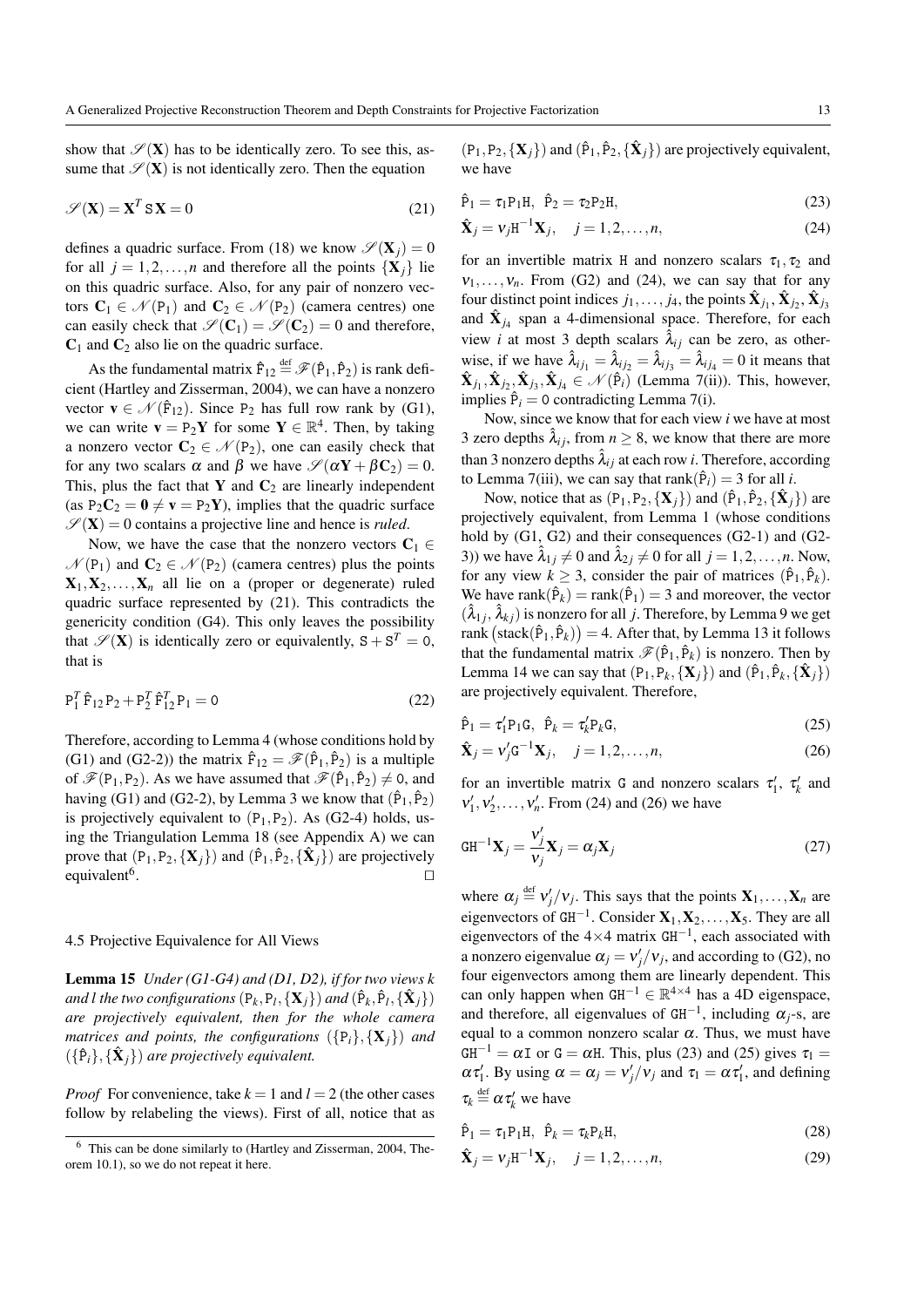show that $\mathscr{S}(\mathbf{X})$ has to be identically zero. To see this, assume that $\mathscr{S}(\mathbf{X})$ is not identically zero. Then the equation

$$\mathscr{S}(\mathbf{X}) = \mathbf{X}^T \mathtt{S}\, \mathbf{X} = 0 \tag{21}$$

defines a quadric surface. From (18) we know $\mathscr{S}(\mathbf{X}_j) = 0$ for all $j = 1, 2, \ldots, n$ and therefore all the points $\{\mathbf{X}_j\}$ lie on this quadric surface. Also, for any pair of nonzero vectors $\mathbf{C}_1 \in \mathscr{N}(\mathtt{P}_1)$ and $\mathbf{C}_2 \in \mathscr{N}(\mathtt{P}_2)$ (camera centres) one can easily check that $\mathscr{S}(\mathbf{C}_1) = \mathscr{S}(\mathbf{C}_2) = 0$ and therefore, $\mathbf{C}_1$ and $\mathbf{C}_2$ also lie on the quadric surface.

As the fundamental matrix $\hat{\mathtt{F}}_{12} \stackrel{\text{def}}{=} \mathscr{F}(\hat{\mathtt{P}}_1, \hat{\mathtt{P}}_2)$ is rank deficient (Hartley and Zisserman, 2004), we can have a nonzero vector $\mathbf{v} \in \mathscr{N}(\hat{\mathtt{F}}_{12})$. Since $\mathtt{P}_2$ has full row rank by (G1), we can write $\mathbf{v} = \mathtt{P}_2\mathbf{Y}$ for some $\mathbf{Y} \in \mathbb{R}^4$. Then, by taking a nonzero vector $\mathbf{C}_2 \in \mathscr{N}(\mathtt{P}_2)$, one can easily check that for any two scalars $\alpha$ and $\beta$ we have $\mathscr{S}(\alpha\mathbf{Y} + \beta\mathbf{C}_2) = 0$. This, plus the fact that $\mathbf{Y}$ and $\mathbf{C}_2$ are linearly independent (as $\mathtt{P}_2\mathbf{C}_2 = \mathbf{0} \neq \mathbf{v} = \mathtt{P}_2\mathbf{Y}$), implies that the quadric surface $\mathscr{S}(\mathbf{X}) = 0$ contains a projective line and hence is *ruled*.

Now, we have the case that the nonzero vectors $\mathbf{C}_1 \in \mathscr{N}(\mathtt{P}_1)$ and $\mathbf{C}_2 \in \mathscr{N}(\mathtt{P}_2)$ (camera centres) plus the points $\mathbf{X}_1, \mathbf{X}_2, \ldots, \mathbf{X}_n$ all lie on a (proper or degenerate) ruled quadric surface represented by (21). This contradicts the genericity condition (G4). This only leaves the possibility that $\mathscr{S}(\mathbf{X})$ is identically zero or equivalently, $\mathtt{S} + \mathtt{S}^T = \mathtt{0}$, that is

$$\mathtt{P}_1^T \hat{\mathtt{F}}_{12} \mathtt{P}_2 + \mathtt{P}_2^T \hat{\mathtt{F}}_{12}^T \mathtt{P}_1 = \mathtt{0} \tag{22}$$

Therefore, according to Lemma 4 (whose conditions hold by (G1) and (G2-2)) the matrix $\hat{\mathtt{F}}_{12} = \mathscr{F}(\hat{\mathtt{P}}_1, \hat{\mathtt{P}}_2)$ is a multiple of $\mathscr{F}(\mathtt{P}_1, \mathtt{P}_2)$. As we have assumed that $\mathscr{F}(\hat{\mathtt{P}}_1, \hat{\mathtt{P}}_2) \neq \mathtt{0}$, and having (G1) and (G2-2), by Lemma 3 we know that $(\hat{\mathtt{P}}_1, \hat{\mathtt{P}}_2)$ is projectively equivalent to $(\mathtt{P}_1, \mathtt{P}_2)$. As (G2-4) holds, using the Triangulation Lemma 18 (see Appendix A) we can prove that $(\mathtt{P}_1, \mathtt{P}_2, \{\mathbf{X}_j\})$ and $(\hat{\mathtt{P}}_1, \hat{\mathtt{P}}_2, \{\hat{\mathbf{X}}_j\})$ are projectively equivalent[6]. $\square$

#### 4.5 Projective Equivalence for All Views

**Lemma 15** *Under (G1-G4) and (D1, D2), if for two views $k$ and $l$ the two configurations $(\mathtt{P}_k, \mathtt{P}_l, \{\mathbf{X}_j\})$ and $(\hat{\mathtt{P}}_k, \hat{\mathtt{P}}_l, \{\hat{\mathbf{X}}_j\})$ are projectively equivalent, then for the whole camera matrices and points, the configurations $(\{\mathtt{P}_i\}, \{\mathbf{X}_j\})$ and $(\{\hat{\mathtt{P}}_i\}, \{\hat{\mathbf{X}}_j\})$ are projectively equivalent.*

*Proof* For convenience, take $k = 1$ and $l = 2$ (the other cases follow by relabeling the views). First of all, notice that as $(\mathtt{P}_1, \mathtt{P}_2, \{\mathbf{X}_j\})$ and $(\hat{\mathtt{P}}_1, \hat{\mathtt{P}}_2, \{\hat{\mathbf{X}}_j\})$ are projectively equivalent, we have

$$\hat{\mathtt{P}}_1 = \tau_1 \mathtt{P}_1 \mathtt{H}, \;\; \hat{\mathtt{P}}_2 = \tau_2 \mathtt{P}_2 \mathtt{H}, \tag{23}$$

$$\hat{\mathbf{X}}_j = \nu_j \mathtt{H}^{-1} \mathbf{X}_j, \quad j = 1, 2, \ldots, n, \tag{24}$$

for an invertible matrix $\mathtt{H}$ and nonzero scalars $\tau_1, \tau_2$ and $\nu_1, \ldots, \nu_n$. From (G2) and (24), we can say that for any four distinct point indices $j_1, \ldots, j_4$, the points $\hat{\mathbf{X}}_{j_1}, \hat{\mathbf{X}}_{j_2}, \hat{\mathbf{X}}_{j_3}$ and $\hat{\mathbf{X}}_{j_4}$ span a 4-dimensional space. Therefore, for each view $i$ at most 3 depth scalars $\hat{\lambda}_{ij}$ can be zero, as otherwise, if we have $\hat{\lambda}_{ij_1} = \hat{\lambda}_{ij_2} = \hat{\lambda}_{ij_3} = \hat{\lambda}_{ij_4} = 0$ it means that $\hat{\mathbf{X}}_{j_1}, \hat{\mathbf{X}}_{j_2}, \hat{\mathbf{X}}_{j_3}, \hat{\mathbf{X}}_{j_4} \in \mathscr{N}(\hat{\mathtt{P}}_i)$ (Lemma 7(ii)). This, however, implies $\hat{\mathtt{P}}_i = \mathtt{0}$ contradicting Lemma 7(i).

Now, since we know that for each view $i$ we have at most 3 zero depths $\hat{\lambda}_{ij}$, from $n \geq 8$, we know that there are more than 3 nonzero depths $\hat{\lambda}_{ij}$ at each row $i$. Therefore, according to Lemma 7(iii), we can say that $\operatorname{rank}(\hat{\mathtt{P}}_i) = 3$ for all $i$.

Now, notice that as $(\mathtt{P}_1, \mathtt{P}_2, \{\mathbf{X}_j\})$ and $(\hat{\mathtt{P}}_1, \hat{\mathtt{P}}_2, \{\hat{\mathbf{X}}_j\})$ are projectively equivalent, from Lemma 1 (whose conditions hold by (G1, G2) and their consequences (G2-1) and (G2-3)) we have $\hat{\lambda}_{1j} \neq 0$ and $\hat{\lambda}_{2j} \neq 0$ for all $j = 1, 2, \ldots, n$. Now, for any view $k \geq 3$, consider the pair of matrices $(\hat{\mathtt{P}}_1, \hat{\mathtt{P}}_k)$. We have $\operatorname{rank}(\hat{\mathtt{P}}_k) = \operatorname{rank}(\hat{\mathtt{P}}_1) = 3$ and moreover, the vector $(\hat{\lambda}_{1j}, \hat{\lambda}_{kj})$ is nonzero for all $j$. Therefore, by Lemma 9 we get $\operatorname{rank}\left(\operatorname{stack}(\hat{\mathtt{P}}_1, \hat{\mathtt{P}}_k)\right) = 4$. After that, by Lemma 13 it follows that the fundamental matrix $\mathscr{F}(\hat{\mathtt{P}}_1, \hat{\mathtt{P}}_k)$ is nonzero. Then by Lemma 14 we can say that $(\mathtt{P}_1, \mathtt{P}_k, \{\mathbf{X}_j\})$ and $(\hat{\mathtt{P}}_1, \hat{\mathtt{P}}_k, \{\hat{\mathbf{X}}_j\})$ are projectively equivalent. Therefore,

$$\hat{\mathtt{P}}_1 = \tau_1' \mathtt{P}_1 \mathtt{G}, \;\; \hat{\mathtt{P}}_k = \tau_k' \mathtt{P}_k \mathtt{G}, \tag{25}$$

$$\hat{\mathbf{X}}_j = \nu_j' \mathtt{G}^{-1} \mathbf{X}_j, \quad j = 1, 2, \ldots, n, \tag{26}$$

for an invertible matrix $\mathtt{G}$ and nonzero scalars $\tau_1'$, $\tau_k'$ and $\nu_1', \nu_2', \ldots, \nu_n'$. From (24) and (26) we have

$$\mathtt{G}\mathtt{H}^{-1} \mathbf{X}_j = \frac{\nu_j'}{\nu_j} \mathbf{X}_j = \alpha_j \mathbf{X}_j \tag{27}$$

where $\alpha_j \stackrel{\text{def}}{=} \nu_j'/\nu_j$. This says that the points $\mathbf{X}_1, \ldots, \mathbf{X}_n$ are eigenvectors of $\mathtt{G}\mathtt{H}^{-1}$. Consider $\mathbf{X}_1, \mathbf{X}_2, \ldots, \mathbf{X}_5$. They are all eigenvectors of the $4\times4$ matrix $\mathtt{G}\mathtt{H}^{-1}$, each associated with a nonzero eigenvalue $\alpha_j = \nu_j'/\nu_j$, and according to (G2), no four eigenvectors among them are linearly dependent. This can only happen when $\mathtt{G}\mathtt{H}^{-1} \in \mathbb{R}^{4\times4}$ has a 4D eigenspace, and therefore, all eigenvalues of $\mathtt{G}\mathtt{H}^{-1}$, including $\alpha_j$-s, are equal to a common nonzero scalar $\alpha$. Thus, we must have $\mathtt{G}\mathtt{H}^{-1} = \alpha\mathtt{I}$ or $\mathtt{G} = \alpha\mathtt{H}$. This, plus (23) and (25) gives $\tau_1 = \alpha\tau_1'$. By using $\alpha = \alpha_j = \nu_j'/\nu_j$ and $\tau_1 = \alpha\tau_1'$, and defining $\tau_k \stackrel{\text{def}}{=} \alpha\tau_k'$ we have

$$\hat{\mathtt{P}}_1 = \tau_1 \mathtt{P}_1 \mathtt{H}, \;\; \hat{\mathtt{P}}_k = \tau_k \mathtt{P}_k \mathtt{H}, \tag{28}$$

$$\hat{\mathbf{X}}_j = \nu_j \mathtt{H}^{-1} \mathbf{X}_j, \quad j = 1, 2, \ldots, n, \tag{29}$$

[6] This can be done similarly to (Hartley and Zisserman, 2004, Theorem 10.1), so we do not repeat it here.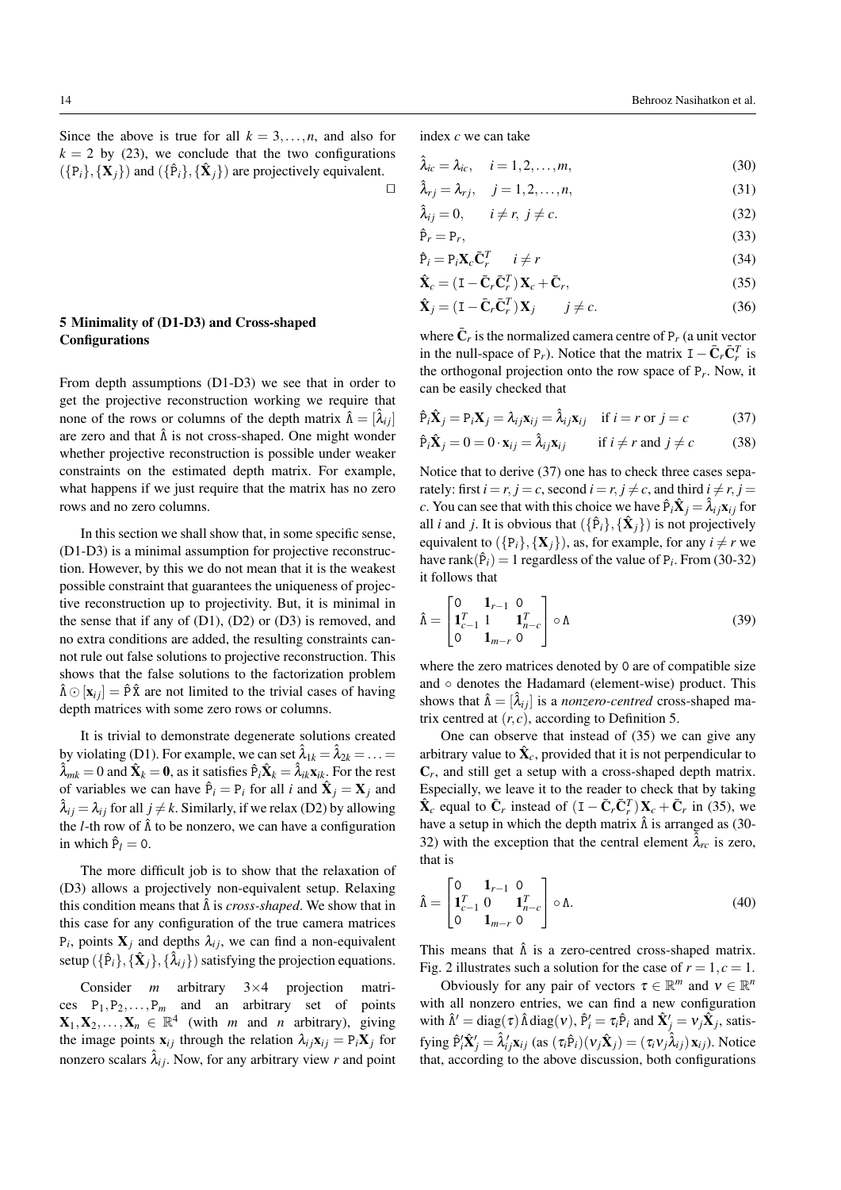Since the above is true for all $k = 3,\ldots,n$, and also for $k = 2$ by (23), we conclude that the two configurations $(\{\mathtt{P}_i\},\{\mathbf{X}_j\})$ and $(\{\hat{\mathtt{P}}_i\},\{\hat{\mathbf{X}}_j\})$ are projectively equivalent. $\square$

## 5 Minimality of (D1-D3) and Cross-shaped Configurations

From depth assumptions (D1-D3) we see that in order to get the projective reconstruction working we require that none of the rows or columns of the depth matrix $\hat{\Lambda} = [\hat{\lambda}_{ij}]$ are zero and that $\hat{\Lambda}$ is not cross-shaped. One might wonder whether projective reconstruction is possible under weaker constraints on the estimated depth matrix. For example, what happens if we just require that the matrix has no zero rows and no zero columns.

In this section we shall show that, in some specific sense, (D1-D3) is a minimal assumption for projective reconstruction. However, by this we do not mean that it is the weakest possible constraint that guarantees the uniqueness of projective reconstruction up to projectivity. But, it is minimal in the sense that if any of (D1), (D2) or (D3) is removed, and no extra conditions are added, the resulting constraints cannot rule out false solutions to projective reconstruction. This shows that the false solutions to the factorization problem $\hat{\Lambda} \odot [\mathbf{x}_{ij}] = \hat{\mathtt{P}}\hat{\mathtt{X}}$ are not limited to the trivial cases of having depth matrices with some zero rows or columns.

It is trivial to demonstrate degenerate solutions created by violating (D1). For example, we can set $\hat{\lambda}_{1k} = \hat{\lambda}_{2k} = \ldots = \hat{\lambda}_{mk} = 0$ and $\hat{\mathbf{X}}_k = \mathbf{0}$, as it satisfies $\hat{\mathtt{P}}_i\hat{\mathbf{X}}_k = \hat{\lambda}_{ik}\mathbf{x}_{ik}$. For the rest of variables we can have $\hat{\mathtt{P}}_i = \mathtt{P}_i$ for all $i$ and $\hat{\mathbf{X}}_j = \mathbf{X}_j$ and $\hat{\lambda}_{ij} = \lambda_{ij}$ for all $j \neq k$. Similarly, if we relax (D2) by allowing the $l$-th row of $\hat{\Lambda}$ to be nonzero, we can have a configuration in which $\hat{\mathtt{P}}_l = \mathtt{0}$.

The more difficult job is to show that the relaxation of (D3) allows a projectively non-equivalent setup. Relaxing this condition means that $\hat{\Lambda}$ is *cross-shaped*. We show that in this case for any configuration of the true camera matrices $\mathtt{P}_i$, points $\mathbf{X}_j$ and depths $\lambda_{ij}$, we can find a non-equivalent setup $(\{\hat{\mathtt{P}}_i\},\{\hat{\mathbf{X}}_j\},\{\hat{\lambda}_{ij}\})$ satisfying the projection equations.

Consider $m$ arbitrary $3\times 4$ projection matrices $\mathtt{P}_1,\mathtt{P}_2,\ldots,\mathtt{P}_m$ and an arbitrary set of points $\mathbf{X}_1,\mathbf{X}_2,\ldots,\mathbf{X}_n \in \mathbb{R}^4$ (with $m$ and $n$ arbitrary), giving the image points $\mathbf{x}_{ij}$ through the relation $\lambda_{ij}\mathbf{x}_{ij} = \mathtt{P}_i\mathbf{X}_j$ for nonzero scalars $\hat{\lambda}_{ij}$. Now, for any arbitrary view $r$ and point index $c$ we can take

$$\hat{\lambda}_{ic} = \lambda_{ic}, \quad i = 1,2,\ldots,m, \tag{30}$$

$$\hat{\lambda}_{rj} = \lambda_{rj}, \quad j = 1,2,\ldots,n, \tag{31}$$

$$\hat{\lambda}_{ij} = 0, \qquad i \neq r,\ j \neq c. \tag{32}$$

$$\hat{\mathtt{P}}_r = \mathtt{P}_r, \tag{33}$$

$$\hat{\mathtt{P}}_i = \mathtt{P}_i\mathbf{X}_c\bar{\mathbf{C}}_r^T \qquad i \neq r \tag{34}$$

$$\hat{\mathbf{X}}_c = (\mathtt{I} - \bar{\mathbf{C}}_r\bar{\mathbf{C}}_r^T)\mathbf{X}_c + \bar{\mathbf{C}}_r, \tag{35}$$

$$\hat{\mathbf{X}}_j = (\mathtt{I} - \bar{\mathbf{C}}_r\bar{\mathbf{C}}_r^T)\mathbf{X}_j \qquad j \neq c. \tag{36}$$

where $\bar{\mathbf{C}}_r$ is the normalized camera centre of $\mathtt{P}_r$ (a unit vector in the null-space of $\mathtt{P}_r$). Notice that the matrix $\mathtt{I} - \bar{\mathbf{C}}_r\bar{\mathbf{C}}_r^T$ is the orthogonal projection onto the row space of $\mathtt{P}_r$. Now, it can be easily checked that

$$\hat{\mathtt{P}}_i\hat{\mathbf{X}}_j = \mathtt{P}_i\mathbf{X}_j = \lambda_{ij}\mathbf{x}_{ij} = \hat{\lambda}_{ij}\mathbf{x}_{ij} \quad \text{if } i = r \text{ or } j = c \tag{37}$$

$$\hat{\mathtt{P}}_i\hat{\mathbf{X}}_j = 0 = 0\cdot\mathbf{x}_{ij} = \hat{\lambda}_{ij}\mathbf{x}_{ij} \qquad \text{if } i \neq r \text{ and } j \neq c \tag{38}$$

Notice that to derive (37) one has to check three cases separately: first $i = r, j = c$, second $i = r, j \neq c$, and third $i \neq r, j = c$. You can see that with this choice we have $\hat{\mathtt{P}}_i\hat{\mathbf{X}}_j = \hat{\lambda}_{ij}\mathbf{x}_{ij}$ for all $i$ and $j$. It is obvious that $(\{\hat{\mathtt{P}}_i\},\{\hat{\mathbf{X}}_j\})$ is not projectively equivalent to $(\{\mathtt{P}_i\},\{\mathbf{X}_j\})$, as, for example, for any $i \neq r$ we have $\operatorname{rank}(\hat{\mathtt{P}}_i) = 1$ regardless of the value of $\mathtt{P}_i$. From (30-32) it follows that

$$\hat{\Lambda} = \begin{bmatrix} \mathtt{0} & \mathbf{1}_{r-1} & \mathtt{0} \\ \mathbf{1}_{c-1}^T & 1 & \mathbf{1}_{n-c}^T \\ \mathtt{0} & \mathbf{1}_{m-r} & \mathtt{0} \end{bmatrix} \circ \Lambda \tag{39}$$

where the zero matrices denoted by $\mathtt{0}$ are of compatible size and $\circ$ denotes the Hadamard (element-wise) product. This shows that $\hat{\Lambda} = [\hat{\lambda}_{ij}]$ is a *nonzero-centred* cross-shaped matrix centred at $(r,c)$, according to Definition 5.

One can observe that instead of (35) we can give any arbitrary value to $\hat{\mathbf{X}}_c$, provided that it is not perpendicular to $\mathbf{C}_r$, and still get a setup with a cross-shaped depth matrix. Especially, we leave it to the reader to check that by taking $\hat{\mathbf{X}}_c$ equal to $\bar{\mathbf{C}}_r$ instead of $(\mathtt{I} - \bar{\mathbf{C}}_r\bar{\mathbf{C}}_r^T)\mathbf{X}_c + \bar{\mathbf{C}}_r$ in (35), we have a setup in which the depth matrix $\hat{\Lambda}$ is arranged as (30-32) with the exception that the central element $\hat{\lambda}_{rc}$ is zero, that is

$$\hat{\Lambda} = \begin{bmatrix} \mathtt{0} & \mathbf{1}_{r-1} & \mathtt{0} \\ \mathbf{1}_{c-1}^T & 0 & \mathbf{1}_{n-c}^T \\ \mathtt{0} & \mathbf{1}_{m-r} & \mathtt{0} \end{bmatrix} \circ \Lambda. \tag{40}$$

This means that $\hat{\Lambda}$ is a zero-centred cross-shaped matrix. Fig. 2 illustrates such a solution for the case of $r = 1, c = 1$.

Obviously for any pair of vectors $\tau \in \mathbb{R}^m$ and $\nu \in \mathbb{R}^n$ with all nonzero entries, we can find a new configuration with $\hat{\Lambda}' = \operatorname{diag}(\tau)\,\hat{\Lambda}\operatorname{diag}(\nu)$, $\hat{\mathtt{P}}'_i = \tau_i\hat{\mathtt{P}}_i$ and $\hat{\mathbf{X}}'_j = \nu_j\hat{\mathbf{X}}_j$, satisfying $\hat{\mathtt{P}}'_i\hat{\mathbf{X}}'_j = \hat{\lambda}'_{ij}\mathbf{x}_{ij}$ (as $(\tau_i\hat{\mathtt{P}}_i)(\nu_j\hat{\mathbf{X}}_j) = (\tau_i\nu_j\hat{\lambda}_{ij})\,\mathbf{x}_{ij}$). Notice that, according to the above discussion, both configurations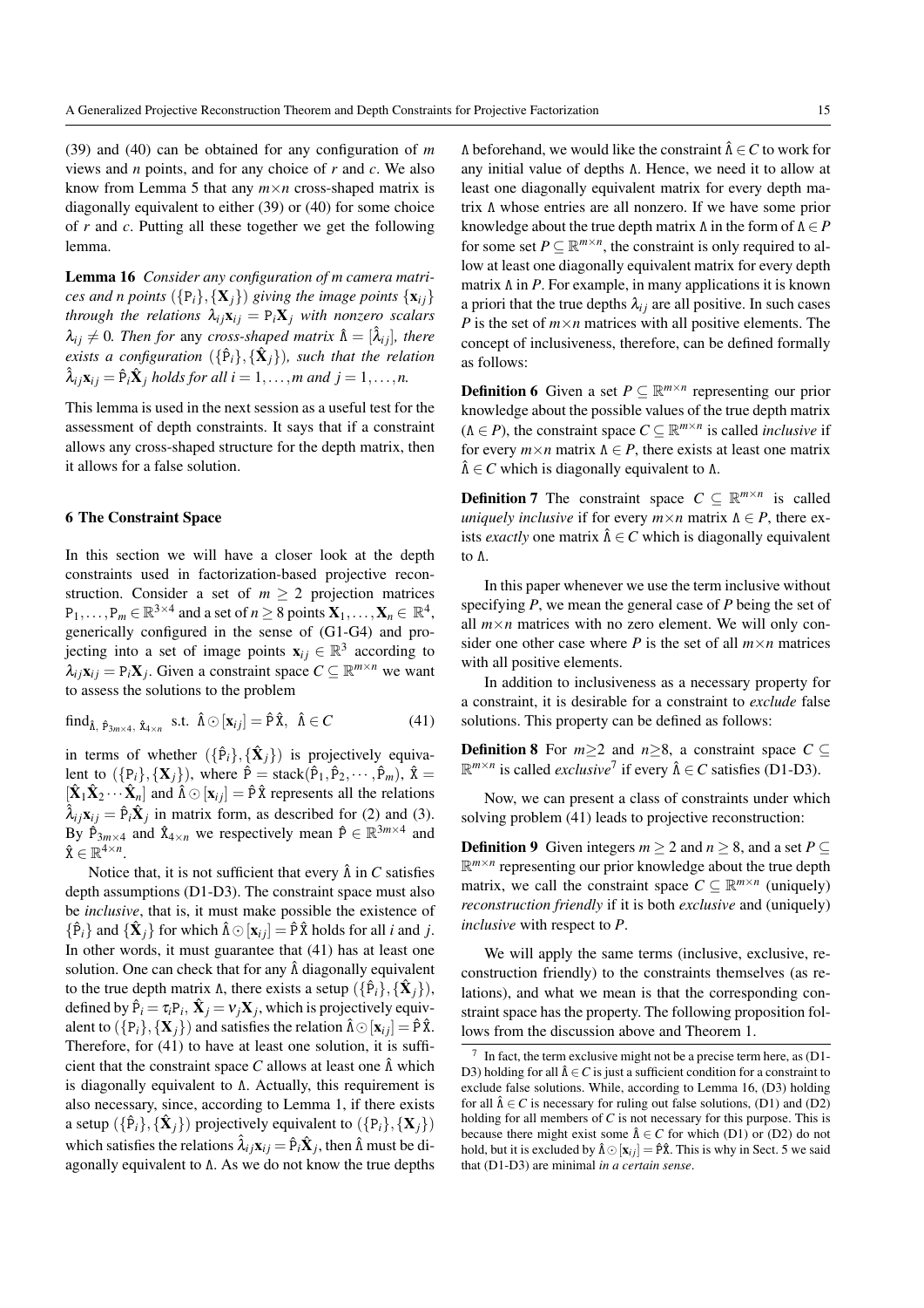(39) and (40) can be obtained for any configuration of $m$ views and $n$ points, and for any choice of $r$ and $c$. We also know from Lemma 5 that any $m\times n$ cross-shaped matrix is diagonally equivalent to either (39) or (40) for some choice of $r$ and $c$. Putting all these together we get the following lemma.

**Lemma 16** *Consider any configuration of $m$ camera matrices and $n$ points $(\{\mathtt{P}_i\},\{\mathbf{X}_j\})$ giving the image points $\{\mathbf{x}_{ij}\}$ through the relations $\lambda_{ij}\mathbf{x}_{ij} = \mathtt{P}_i\mathbf{X}_j$ with nonzero scalars $\lambda_{ij} \neq 0$. Then for* any *cross-shaped matrix $\hat{\Lambda} = [\hat{\lambda}_{ij}]$, there exists a configuration $(\{\hat{\mathtt{P}}_i\},\{\hat{\mathbf{X}}_j\})$, such that the relation $\hat{\lambda}_{ij}\mathbf{x}_{ij} = \hat{\mathtt{P}}_i\hat{\mathbf{X}}_j$ holds for all $i = 1,\ldots,m$ and $j = 1,\ldots,n$.*

This lemma is used in the next session as a useful test for the assessment of depth constraints. It says that if a constraint allows any cross-shaped structure for the depth matrix, then it allows for a false solution.

## 6 The Constraint Space

In this section we will have a closer look at the depth constraints used in factorization-based projective reconstruction. Consider a set of $m \geq 2$ projection matrices $\mathtt{P}_1,\ldots,\mathtt{P}_m \in \mathbb{R}^{3\times 4}$ and a set of $n \geq 8$ points $\mathbf{X}_1,\ldots,\mathbf{X}_n \in \mathbb{R}^4$, generically configured in the sense of (G1-G4) and projecting into a set of image points $\mathbf{x}_{ij} \in \mathbb{R}^3$ according to $\lambda_{ij}\mathbf{x}_{ij} = \mathtt{P}_i\mathbf{X}_j$. Given a constraint space $C \subseteq \mathbb{R}^{m\times n}$ we want to assess the solutions to the problem

$$\text{find}_{\hat{\Lambda},\ \hat{\mathtt{P}}_{3m\times 4},\ \hat{\mathtt{X}}_{4\times n}} \ \text{ s.t. } \ \hat{\Lambda}\odot[\mathbf{x}_{ij}] = \hat{\mathtt{P}}\,\hat{\mathtt{X}},\ \ \hat{\Lambda}\in C \tag{41}$$

in terms of whether $(\{\hat{\mathtt{P}}_i\},\{\hat{\mathbf{X}}_j\})$ is projectively equivalent to $(\{\mathtt{P}_i\},\{\mathbf{X}_j\})$, where $\hat{\mathtt{P}} = \operatorname{stack}(\hat{\mathtt{P}}_1,\hat{\mathtt{P}}_2,\cdots,\hat{\mathtt{P}}_m)$, $\hat{\mathtt{X}} = [\hat{\mathbf{X}}_1\hat{\mathbf{X}}_2\cdots\hat{\mathbf{X}}_n]$ and $\hat{\Lambda}\odot[\mathbf{x}_{ij}] = \hat{\mathtt{P}}\,\hat{\mathtt{X}}$ represents all the relations $\hat{\lambda}_{ij}\mathbf{x}_{ij} = \hat{\mathtt{P}}_i\hat{\mathbf{X}}_j$ in matrix form, as described for (2) and (3). By $\hat{\mathtt{P}}_{3m\times 4}$ and $\hat{\mathtt{X}}_{4\times n}$ we respectively mean $\hat{\mathtt{P}} \in \mathbb{R}^{3m\times 4}$ and $\hat{\mathtt{X}} \in \mathbb{R}^{4\times n}$.

Notice that, it is not sufficient that every $\hat{\Lambda}$ in $C$ satisfies depth assumptions (D1-D3). The constraint space must also be *inclusive*, that is, it must make possible the existence of $\{\hat{\mathtt{P}}_i\}$ and $\{\hat{\mathbf{X}}_j\}$ for which $\hat{\Lambda}\odot[\mathbf{x}_{ij}] = \hat{\mathtt{P}}\,\hat{\mathtt{X}}$ holds for all $i$ and $j$. In other words, it must guarantee that (41) has at least one solution. One can check that for any $\hat{\Lambda}$ diagonally equivalent to the true depth matrix $\Lambda$, there exists a setup $(\{\hat{\mathtt{P}}_i\},\{\hat{\mathbf{X}}_j\})$, defined by $\hat{\mathtt{P}}_i = \tau_i\mathtt{P}_i$, $\hat{\mathbf{X}}_j = \nu_j\mathbf{X}_j$, which is projectively equivalent to $(\{\mathtt{P}_i\},\{\mathbf{X}_j\})$ and satisfies the relation $\hat{\Lambda}\odot[\mathbf{x}_{ij}] = \hat{\mathtt{P}}\,\hat{\mathtt{X}}$. Therefore, for (41) to have at least one solution, it is sufficient that the constraint space $C$ allows at least one $\hat{\Lambda}$ which is diagonally equivalent to $\Lambda$. Actually, this requirement is also necessary, since, according to Lemma 1, if there exists a setup $(\{\hat{\mathtt{P}}_i\},\{\hat{\mathbf{X}}_j\})$ projectively equivalent to $(\{\mathtt{P}_i\},\{\mathbf{X}_j\})$ which satisfies the relations $\hat{\lambda}_{ij}\mathbf{x}_{ij} = \hat{\mathtt{P}}_i\hat{\mathbf{X}}_j$, then $\hat{\Lambda}$ must be diagonally equivalent to $\Lambda$. As we do not know the true depths $\Lambda$ beforehand, we would like the constraint $\hat{\Lambda}\in C$ to work for any initial value of depths $\Lambda$. Hence, we need it to allow at least one diagonally equivalent matrix for every depth matrix $\Lambda$ whose entries are all nonzero. If we have some prior knowledge about the true depth matrix $\Lambda$ in the form of $\Lambda \in P$ for some set $P \subseteq \mathbb{R}^{m\times n}$, the constraint is only required to allow at least one diagonally equivalent matrix for every depth matrix $\Lambda$ in $P$. For example, in many applications it is known a priori that the true depths $\lambda_{ij}$ are all positive. In such cases $P$ is the set of $m\times n$ matrices with all positive elements. The concept of inclusiveness, therefore, can be defined formally as follows:

**Definition 6** Given a set $P \subseteq \mathbb{R}^{m\times n}$ representing our prior knowledge about the possible values of the true depth matrix ($\Lambda \in P$), the constraint space $C \subseteq \mathbb{R}^{m\times n}$ is called *inclusive* if for every $m\times n$ matrix $\Lambda \in P$, there exists at least one matrix $\hat{\Lambda}\in C$ which is diagonally equivalent to $\Lambda$.

**Definition 7** The constraint space $C \subseteq \mathbb{R}^{m\times n}$ is called *uniquely inclusive* if for every $m\times n$ matrix $\Lambda \in P$, there exists *exactly* one matrix $\hat{\Lambda}\in C$ which is diagonally equivalent to $\Lambda$.

In this paper whenever we use the term inclusive without specifying $P$, we mean the general case of $P$ being the set of all $m\times n$ matrices with no zero element. We will only consider one other case where $P$ is the set of all $m\times n$ matrices with all positive elements.

In addition to inclusiveness as a necessary property for a constraint, it is desirable for a constraint to *exclude* false solutions. This property can be defined as follows:

**Definition 8** For $m\geq 2$ and $n\geq 8$, a constraint space $C \subseteq \mathbb{R}^{m\times n}$ is called *exclusive*[7] if every $\hat{\Lambda}\in C$ satisfies (D1-D3).

Now, we can present a class of constraints under which solving problem (41) leads to projective reconstruction:

**Definition 9** Given integers $m \geq 2$ and $n \geq 8$, and a set $P \subseteq \mathbb{R}^{m\times n}$ representing our prior knowledge about the true depth matrix, we call the constraint space $C \subseteq \mathbb{R}^{m\times n}$ (uniquely) *reconstruction friendly* if it is both *exclusive* and (uniquely) *inclusive* with respect to $P$.

We will apply the same terms (inclusive, exclusive, reconstruction friendly) to the constraints themselves (as relations), and what we mean is that the corresponding constraint space has the property. The following proposition follows from the discussion above and Theorem 1.

[7] In fact, the term exclusive might not be a precise term here, as (D1-D3) holding for all $\hat{\Lambda}\in C$ is just a sufficient condition for a constraint to exclude false solutions. While, according to Lemma 16, (D3) holding for all $\hat{\Lambda}\in C$ is necessary for ruling out false solutions, (D1) and (D2) holding for all members of $C$ is not necessary for this purpose. This is because there might exist some $\hat{\Lambda}\in C$ for which (D1) or (D2) do not hold, but it is excluded by $\hat{\Lambda}\odot[\mathbf{x}_{ij}] = \hat{\mathtt{P}}\hat{\mathtt{X}}$. This is why in Sect. 5 we said that (D1-D3) are minimal *in a certain sense*.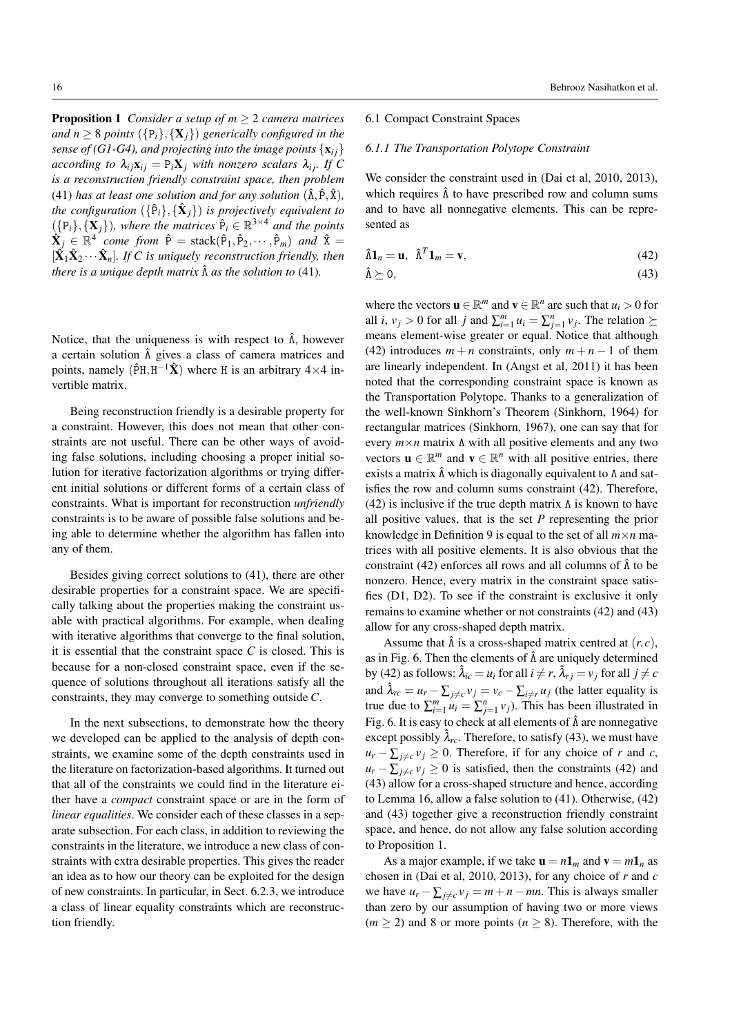**Proposition 1** *Consider a setup of $m \geq 2$ camera matrices and $n \geq 8$ points $(\{\mathtt{P}_i\}, \{\mathbf{X}_j\})$ generically configured in the sense of (G1-G4), and projecting into the image points $\{\mathbf{x}_{ij}\}$ according to $\lambda_{ij}\mathbf{x}_{ij} = \mathtt{P}_i\mathbf{X}_j$ with nonzero scalars $\lambda_{ij}$. If $C$ is a reconstruction friendly constraint space, then problem* (41) *has at least one solution and for any solution $(\hat{\Lambda}, \hat{\mathtt{P}}, \hat{\mathtt{X}})$, the configuration $(\{\hat{\mathtt{P}}_i\}, \{\hat{\mathbf{X}}_j\})$ is projectively equivalent to $(\{\mathtt{P}_i\}, \{\mathbf{X}_j\})$, where the matrices $\hat{\mathtt{P}}_i \in \mathbb{R}^{3\times 4}$ and the points $\hat{\mathbf{X}}_j \in \mathbb{R}^4$ come from $\hat{\mathtt{P}} = \mathrm{stack}(\hat{\mathtt{P}}_1, \hat{\mathtt{P}}_2, \cdots, \hat{\mathtt{P}}_m)$ and $\hat{\mathtt{X}} = [\hat{\mathbf{X}}_1 \hat{\mathbf{X}}_2 \cdots \hat{\mathbf{X}}_n]$. If $C$ is uniquely reconstruction friendly, then there is a unique depth matrix $\hat{\Lambda}$ as the solution to* (41).

Notice, that the uniqueness is with respect to $\hat{\Lambda}$, however a certain solution $\hat{\Lambda}$ gives a class of camera matrices and points, namely $(\hat{\mathtt{P}}\mathtt{H}, \mathtt{H}^{-1}\hat{\mathbf{X}})$ where $\mathtt{H}$ is an arbitrary $4\times 4$ invertible matrix.

Being reconstruction friendly is a desirable property for a constraint. However, this does not mean that other constraints are not useful. There can be other ways of avoiding false solutions, including choosing a proper initial solution for iterative factorization algorithms or trying different initial solutions or different forms of a certain class of constraints. What is important for reconstruction *unfriendly* constraints is to be aware of possible false solutions and being able to determine whether the algorithm has fallen into any of them.

Besides giving correct solutions to (41), there are other desirable properties for a constraint space. We are specifically talking about the properties making the constraint usable with practical algorithms. For example, when dealing with iterative algorithms that converge to the final solution, it is essential that the constraint space $C$ is closed. This is because for a non-closed constraint space, even if the sequence of solutions throughout all iterations satisfy all the constraints, they may converge to something outside $C$.

In the next subsections, to demonstrate how the theory we developed can be applied to the analysis of depth constraints, we examine some of the depth constraints used in the literature on factorization-based algorithms. It turned out that all of the constraints we could find in the literature either have a *compact* constraint space or are in the form of *linear equalities*. We consider each of these classes in a separate subsection. For each class, in addition to reviewing the constraints in the literature, we introduce a new class of constraints with extra desirable properties. This gives the reader an idea as to how our theory can be exploited for the design of new constraints. In particular, in Sect. 6.2.3, we introduce a class of linear equality constraints which are reconstruction friendly.

## 6.1 Compact Constraint Spaces

### 6.1.1 The Transportation Polytope Constraint

We consider the constraint used in (Dai et al, 2010, 2013), which requires $\hat{\Lambda}$ to have prescribed row and column sums and to have all nonnegative elements. This can be represented as

$$\hat{\Lambda}\mathbf{1}_n = \mathbf{u}, \;\; \hat{\Lambda}^T\mathbf{1}_m = \mathbf{v}, \tag{42}$$

$$\hat{\Lambda} \succeq 0, \tag{43}$$

where the vectors $\mathbf{u} \in \mathbb{R}^m$ and $\mathbf{v} \in \mathbb{R}^n$ are such that $u_i > 0$ for all $i$, $v_j > 0$ for all $j$ and $\sum_{i=1}^m u_i = \sum_{j=1}^n v_j$. The relation $\succeq$ means element-wise greater or equal. Notice that although (42) introduces $m+n$ constraints, only $m+n-1$ of them are linearly independent. In (Angst et al, 2011) it has been noted that the corresponding constraint space is known as the Transportation Polytope. Thanks to a generalization of the well-known Sinkhorn's Theorem (Sinkhorn, 1964) for rectangular matrices (Sinkhorn, 1967), one can say that for every $m\times n$ matrix $\Lambda$ with all positive elements and any two vectors $\mathbf{u} \in \mathbb{R}^m$ and $\mathbf{v} \in \mathbb{R}^n$ with all positive entries, there exists a matrix $\hat{\Lambda}$ which is diagonally equivalent to $\Lambda$ and satisfies the row and column sums constraint (42). Therefore, (42) is inclusive if the true depth matrix $\Lambda$ is known to have all positive values, that is the set $P$ representing the prior knowledge in Definition 9 is equal to the set of all $m\times n$ matrices with all positive elements. It is also obvious that the constraint (42) enforces all rows and all columns of $\hat{\Lambda}$ to be nonzero. Hence, every matrix in the constraint space satisfies (D1, D2). To see if the constraint is exclusive it only remains to examine whether or not constraints (42) and (43) allow for any cross-shaped depth matrix.

Assume that $\hat{\Lambda}$ is a cross-shaped matrix centred at $(r,c)$, as in Fig. 6. Then the elements of $\hat{\Lambda}$ are uniquely determined by (42) as follows: $\hat{\lambda}_{ic} = u_i$ for all $i \neq r$, $\hat{\lambda}_{rj} = v_j$ for all $j \neq c$ and $\hat{\lambda}_{rc} = u_r - \sum_{j\neq c} v_j = v_c - \sum_{i\neq r} u_j$ (the latter equality is true due to $\sum_{i=1}^m u_i = \sum_{j=1}^n v_j$). This has been illustrated in Fig. 6. It is easy to check at all elements of $\hat{\Lambda}$ are nonnegative except possibly $\hat{\lambda}_{rc}$. Therefore, to satisfy (43), we must have $u_r - \sum_{j\neq c} v_j \geq 0$. Therefore, if for any choice of $r$ and $c$, $u_r - \sum_{j\neq c} v_j \geq 0$ is satisfied, then the constraints (42) and (43) allow for a cross-shaped structure and hence, according to Lemma 16, allow a false solution to (41). Otherwise, (42) and (43) together give a reconstruction friendly constraint space, and hence, do not allow any false solution according to Proposition 1.

As a major example, if we take $\mathbf{u} = n\mathbf{1}_m$ and $\mathbf{v} = m\mathbf{1}_n$ as chosen in (Dai et al, 2010, 2013), for any choice of $r$ and $c$ we have $u_r - \sum_{j\neq c} v_j = m + n - mn$. This is always smaller than zero by our assumption of having two or more views ($m \geq 2$) and 8 or more points ($n \geq 8$). Therefore, with the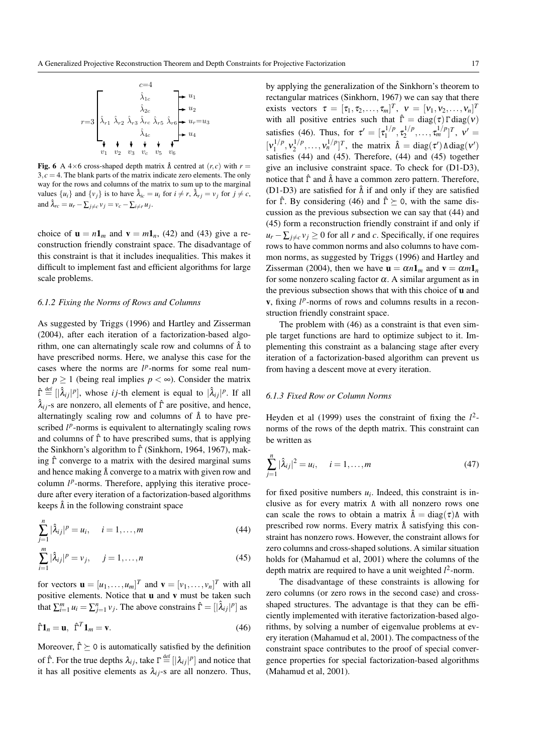$$
r{=}3 \begin{bmatrix} & & & \hat{\lambda}_{1c} & & \\ & & & \hat{\lambda}_{2c} & & \\ \hat{\lambda}_{r1} & \hat{\lambda}_{r2} & \hat{\lambda}_{r3} & \hat{\lambda}_{rc} & \hat{\lambda}_{r5} & \hat{\lambda}_{r6} \\ & & & \hat{\lambda}_{4c} & & \end{bmatrix} \begin{matrix} \to u_1 \\ \to u_2 \\ \to u_r{=}u_3 \\ \to u_4 \end{matrix}
$$

(column $c{=}4$; column sums $v_1 \; v_2 \; v_3 \; v_c \; v_5 \; v_6$)

**Fig. 6** A 4×6 cross-shaped depth matrix $\hat{\Lambda}$ centred at $(r,c)$ with $r = 3, c = 4$. The blank parts of the matrix indicate zero elements. The only way for the rows and columns of the matrix to sum up to the marginal values $\{u_i\}$ and $\{v_j\}$ is to have $\hat{\lambda}_{ic} = u_i$ for $i \neq r$, $\hat{\lambda}_{rj} = v_j$ for $j \neq c$, and $\hat{\lambda}_{rc} = u_r - \sum_{j \neq c} v_j = v_c - \sum_{i \neq r} u_j$.

choice of $\mathbf{u} = n\mathbf{1}_m$ and $\mathbf{v} = m\mathbf{1}_n$, (42) and (43) give a reconstruction friendly constraint space. The disadvantage of this constraint is that it includes inequalities. This makes it difficult to implement fast and efficient algorithms for large scale problems.

### 6.1.2 Fixing the Norms of Rows and Columns

As suggested by Triggs (1996) and Hartley and Zisserman (2004), after each iteration of a factorization-based algorithm, one can alternatingly scale row and columns of $\hat{\Lambda}$ to have prescribed norms. Here, we analyse this case for the cases where the norms are $l^p$-norms for some real number $p \geq 1$ (being real implies $p < \infty$). Consider the matrix $\hat{\Gamma} \stackrel{\text{def}}{=} [|\hat{\lambda}_{ij}|^p]$, whose $ij$-th element is equal to $|\hat{\lambda}_{ij}|^p$. If all $\hat{\lambda}_{ij}$-s are nonzero, all elements of $\hat{\Gamma}$ are positive, and hence, alternatingly scaling row and columns of $\hat{\Lambda}$ to have prescribed $l^p$-norms is equivalent to alternatingly scaling rows and columns of $\hat{\Gamma}$ to have prescribed sums, that is applying the Sinkhorn's algorithm to $\hat{\Gamma}$ (Sinkhorn, 1964, 1967), making $\hat{\Gamma}$ converge to a matrix with the desired marginal sums and hence making $\hat{\Lambda}$ converge to a matrix with given row and column $l^p$-norms. Therefore, applying this iterative procedure after every iteration of a factorization-based algorithms keeps $\hat{\Lambda}$ in the following constraint space

$$\sum_{j=1}^{n} |\hat{\lambda}_{ij}|^p = u_i, \quad i = 1, \ldots, m \tag{44}$$

$$\sum_{i=1}^{m} |\hat{\lambda}_{ij}|^p = v_j, \quad j = 1, \ldots, n \tag{45}$$

for vectors $\mathbf{u} = [u_1, \ldots, u_m]^T$ and $\mathbf{v} = [v_1, \ldots, v_n]^T$ with all positive entries. Notice that $\mathbf{u}$ and $\mathbf{v}$ must be taken such that $\sum_{i=1}^m u_i = \sum_{j=1}^n v_j$. The above constrains $\hat{\Gamma} = [|\hat{\lambda}_{ij}|^p]$ as

$$\hat{\Gamma}\mathbf{1}_n = \mathbf{u}, \;\; \hat{\Gamma}^T\mathbf{1}_m = \mathbf{v}. \tag{46}$$

Moreover, $\hat{\Gamma} \succeq 0$ is automatically satisfied by the definition of $\hat{\Gamma}$. For the true depths $\lambda_{ij}$, take $\Gamma \stackrel{\text{def}}{=} [|\lambda_{ij}|^p]$ and notice that it has all positive elements as $\lambda_{ij}$-s are all nonzero. Thus, by applying the generalization of the Sinkhorn's theorem to rectangular matrices (Sinkhorn, 1967) we can say that there exists vectors $\tau = [\tau_1, \tau_2, \ldots, \tau_m]^T$, $\nu = [\nu_1, \nu_2, \ldots, \nu_n]^T$ with all positive entries such that $\hat{\Gamma} = \text{diag}(\tau)\Gamma\text{diag}(\nu)$ satisfies (46). Thus, for $\tau' = [\tau_1^{1/p}, \tau_2^{1/p}, \ldots, \tau_m^{1/p}]^T$, $\nu' = [\nu_1^{1/p}, \nu_2^{1/p}, \ldots, \nu_n^{1/p}]^T$, the matrix $\hat{\Lambda} = \text{diag}(\tau')\Lambda\text{diag}(\nu')$ satisfies (44) and (45). Therefore, (44) and (45) together give an inclusive constraint space. To check for (D1-D3), notice that $\hat{\Gamma}$ and $\hat{\Lambda}$ have a common zero pattern. Therefore, (D1-D3) are satisfied for $\hat{\Lambda}$ if and only if they are satisfied for $\hat{\Gamma}$. By considering (46) and $\hat{\Gamma} \succeq 0$, with the same discussion as the previous subsection we can say that (44) and (45) form a reconstruction friendly constraint if and only if $u_r - \sum_{j \neq c} v_j \geq 0$ for all $r$ and $c$. Specifically, if one requires rows to have common norms and also columns to have common norms, as suggested by Triggs (1996) and Hartley and Zisserman (2004), then we have $\mathbf{u} = \alpha n\mathbf{1}_m$ and $\mathbf{v} = \alpha m\mathbf{1}_n$ for some nonzero scaling factor $\alpha$. A similar argument as in the previous subsection shows that with this choice of $\mathbf{u}$ and $\mathbf{v}$, fixing $l^p$-norms of rows and columns results in a reconstruction friendly constraint space.

The problem with (46) as a constraint is that even simple target functions are hard to optimize subject to it. Implementing this constraint as a balancing stage after every iteration of a factorization-based algorithm can prevent us from having a descent move at every iteration.

### 6.1.3 Fixed Row or Column Norms

Heyden et al (1999) uses the constraint of fixing the $l^2$-norms of the rows of the depth matrix. This constraint can be written as

$$\sum_{j=1}^{n} |\hat{\lambda}_{ij}|^2 = u_i, \quad i = 1, \ldots, m \tag{47}$$

for fixed positive numbers $u_i$. Indeed, this constraint is inclusive as for every matrix $\Lambda$ with all nonzero rows one can scale the rows to obtain a matrix $\hat{\Lambda} = \text{diag}(\tau)\Lambda$ with prescribed row norms. Every matrix $\hat{\Lambda}$ satisfying this constraint has nonzero rows. However, the constraint allows for zero columns and cross-shaped solutions. A similar situation holds for (Mahamud et al, 2001) where the columns of the depth matrix are required to have a unit weighted $l^2$-norm.

The disadvantage of these constraints is allowing for zero columns (or zero rows in the second case) and cross-shaped structures. The advantage is that they can be efficiently implemented with iterative factorization-based algorithms, by solving a number of eigenvalue problems at every iteration (Mahamud et al, 2001). The compactness of the constraint space contributes to the proof of special convergence properties for special factorization-based algorithms (Mahamud et al, 2001).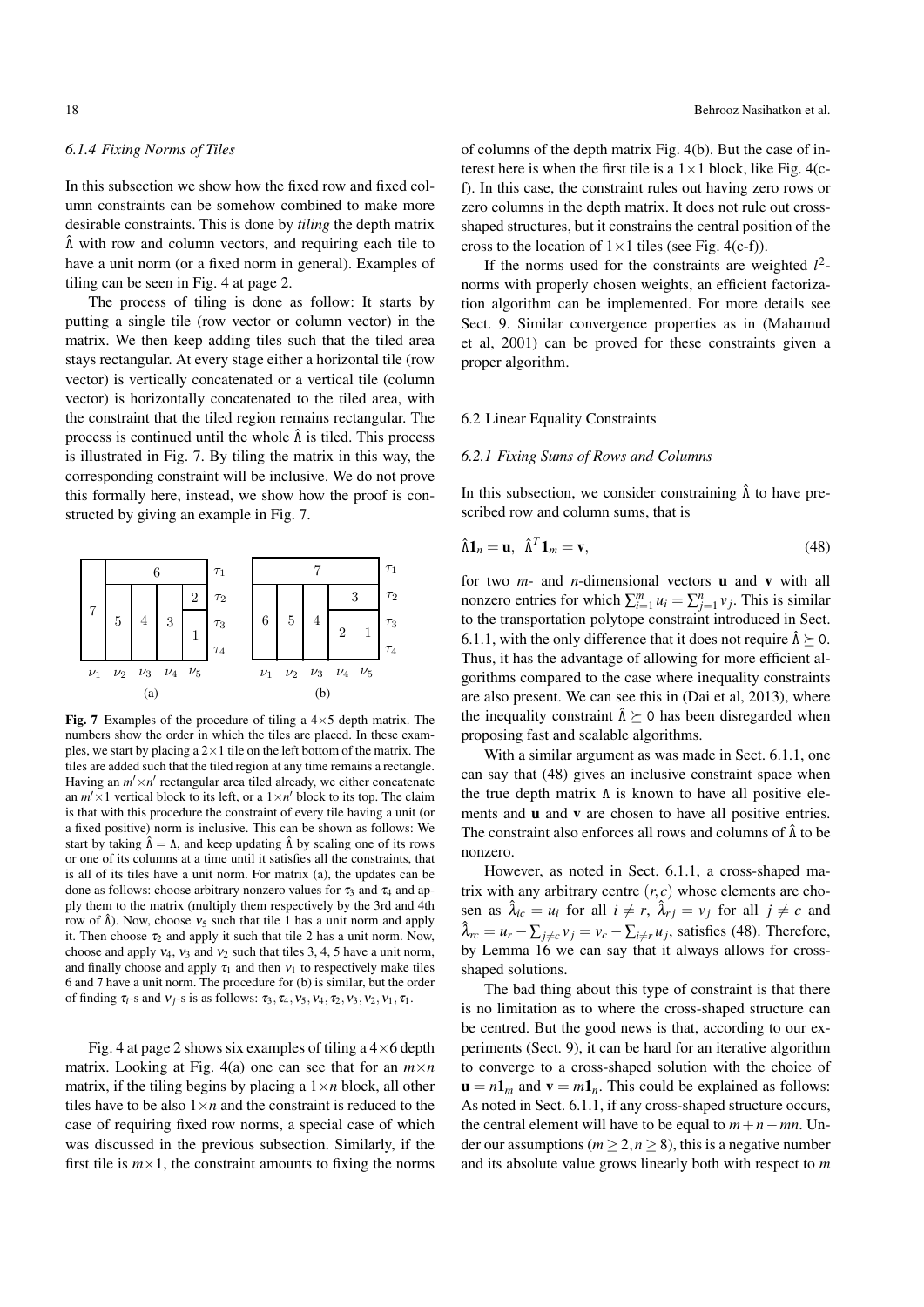#### 6.1.4 Fixing Norms of Tiles

In this subsection we show how the fixed row and fixed column constraints can be somehow combined to make more desirable constraints. This is done by *tiling* the depth matrix $\hat{\Lambda}$ with row and column vectors, and requiring each tile to have a unit norm (or a fixed norm in general). Examples of tiling can be seen in Fig. 4 at page 2.

The process of tiling is done as follow: It starts by putting a single tile (row vector or column vector) in the matrix. We then keep adding tiles such that the tiled area stays rectangular. At every stage either a horizontal tile (row vector) is vertically concatenated or a vertical tile (column vector) is horizontally concatenated to the tiled area, with the constraint that the tiled region remains rectangular. The process is continued until the whole $\hat{\Lambda}$ is tiled. This process is illustrated in Fig. 7. By tiling the matrix in this way, the corresponding constraint will be inclusive. We do not prove this formally here, instead, we show how the proof is constructed by giving an example in Fig. 7.

**Fig. 7** Examples of the procedure of tiling a $4\times5$ depth matrix. The numbers show the order in which the tiles are placed. In these examples, we start by placing a $2\times1$ tile on the left bottom of the matrix. The tiles are added such that the tiled region at any time remains a rectangle. Having an $m'\times n'$ rectangular area tiled already, we either concatenate an $m'\times1$ vertical block to its left, or a $1\times n'$ block to its top. The claim is that with this procedure the constraint of every tile having a unit (or a fixed positive) norm is inclusive. This can be shown as follows: We start by taking $\hat{\Lambda}=\Lambda$, and keep updating $\hat{\Lambda}$ by scaling one of its rows or one of its columns at a time until it satisfies all the constraints, that is all of its tiles have a unit norm. For matrix (a), the updates can be done as follows: choose arbitrary nonzero values for $\tau_3$ and $\tau_4$ and apply them to the matrix (multiply them respectively by the 3rd and 4th row of $\hat{\Lambda}$). Now, choose $\nu_5$ such that tile 1 has a unit norm and apply it. Then choose $\tau_2$ and apply it such that tile 2 has a unit norm. Now, choose and apply $\nu_4$, $\nu_3$ and $\nu_2$ such that tiles 3, 4, 5 have a unit norm, and finally choose and apply $\tau_1$ and then $\nu_1$ to respectively make tiles 6 and 7 have a unit norm. The procedure for (b) is similar, but the order of finding $\tau_i$-s and $\nu_j$-s is as follows: $\tau_3,\tau_4,\nu_5,\nu_4,\tau_2,\nu_3,\nu_2,\nu_1,\tau_1$.

Fig. 4 at page 2 shows six examples of tiling a $4\times6$ depth matrix. Looking at Fig. 4(a) one can see that for an $m\times n$ matrix, if the tiling begins by placing a $1\times n$ block, all other tiles have to be also $1\times n$ and the constraint is reduced to the case of requiring fixed row norms, a special case of which was discussed in the previous subsection. Similarly, if the first tile is $m\times1$, the constraint amounts to fixing the norms of columns of the depth matrix Fig. 4(b). But the case of interest here is when the first tile is a $1\times1$ block, like Fig. 4(c-f). In this case, the constraint rules out having zero rows or zero columns in the depth matrix. It does not rule out cross-shaped structures, but it constrains the central position of the cross to the location of $1\times1$ tiles (see Fig. 4(c-f)).

If the norms used for the constraints are weighted $l^2$-norms with properly chosen weights, an efficient factorization algorithm can be implemented. For more details see Sect. 9. Similar convergence properties as in (Mahamud et al, 2001) can be proved for these constraints given a proper algorithm.

### 6.2 Linear Equality Constraints

#### 6.2.1 Fixing Sums of Rows and Columns

In this subsection, we consider constraining $\hat{\Lambda}$ to have prescribed row and column sums, that is

$$\hat{\Lambda}\mathbf{1}_n=\mathbf{u},\ \ \hat{\Lambda}^T\mathbf{1}_m=\mathbf{v}, \tag{48}$$

for two $m$- and $n$-dimensional vectors $\mathbf{u}$ and $\mathbf{v}$ with all nonzero entries for which $\sum_{i=1}^m u_i=\sum_{j=1}^n v_j$. This is similar to the transportation polytope constraint introduced in Sect. 6.1.1, with the only difference that it does not require $\hat{\Lambda}\succeq 0$. Thus, it has the advantage of allowing for more efficient algorithms compared to the case where inequality constraints are also present. We can see this in (Dai et al, 2013), where the inequality constraint $\hat{\Lambda}\succeq 0$ has been disregarded when proposing fast and scalable algorithms.

With a similar argument as was made in Sect. 6.1.1, one can say that (48) gives an inclusive constraint space when the true depth matrix $\Lambda$ is known to have all positive elements and $\mathbf{u}$ and $\mathbf{v}$ are chosen to have all positive entries. The constraint also enforces all rows and columns of $\hat{\Lambda}$ to be nonzero.

However, as noted in Sect. 6.1.1, a cross-shaped matrix with any arbitrary centre $(r,c)$ whose elements are chosen as $\hat{\lambda}_{ic}=u_i$ for all $i\neq r$, $\hat{\lambda}_{rj}=v_j$ for all $j\neq c$ and $\hat{\lambda}_{rc}=u_r-\sum_{j\neq c}v_j=v_c-\sum_{i\neq r}u_j$, satisfies (48). Therefore, by Lemma 16 we can say that it always allows for cross-shaped solutions.

The bad thing about this type of constraint is that there is no limitation as to where the cross-shaped structure can be centred. But the good news is that, according to our experiments (Sect. 9), it can be hard for an iterative algorithm to converge to a cross-shaped solution with the choice of $\mathbf{u}=n\mathbf{1}_m$ and $\mathbf{v}=m\mathbf{1}_n$. This could be explained as follows: As noted in Sect. 6.1.1, if any cross-shaped structure occurs, the central element will have to be equal to $m+n-mn$. Under our assumptions ($m\geq 2, n\geq 8$), this is a negative number and its absolute value grows linearly both with respect to $m$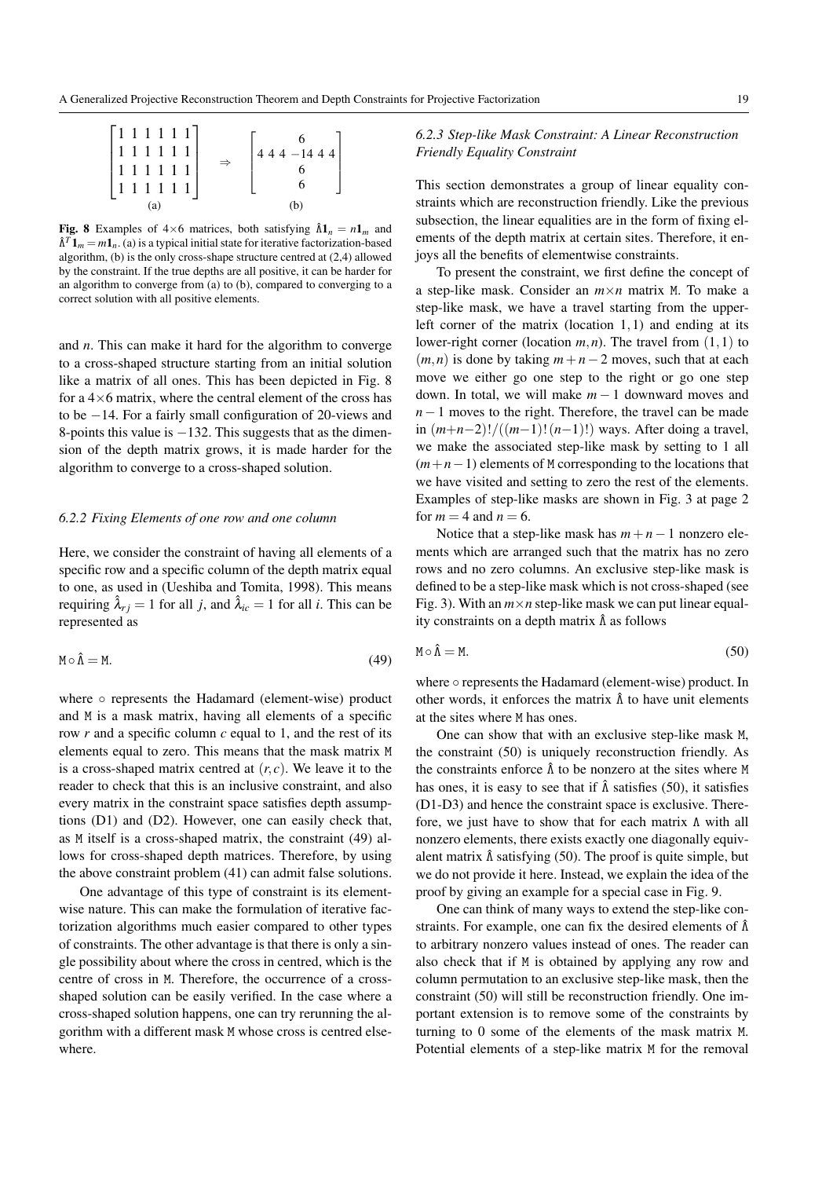$$
\begin{bmatrix} 1 & 1 & 1 & 1 & 1 & 1 \\ 1 & 1 & 1 & 1 & 1 & 1 \\ 1 & 1 & 1 & 1 & 1 & 1 \\ 1 & 1 & 1 & 1 & 1 & 1 \end{bmatrix} \quad \Rightarrow \quad \begin{bmatrix} & & & 6 & & \\ 4 & 4 & 4 & -14 & 4 & 4 \\ & & & 6 & & \\ & & & 6 & & \end{bmatrix}
$$

(a) (b)

**Fig. 8** Examples of $4{\times}6$ matrices, both satisfying $\hat{\Lambda}\mathbf{1}_n = n\mathbf{1}_m$ and $\hat{\Lambda}^T\mathbf{1}_m = m\mathbf{1}_n$. (a) is a typical initial state for iterative factorization-based algorithm, (b) is the only cross-shape structure centred at (2,4) allowed by the constraint. If the true depths are all positive, it can be harder for an algorithm to converge from (a) to (b), compared to converging to a correct solution with all positive elements.

and $n$. This can make it hard for the algorithm to converge to a cross-shaped structure starting from an initial solution like a matrix of all ones. This has been depicted in Fig. 8 for a $4{\times}6$ matrix, where the central element of the cross has to be $-14$. For a fairly small configuration of 20-views and 8-points this value is $-132$. This suggests that as the dimension of the depth matrix grows, it is made harder for the algorithm to converge to a cross-shaped solution.

#### 6.2.2 Fixing Elements of one row and one column

Here, we consider the constraint of having all elements of a specific row and a specific column of the depth matrix equal to one, as used in (Ueshiba and Tomita, 1998). This means requiring $\hat{\lambda}_{rj} = 1$ for all $j$, and $\hat{\lambda}_{ic} = 1$ for all $i$. This can be represented as

$$
\mathtt{M} \circ \hat{\Lambda} = \mathtt{M}. \tag{49}
$$

where $\circ$ represents the Hadamard (element-wise) product and $\mathtt{M}$ is a mask matrix, having all elements of a specific row $r$ and a specific column $c$ equal to 1, and the rest of its elements equal to zero. This means that the mask matrix $\mathtt{M}$ is a cross-shaped matrix centred at $(r, c)$. We leave it to the reader to check that this is an inclusive constraint, and also every matrix in the constraint space satisfies depth assumptions (D1) and (D2). However, one can easily check that, as $\mathtt{M}$ itself is a cross-shaped matrix, the constraint (49) allows for cross-shaped depth matrices. Therefore, by using the above constraint problem (41) can admit false solutions.

One advantage of this type of constraint is its elementwise nature. This can make the formulation of iterative factorization algorithms much easier compared to other types of constraints. The other advantage is that there is only a single possibility about where the cross in centred, which is the centre of cross in $\mathtt{M}$. Therefore, the occurrence of a cross-shaped solution can be easily verified. In the case where a cross-shaped solution happens, one can try rerunning the algorithm with a different mask $\mathtt{M}$ whose cross is centred elsewhere.

#### 6.2.3 Step-like Mask Constraint: A Linear Reconstruction Friendly Equality Constraint

This section demonstrates a group of linear equality constraints which are reconstruction friendly. Like the previous subsection, the linear equalities are in the form of fixing elements of the depth matrix at certain sites. Therefore, it enjoys all the benefits of elementwise constraints.

To present the constraint, we first define the concept of a step-like mask. Consider an $m{\times}n$ matrix $\mathtt{M}$. To make a step-like mask, we have a travel starting from the upper-left corner of the matrix (location $1,1$) and ending at its lower-right corner (location $m,n$). The travel from $(1,1)$ to $(m,n)$ is done by taking $m+n-2$ moves, such that at each move we either go one step to the right or go one step down. In total, we will make $m-1$ downward moves and $n-1$ moves to the right. Therefore, the travel can be made in $(m{+}n{-}2)!/((m{-}1)!(n{-}1)!)$ ways. After doing a travel, we make the associated step-like mask by setting to 1 all $(m+n-1)$ elements of $\mathtt{M}$ corresponding to the locations that we have visited and setting to zero the rest of the elements. Examples of step-like masks are shown in Fig. 3 at page 2 for $m=4$ and $n=6$.

Notice that a step-like mask has $m+n-1$ nonzero elements which are arranged such that the matrix has no zero rows and no zero columns. An exclusive step-like mask is defined to be a step-like mask which is not cross-shaped (see Fig. 3). With an $m{\times}n$ step-like mask we can put linear equality constraints on a depth matrix $\hat{\Lambda}$ as follows

$$
\mathtt{M} \circ \hat{\Lambda} = \mathtt{M}. \tag{50}
$$

where $\circ$ represents the Hadamard (element-wise) product. In other words, it enforces the matrix $\hat{\Lambda}$ to have unit elements at the sites where $\mathtt{M}$ has ones.

One can show that with an exclusive step-like mask $\mathtt{M}$, the constraint (50) is uniquely reconstruction friendly. As the constraints enforce $\hat{\Lambda}$ to be nonzero at the sites where $\mathtt{M}$ has ones, it is easy to see that if $\hat{\Lambda}$ satisfies (50), it satisfies (D1-D3) and hence the constraint space is exclusive. Therefore, we just have to show that for each matrix $\Lambda$ with all nonzero elements, there exists exactly one diagonally equivalent matrix $\hat{\Lambda}$ satisfying (50). The proof is quite simple, but we do not provide it here. Instead, we explain the idea of the proof by giving an example for a special case in Fig. 9.

One can think of many ways to extend the step-like constraints. For example, one can fix the desired elements of $\hat{\Lambda}$ to arbitrary nonzero values instead of ones. The reader can also check that if $\mathtt{M}$ is obtained by applying any row and column permutation to an exclusive step-like mask, then the constraint (50) will still be reconstruction friendly. One important extension is to remove some of the constraints by turning to 0 some of the elements of the mask matrix $\mathtt{M}$. Potential elements of a step-like matrix $\mathtt{M}$ for the removal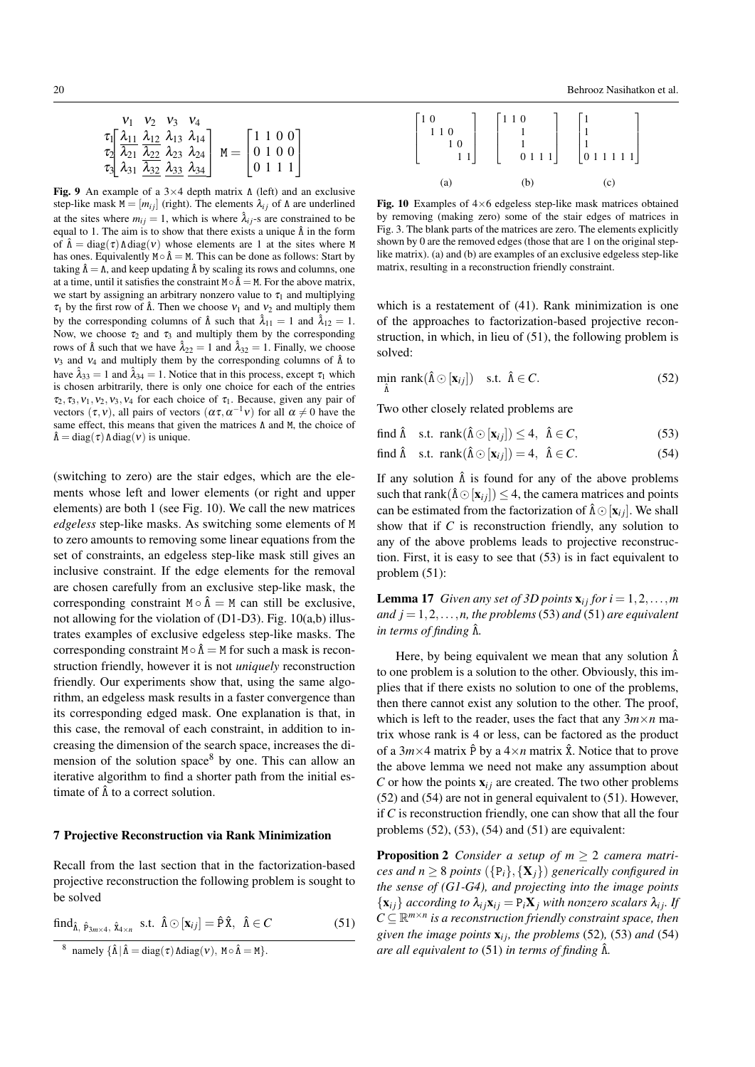$$
\begin{array}{c} \\ \tau_1 \\ \tau_2 \\ \tau_3 \end{array}
\begin{array}{c}
\begin{array}{cccc} v_1 & v_2 & v_3 & v_4 \end{array} \\
\begin{bmatrix}
\underline{\lambda_{11}} & \underline{\lambda_{12}} & \lambda_{13} & \lambda_{14} \\
\lambda_{21} & \underline{\lambda_{22}} & \lambda_{23} & \lambda_{24} \\
\lambda_{31} & \underline{\lambda_{32}} & \underline{\lambda_{33}} & \underline{\lambda_{34}}
\end{bmatrix}
\end{array}
\quad \mathtt{M} = \begin{bmatrix} 1 & 1 & 0 & 0 \\ 0 & 1 & 0 & 0 \\ 0 & 1 & 1 & 1 \end{bmatrix}
$$

**Fig. 9** An example of a $3\times4$ depth matrix $\Lambda$ (left) and an exclusive step-like mask $\mathtt{M} = [m_{ij}]$ (right). The elements $\lambda_{ij}$ of $\Lambda$ are underlined at the sites where $m_{ij} = 1$, which is where $\hat{\lambda}_{ij}$-s are constrained to be equal to 1. The aim is to show that there exists a unique $\hat{\Lambda}$ in the form of $\hat{\Lambda} = \mathrm{diag}(\tau)\Lambda\,\mathrm{diag}(v)$ whose elements are 1 at the sites where $\mathtt{M}$ has ones. Equivalently $\mathtt{M}\circ\hat{\Lambda} = \mathtt{M}$. This can be done as follows: Start by taking $\hat{\Lambda} = \Lambda$, and keep updating $\hat{\Lambda}$ by scaling its rows and columns, one at a time, until it satisfies the constraint $\mathtt{M}\circ\hat{\Lambda} = \mathtt{M}$. For the above matrix, we start by assigning an arbitrary nonzero value to $\tau_1$ and multiplying $\tau_1$ by the first row of $\hat{\Lambda}$. Then we choose $v_1$ and $v_2$ and multiply them by the corresponding columns of $\hat{\Lambda}$ such that $\hat{\lambda}_{11} = 1$ and $\hat{\lambda}_{12} = 1$. Now, we choose $\tau_2$ and $\tau_3$ and multiply them by the corresponding rows of $\hat{\Lambda}$ such that we have $\hat{\lambda}_{22} = 1$ and $\hat{\lambda}_{32} = 1$. Finally, we choose $v_3$ and $v_4$ and multiply them by the corresponding columns of $\hat{\Lambda}$ to have $\hat{\lambda}_{33} = 1$ and $\hat{\lambda}_{34} = 1$. Notice that in this process, except $\tau_1$ which is chosen arbitrarily, there is only one choice for each of the entries $\tau_2, \tau_3, v_1, v_2, v_3, v_4$ for each choice of $\tau_1$. Because, given any pair of vectors $(\tau, v)$, all pairs of vectors $(\alpha\tau, \alpha^{-1}v)$ for all $\alpha \neq 0$ have the same effect, this means that given the matrices $\Lambda$ and $\mathtt{M}$, the choice of $\hat{\Lambda} = \mathrm{diag}(\tau)\Lambda\,\mathrm{diag}(v)$ is unique.

(switching to zero) are the stair edges, which are the elements whose left and lower elements (or right and upper elements) are both 1 (see Fig. 10). We call the new matrices *edgeless* step-like masks. As switching some elements of $\mathtt{M}$ to zero amounts to removing some linear equations from the set of constraints, an edgeless step-like mask still gives an inclusive constraint. If the edge elements for the removal are chosen carefully from an exclusive step-like mask, the corresponding constraint $\mathtt{M}\circ\hat{\Lambda} = \mathtt{M}$ can still be exclusive, not allowing for the violation of (D1-D3). Fig. 10(a,b) illustrates examples of exclusive edgeless step-like masks. The corresponding constraint $\mathtt{M}\circ\hat{\Lambda} = \mathtt{M}$ for such a mask is reconstruction friendly, however it is not *uniquely* reconstruction friendly. Our experiments show that, using the same algorithm, an edgeless mask results in a faster convergence than its corresponding edged mask. One explanation is that, in this case, the removal of each constraint, in addition to increasing the dimension of the search space, increases the dimension of the solution space[8] by one. This can allow an iterative algorithm to find a shorter path from the initial estimate of $\hat{\Lambda}$ to a correct solution.

[8] namely $\{\hat{\Lambda}\,|\,\hat{\Lambda} = \mathrm{diag}(\tau)\Lambda\mathrm{diag}(v),\ \mathtt{M}\circ\hat{\Lambda} = \mathtt{M}\}$.

$$
\begin{bmatrix} 1 & 0 & & & & \\ & 1 & 1 & 0 & & \\ & & & 1 & 0 & \\ & & & & 1 & 1 \end{bmatrix}
\quad
\begin{bmatrix} 1 & 1 & 0 & & & \\ & & 1 & & & \\ & & 1 & & & \\ & & 0 & 1 & 1 & 1 \end{bmatrix}
\quad
\begin{bmatrix} 1 & & & & & \\ 1 & & & & & \\ 1 & & & & & \\ 0 & 1 & 1 & 1 & 1 & 1 \end{bmatrix}
$$

(a) (b) (c)

**Fig. 10** Examples of $4\times6$ edgeless step-like mask matrices obtained by removing (making zero) some of the stair edges of matrices in Fig. 3. The blank parts of the matrices are zero. The elements explicitly shown by 0 are the removed edges (those that are 1 on the original step-like matrix). (a) and (b) are examples of an exclusive edgeless step-like matrix, resulting in a reconstruction friendly constraint.

which is a restatement of (41). Rank minimization is one of the approaches to factorization-based projective reconstruction, in which, in lieu of (51), the following problem is solved:

$$
\min_{\hat{\Lambda}}\ \mathrm{rank}(\hat{\Lambda}\odot[\mathbf{x}_{ij}]) \quad \text{s.t.}\ \ \hat{\Lambda}\in C. \tag{52}
$$

Two other closely related problems are

$$
\text{find } \hat{\Lambda} \quad \text{s.t. } \mathrm{rank}(\hat{\Lambda}\odot[\mathbf{x}_{ij}]) \le 4,\ \ \hat{\Lambda}\in C, \tag{53}
$$

$$
\text{find } \hat{\Lambda} \quad \text{s.t. } \mathrm{rank}(\hat{\Lambda}\odot[\mathbf{x}_{ij}]) = 4,\ \ \hat{\Lambda}\in C. \tag{54}
$$

If any solution $\hat{\Lambda}$ is found for any of the above problems such that $\mathrm{rank}(\hat{\Lambda}\odot[\mathbf{x}_{ij}]) \le 4$, the camera matrices and points can be estimated from the factorization of $\hat{\Lambda}\odot[\mathbf{x}_{ij}]$. We shall show that if $C$ is reconstruction friendly, any solution to any of the above problems leads to projective reconstruction. First, it is easy to see that (53) is in fact equivalent to problem (51):

**Lemma 17** *Given any set of 3D points $\mathbf{x}_{ij}$ for $i = 1,2,\ldots,m$ and $j = 1,2,\ldots,n$, the problems* (53) *and* (51) *are equivalent in terms of finding $\hat{\Lambda}$.*

Here, by being equivalent we mean that any solution $\hat{\Lambda}$ to one problem is a solution to the other. Obviously, this implies that if there exists no solution to one of the problems, then there cannot exist any solution to the other. The proof, which is left to the reader, uses the fact that any $3m\times n$ matrix whose rank is 4 or less, can be factored as the product of a $3m\times4$ matrix $\hat{\mathtt{P}}$ by a $4\times n$ matrix $\hat{\mathtt{X}}$. Notice that to prove the above lemma we need not make any assumption about $C$ or how the points $\mathbf{x}_{ij}$ are created. The two other problems (52) and (54) are not in general equivalent to (51). However, if $C$ is reconstruction friendly, one can show that all the four problems (52), (53), (54) and (51) are equivalent:

**Proposition 2** *Consider a setup of $m \ge 2$ camera matrices and $n \ge 8$ points $(\{\mathtt{P}_i\},\{\mathbf{X}_j\})$ generically configured in the sense of (G1-G4), and projecting into the image points $\{\mathbf{x}_{ij}\}$ according to $\lambda_{ij}\mathbf{x}_{ij} = \mathtt{P}_i\mathbf{X}_j$ with nonzero scalars $\lambda_{ij}$. If $C \subseteq \mathbb{R}^{m\times n}$ is a reconstruction friendly constraint space, then given the image points $\mathbf{x}_{ij}$, the problems* (52)*,* (53) *and* (54) *are all equivalent to* (51) *in terms of finding $\hat{\Lambda}$.*

## 7 Projective Reconstruction via Rank Minimization

Recall from the last section that in the factorization-based projective reconstruction the following problem is sought to be solved

$$
\mathrm{find}_{\hat{\Lambda},\ \hat{\mathtt{P}}_{3m\times4},\ \hat{\mathtt{X}}_{4\times n}}\ \ \text{s.t. } \hat{\Lambda}\odot[\mathbf{x}_{ij}] = \hat{\mathtt{P}}\,\hat{\mathtt{X}},\ \ \hat{\Lambda}\in C \tag{51}
$$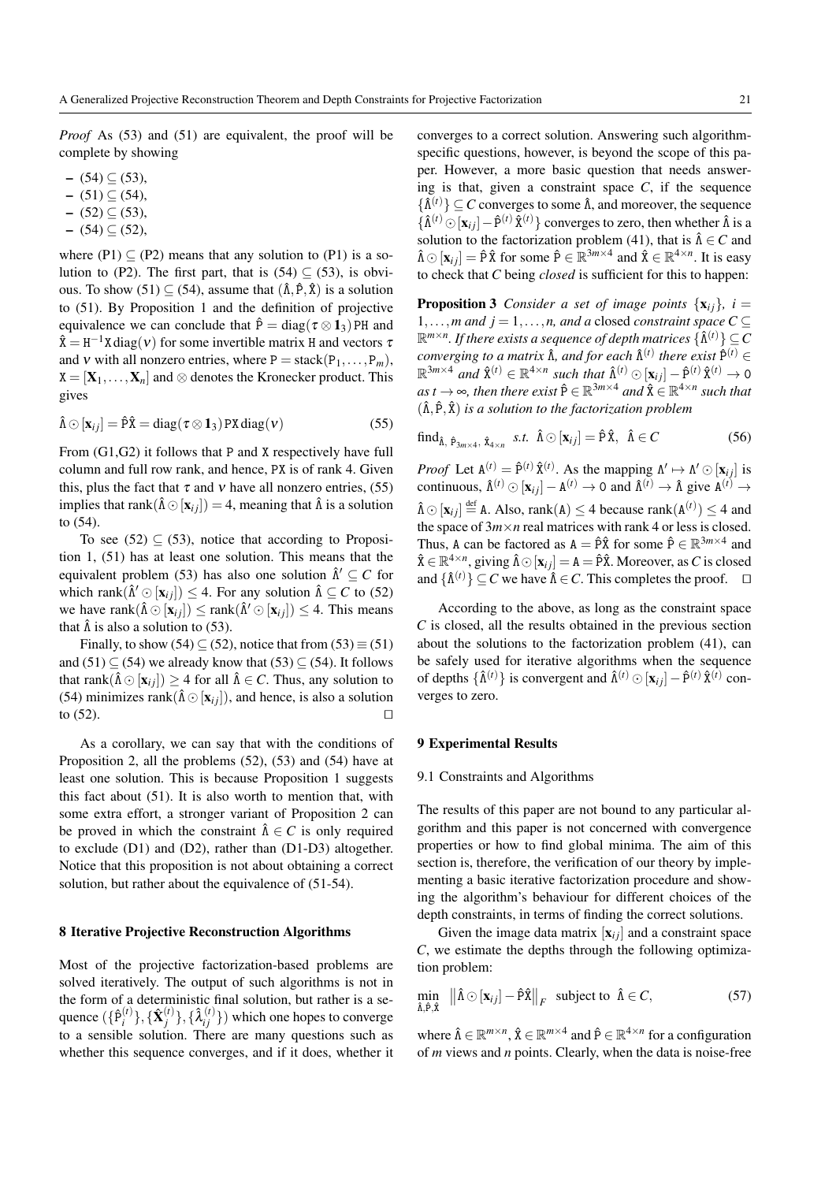*Proof* As (53) and (51) are equivalent, the proof will be complete by showing

- (54) $\subseteq$ (53),
- (51) $\subseteq$ (54),
- (52) $\subseteq$ (53),
- (54) $\subseteq$ (52),

where (P1) $\subseteq$ (P2) means that any solution to (P1) is a solution to (P2). The first part, that is (54) $\subseteq$ (53), is obvious. To show (51) $\subseteq$ (54), assume that $(\hat{\Lambda}, \hat{P}, \hat{X})$ is a solution to (51). By Proposition 1 and the definition of projective equivalence we can conclude that $\hat{P} = \mathrm{diag}(\tau \otimes \mathbf{1}_3)\,\mathtt{P}\mathtt{H}$ and $\hat{X} = \mathtt{H}^{-1}\mathtt{X}\,\mathrm{diag}(\nu)$ for some invertible matrix H and vectors $\tau$ and $\nu$ with all nonzero entries, where $\mathtt{P} = \mathrm{stack}(\mathtt{P}_1, \ldots, \mathtt{P}_m)$, $\mathtt{X} = [\mathbf{X}_1, \ldots, \mathbf{X}_n]$ and $\otimes$ denotes the Kronecker product. This gives

$$\hat{\Lambda} \odot [\mathbf{x}_{ij}] = \hat{P}\hat{X} = \mathrm{diag}(\tau \otimes \mathbf{1}_3)\,\mathtt{P}\mathtt{X}\,\mathrm{diag}(\nu) \tag{55}$$

From (G1,G2) it follows that P and X respectively have full column and full row rank, and hence, PX is of rank 4. Given this, plus the fact that $\tau$ and $\nu$ have all nonzero entries, (55) implies that $\mathrm{rank}(\hat{\Lambda} \odot [\mathbf{x}_{ij}]) = 4$, meaning that $\hat{\Lambda}$ is a solution to (54).

To see (52) $\subseteq$ (53), notice that according to Proposition 1, (51) has at least one solution. This means that the equivalent problem (53) has also one solution $\hat{\Lambda}' \subseteq C$ for which $\mathrm{rank}(\hat{\Lambda}' \odot [\mathbf{x}_{ij}]) \leq 4$. For any solution $\hat{\Lambda} \subseteq C$ to (52) we have $\mathrm{rank}(\hat{\Lambda} \odot [\mathbf{x}_{ij}]) \leq \mathrm{rank}(\hat{\Lambda}' \odot [\mathbf{x}_{ij}]) \leq 4$. This means that $\hat{\Lambda}$ is also a solution to (53).

Finally, to show (54) $\subseteq$ (52), notice that from (53) $\equiv$ (51) and (51) $\subseteq$ (54) we already know that (53) $\subseteq$ (54). It follows that $\mathrm{rank}(\hat{\Lambda} \odot [\mathbf{x}_{ij}]) \geq 4$ for all $\hat{\Lambda} \in C$. Thus, any solution to (54) minimizes $\mathrm{rank}(\hat{\Lambda} \odot [\mathbf{x}_{ij}])$, and hence, is also a solution to (52). $\square$

As a corollary, we can say that with the conditions of Proposition 2, all the problems (52), (53) and (54) have at least one solution. This is because Proposition 1 suggests this fact about (51). It is also worth to mention that, with some extra effort, a stronger variant of Proposition 2 can be proved in which the constraint $\hat{\Lambda} \in C$ is only required to exclude (D1) and (D2), rather than (D1-D3) altogether. Notice that this proposition is not about obtaining a correct solution, but rather about the equivalence of (51-54).

## 8 Iterative Projective Reconstruction Algorithms

Most of the projective factorization-based problems are solved iteratively. The output of such algorithms is not in the form of a deterministic final solution, but rather is a sequence $(\{\hat{P}_i^{(t)}\}, \{\hat{\mathbf{X}}_j^{(t)}\}, \{\hat{\lambda}_{ij}^{(t)}\})$ which one hopes to converge to a sensible solution. There are many questions such as whether this sequence converges, and if it does, whether it converges to a correct solution. Answering such algorithm-specific questions, however, is beyond the scope of this paper. However, a more basic question that needs answering is that, given a constraint space $C$, if the sequence $\{\hat{\Lambda}^{(t)}\} \subseteq C$ converges to some $\hat{\Lambda}$, and moreover, the sequence $\{\hat{\Lambda}^{(t)} \odot [\mathbf{x}_{ij}] - \hat{P}^{(t)}\hat{X}^{(t)}\}$ converges to zero, then whether $\hat{\Lambda}$ is a solution to the factorization problem (41), that is $\hat{\Lambda} \in C$ and $\hat{\Lambda} \odot [\mathbf{x}_{ij}] = \hat{P}\hat{X}$ for some $\hat{P} \in \mathbb{R}^{3m\times 4}$ and $\hat{X} \in \mathbb{R}^{4\times n}$. It is easy to check that $C$ being *closed* is sufficient for this to happen:

**Proposition 3** *Consider a set of image points $\{\mathbf{x}_{ij}\}$, $i = 1, \ldots, m$ and $j = 1, \ldots, n$, and a* closed *constraint space $C \subseteq \mathbb{R}^{m\times n}$. If there exists a sequence of depth matrices $\{\hat{\Lambda}^{(t)}\} \subseteq C$ converging to a matrix $\hat{\Lambda}$, and for each $\hat{\Lambda}^{(t)}$ there exist $\hat{P}^{(t)} \in \mathbb{R}^{3m\times 4}$ and $\hat{X}^{(t)} \in \mathbb{R}^{4\times n}$ such that $\hat{\Lambda}^{(t)} \odot [\mathbf{x}_{ij}] - \hat{P}^{(t)}\hat{X}^{(t)} \to 0$ as $t \to \infty$, then there exist $\hat{P} \in \mathbb{R}^{3m\times 4}$ and $\hat{X} \in \mathbb{R}^{4\times n}$ such that $(\hat{\Lambda}, \hat{P}, \hat{X})$ is a solution to the factorization problem*

$$\mathrm{find}_{\hat{\Lambda},\, \hat{P}_{3m\times 4},\, \hat{X}_{4\times n}} \;\; s.t. \;\; \hat{\Lambda} \odot [\mathbf{x}_{ij}] = \hat{P}\hat{X}, \;\; \hat{\Lambda} \in C \tag{56}$$

*Proof* Let $\mathtt{A}^{(t)} = \hat{P}^{(t)}\hat{X}^{(t)}$. As the mapping $\Lambda' \mapsto \Lambda' \odot [\mathbf{x}_{ij}]$ is continuous, $\hat{\Lambda}^{(t)} \odot [\mathbf{x}_{ij}] - \mathtt{A}^{(t)} \to 0$ and $\hat{\Lambda}^{(t)} \to \hat{\Lambda}$ give $\mathtt{A}^{(t)} \to \hat{\Lambda} \odot [\mathbf{x}_{ij}] \stackrel{\text{def}}{=} \mathtt{A}$. Also, $\mathrm{rank}(\mathtt{A}) \leq 4$ because $\mathrm{rank}(\mathtt{A}^{(t)}) \leq 4$ and the space of $3m\times n$ real matrices with rank 4 or less is closed. Thus, A can be factored as $\mathtt{A} = \hat{P}\hat{X}$ for some $\hat{P} \in \mathbb{R}^{3m\times 4}$ and $\hat{X} \in \mathbb{R}^{4\times n}$, giving $\hat{\Lambda} \odot [\mathbf{x}_{ij}] = \mathtt{A} = \hat{P}\hat{X}$. Moreover, as $C$ is closed and $\{\hat{\Lambda}^{(t)}\} \subseteq C$ we have $\hat{\Lambda} \in C$. This completes the proof. $\square$

According to the above, as long as the constraint space $C$ is closed, all the results obtained in the previous section about the solutions to the factorization problem (41), can be safely used for iterative algorithms when the sequence of depths $\{\hat{\Lambda}^{(t)}\}$ is convergent and $\hat{\Lambda}^{(t)} \odot [\mathbf{x}_{ij}] - \hat{P}^{(t)}\hat{X}^{(t)}$ converges to zero.

## 9 Experimental Results

### 9.1 Constraints and Algorithms

The results of this paper are not bound to any particular algorithm and this paper is not concerned with convergence properties or how to find global minima. The aim of this section is, therefore, the verification of our theory by implementing a basic iterative factorization procedure and showing the algorithm's behaviour for different choices of the depth constraints, in terms of finding the correct solutions.

Given the image data matrix $[\mathbf{x}_{ij}]$ and a constraint space $C$, we estimate the depths through the following optimization problem:

$$\min_{\hat{\Lambda}, \hat{P}, \hat{X}} \;\; \left\|\hat{\Lambda} \odot [\mathbf{x}_{ij}] - \hat{P}\hat{X}\right\|_F \;\; \text{subject to} \;\; \hat{\Lambda} \in C, \tag{57}$$

where $\hat{\Lambda} \in \mathbb{R}^{m\times n}$, $\hat{X} \in \mathbb{R}^{m\times 4}$ and $\hat{P} \in \mathbb{R}^{4\times n}$ for a configuration of $m$ views and $n$ points. Clearly, when the data is noise-free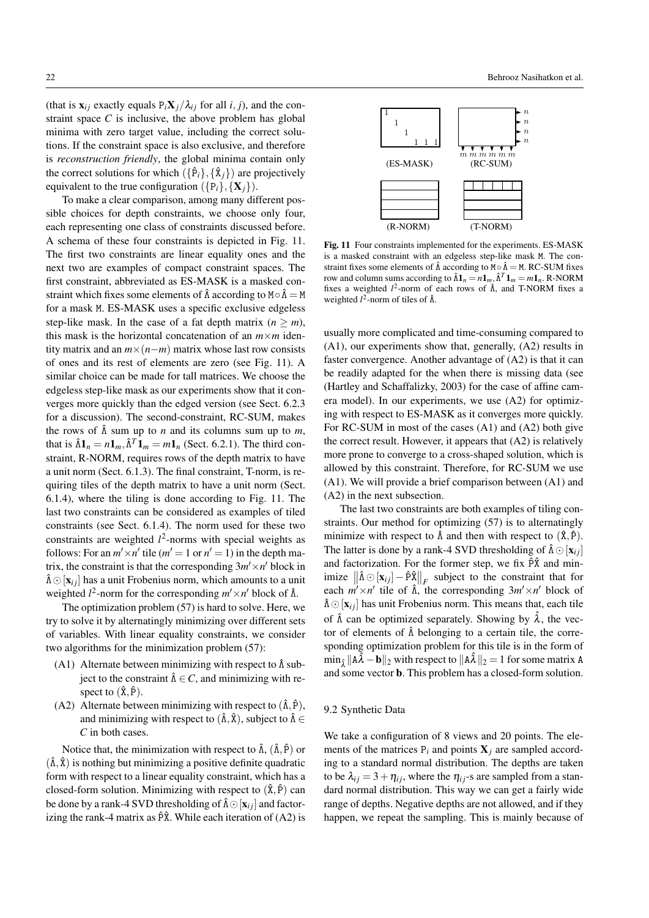(that is $\mathbf{x}_{ij}$ exactly equals $\mathtt{P}_i\mathbf{X}_j/\lambda_{ij}$ for all $i, j$), and the constraint space $C$ is inclusive, the above problem has global minima with zero target value, including the correct solutions. If the constraint space is also exclusive, and therefore is *reconstruction friendly*, the global minima contain only the correct solutions for which $(\{\hat{\mathtt{P}}_i\}, \{\hat{\mathtt{X}}_j\})$ are projectively equivalent to the true configuration $(\{\mathtt{P}_i\}, \{\mathbf{X}_j\})$.

To make a clear comparison, among many different possible choices for depth constraints, we choose only four, each representing one class of constraints discussed before. A schema of these four constraints is depicted in Fig. 11. The first two constraints are linear equality ones and the next two are examples of compact constraint spaces. The first constraint, abbreviated as ES-MASK is a masked constraint which fixes some elements of $\hat{\Lambda}$ according to $\mathtt{M} \circ \hat{\Lambda} = \mathtt{M}$ for a mask $\mathtt{M}$. ES-MASK uses a specific exclusive edgeless step-like mask. In the case of a fat depth matrix ($n \geq m$), this mask is the horizontal concatenation of an $m \times m$ identity matrix and an $m \times (n-m)$ matrix whose last row consists of ones and its rest of elements are zero (see Fig. 11). A similar choice can be made for tall matrices. We choose the edgeless step-like mask as our experiments show that it converges more quickly than the edged version (see Sect. 6.2.3 for a discussion). The second-constraint, RC-SUM, makes the rows of $\hat{\Lambda}$ sum up to $n$ and its columns sum up to $m$, that is $\hat{\Lambda}\mathbf{1}_n = n\mathbf{1}_m, \hat{\Lambda}^T\mathbf{1}_m = m\mathbf{1}_n$ (Sect. 6.2.1). The third constraint, R-NORM, requires rows of the depth matrix to have a unit norm (Sect. 6.1.3). The final constraint, T-norm, is requiring tiles of the depth matrix to have a unit norm (Sect. 6.1.4), where the tiling is done according to Fig. 11. The last two constraints can be considered as examples of tiled constraints (see Sect. 6.1.4). The norm used for these two constraints are weighted $l^2$-norms with special weights as follows: For an $m' \times n'$ tile ($m' = 1$ or $n' = 1$) in the depth matrix, the constraint is that the corresponding $3m' \times n'$ block in $\hat{\Lambda} \odot [\mathbf{x}_{ij}]$ has a unit Frobenius norm, which amounts to a unit weighted $l^2$-norm for the corresponding $m' \times n'$ block of $\hat{\Lambda}$.

The optimization problem (57) is hard to solve. Here, we try to solve it by alternatingly minimizing over different sets of variables. With linear equality constraints, we consider two algorithms for the minimization problem (57):

- (A1) Alternate between minimizing with respect to $\hat{\Lambda}$ subject to the constraint $\hat{\Lambda} \in C$, and minimizing with respect to $(\hat{\mathtt{X}}, \hat{\mathtt{P}})$.
- (A2) Alternate between minimizing with respect to $(\hat{\Lambda}, \hat{\mathtt{P}})$, and minimizing with respect to $(\hat{\Lambda}, \hat{\mathtt{X}})$, subject to $\hat{\Lambda} \in C$ in both cases.

Notice that, the minimization with respect to $\hat{\Lambda}$, $(\hat{\Lambda}, \hat{\mathtt{P}})$ or $(\hat{\Lambda}, \hat{\mathtt{X}})$ is nothing but minimizing a positive definite quadratic form with respect to a linear equality constraint, which has a closed-form solution. Minimizing with respect to $(\hat{\mathtt{X}}, \hat{\mathtt{P}})$ can be done by a rank-4 SVD thresholding of $\hat{\Lambda} \odot [\mathbf{x}_{ij}]$ and factorizing the rank-4 matrix as $\hat{\mathtt{P}}\hat{\mathtt{X}}$. While each iteration of (A2) is usually more complicated and time-consuming compared to (A1), our experiments show that, generally, (A2) results in faster convergence. Another advantage of (A2) is that it can be readily adapted for the when there is missing data (see (Hartley and Schaffalizky, 2003) for the case of affine camera model). In our experiments, we use (A2) for optimizing with respect to ES-MASK as it converges more quickly. For RC-SUM in most of the cases (A1) and (A2) both give the correct result. However, it appears that (A2) is relatively more prone to converge to a cross-shaped solution, which is allowed by this constraint. Therefore, for RC-SUM we use (A1). We will provide a brief comparison between (A1) and (A2) in the next subsection.

The last two constraints are both examples of tiling constraints. Our method for optimizing (57) is to alternatingly minimize with respect to $\hat{\Lambda}$ and then with respect to $(\hat{\mathtt{X}}, \hat{\mathtt{P}})$. The latter is done by a rank-4 SVD thresholding of $\hat{\Lambda} \odot [\mathbf{x}_{ij}]$ and factorization. For the former step, we fix $\hat{\mathtt{P}}\hat{\mathtt{X}}$ and minimize $\left\|\hat{\Lambda} \odot [\mathbf{x}_{ij}] - \hat{\mathtt{P}}\hat{\mathtt{X}}\right\|_F$ subject to the constraint that for each $m' \times n'$ tile of $\hat{\Lambda}$, the corresponding $3m' \times n'$ block of $\hat{\Lambda} \odot [\mathbf{x}_{ij}]$ has unit Frobenius norm. This means that, each tile of $\hat{\Lambda}$ can be optimized separately. Showing by $\hat{\boldsymbol{\lambda}}$, the vector of elements of $\hat{\Lambda}$ belonging to a certain tile, the corresponding optimization problem for this tile is in the form of $\min_{\hat{\boldsymbol{\lambda}}} \|\mathtt{A}\hat{\boldsymbol{\lambda}} - \mathbf{b}\|_2$ with respect to $\|\mathtt{A}\hat{\boldsymbol{\lambda}}\|_2 = 1$ for some matrix $\mathtt{A}$ and some vector $\mathbf{b}$. This problem has a closed-form solution.

**Fig. 11** Four constraints implemented for the experiments. ES-MASK is a masked constraint with an edgeless step-like mask $\mathtt{M}$. The constraint fixes some elements of $\hat{\Lambda}$ according to $\mathtt{M} \circ \hat{\Lambda} = \mathtt{M}$. RC-SUM fixes row and column sums according to $\hat{\Lambda}\mathbf{1}_n = n\mathbf{1}_m, \hat{\Lambda}^T\mathbf{1}_m = m\mathbf{1}_n$. R-NORM fixes a weighted $l^2$-norm of each rows of $\hat{\Lambda}$, and T-NORM fixes a weighted $l^2$-norm of tiles of $\hat{\Lambda}$.

### 9.2 Synthetic Data

We take a configuration of 8 views and 20 points. The elements of the matrices $\mathtt{P}_i$ and points $\mathbf{X}_j$ are sampled according to a standard normal distribution. The depths are taken to be $\lambda_{ij} = 3 + \eta_{ij}$, where the $\eta_{ij}$-s are sampled from a standard normal distribution. This way we can get a fairly wide range of depths. Negative depths are not allowed, and if they happen, we repeat the sampling. This is mainly because of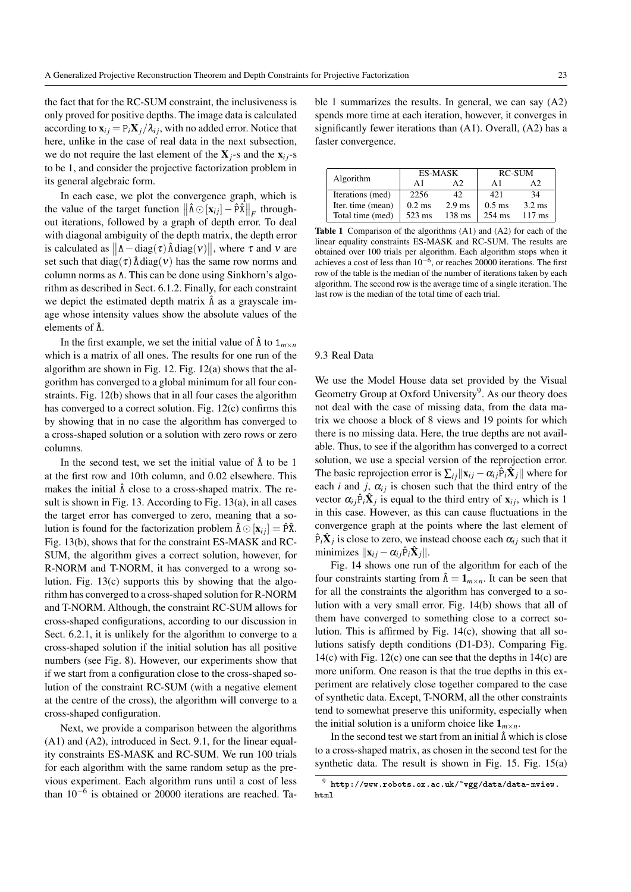the fact that for the RC-SUM constraint, the inclusiveness is only proved for positive depths. The image data is calculated according to $\mathbf{x}_{ij} = \mathtt{P}_i\mathbf{X}_j/\lambda_{ij}$, with no added error. Notice that here, unlike in the case of real data in the next subsection, we do not require the last element of the $\mathbf{X}_j$-s and the $\mathbf{x}_{ij}$-s to be 1, and consider the projective factorization problem in its general algebraic form.

In each case, we plot the convergence graph, which is the value of the target function $\|\hat{\Lambda} \odot [\mathbf{x}_{ij}] - \hat{\mathtt{P}}\hat{\mathtt{X}}\|_F$ throughout iterations, followed by a graph of depth error. To deal with diagonal ambiguity of the depth matrix, the depth error is calculated as $\|\Lambda - \mathrm{diag}(\tau)\hat{\Lambda}\mathrm{diag}(\nu)\|$, where $\tau$ and $\nu$ are set such that $\mathrm{diag}(\tau)\hat{\Lambda}\mathrm{diag}(\nu)$ has the same row norms and column norms as $\Lambda$. This can be done using Sinkhorn's algorithm as described in Sect. 6.1.2. Finally, for each constraint we depict the estimated depth matrix $\hat{\Lambda}$ as a grayscale image whose intensity values show the absolute values of the elements of $\hat{\Lambda}$.

In the first example, we set the initial value of $\hat{\Lambda}$ to $\mathtt{1}_{m\times n}$ which is a matrix of all ones. The results for one run of the algorithm are shown in Fig. 12. Fig. 12(a) shows that the algorithm has converged to a global minimum for all four constraints. Fig. 12(b) shows that in all four cases the algorithm has converged to a correct solution. Fig. 12(c) confirms this by showing that in no case the algorithm has converged to a cross-shaped solution or a solution with zero rows or zero columns.

In the second test, we set the initial value of $\hat{\Lambda}$ to be 1 at the first row and 10th column, and 0.02 elsewhere. This makes the initial $\hat{\Lambda}$ close to a cross-shaped matrix. The result is shown in Fig. 13. According to Fig. 13(a), in all cases the target error has converged to zero, meaning that a solution is found for the factorization problem $\hat{\Lambda} \odot [\mathbf{x}_{ij}] = \hat{\mathtt{P}}\hat{\mathtt{X}}$. Fig. 13(b), shows that for the constraint ES-MASK and RC-SUM, the algorithm gives a correct solution, however, for R-NORM and T-NORM, it has converged to a wrong solution. Fig. 13(c) supports this by showing that the algorithm has converged to a cross-shaped solution for R-NORM and T-NORM. Although, the constraint RC-SUM allows for cross-shaped configurations, according to our discussion in Sect. 6.2.1, it is unlikely for the algorithm to converge to a cross-shaped solution if the initial solution has all positive numbers (see Fig. 8). However, our experiments show that if we start from a configuration close to the cross-shaped solution of the constraint RC-SUM (with a negative element at the centre of the cross), the algorithm will converge to a cross-shaped configuration.

Next, we provide a comparison between the algorithms (A1) and (A2), introduced in Sect. 9.1, for the linear equality constraints ES-MASK and RC-SUM. We run 100 trials for each algorithm with the same random setup as the previous experiment. Each algorithm runs until a cost of less than $10^{-6}$ is obtained or 20000 iterations are reached. Table 1 summarizes the results. In general, we can say (A2) spends more time at each iteration, however, it converges in significantly fewer iterations than (A1). Overall, (A2) has a faster convergence.

| Algorithm | ES-MASK | | RC-SUM | |
|---|---|---|---|---|
| | A1 | A2 | A1 | A2 |
| Iterations (med) | 2256 | 42 | 421 | 34 |
| Iter. time (mean) | 0.2 ms | 2.9 ms | 0.5 ms | 3.2 ms |
| Total time (med) | 523 ms | 138 ms | 254 ms | 117 ms |

**Table 1** Comparison of the algorithms (A1) and (A2) for each of the linear equality constraints ES-MASK and RC-SUM. The results are obtained over 100 trials per algorithm. Each algorithm stops when it achieves a cost of less than $10^{-6}$, or reaches 20000 iterations. The first row of the table is the median of the number of iterations taken by each algorithm. The second row is the average time of a single iteration. The last row is the median of the total time of each trial.

### 9.3 Real Data

We use the Model House data set provided by the Visual Geometry Group at Oxford University[9]. As our theory does not deal with the case of missing data, from the data matrix we choose a block of 8 views and 19 points for which there is no missing data. Here, the true depths are not available. Thus, to see if the algorithm has converged to a correct solution, we use a special version of the reprojection error. The basic reprojection error is $\sum_{ij}\|\mathbf{x}_{ij} - \alpha_{ij}\hat{\mathtt{P}}_i\hat{\mathbf{X}}_j\|$ where for each $i$ and $j$, $\alpha_{ij}$ is chosen such that the third entry of the vector $\alpha_{ij}\hat{\mathtt{P}}_i\hat{\mathbf{X}}_j$ is equal to the third entry of $\mathbf{x}_{ij}$, which is 1 in this case. However, as this can cause fluctuations in the convergence graph at the points where the last element of $\hat{\mathtt{P}}_i\hat{\mathbf{X}}_j$ is close to zero, we instead choose each $\alpha_{ij}$ such that it minimizes $\|\mathbf{x}_{ij} - \alpha_{ij}\hat{\mathtt{P}}_i\hat{\mathbf{X}}_j\|$.

Fig. 14 shows one run of the algorithm for each of the four constraints starting from $\hat{\Lambda} = \mathbf{1}_{m\times n}$. It can be seen that for all the constraints the algorithm has converged to a solution with a very small error. Fig. 14(b) shows that all of them have converged to something close to a correct solution. This is affirmed by Fig. 14(c), showing that all solutions satisfy depth conditions (D1-D3). Comparing Fig. 14(c) with Fig. 12(c) one can see that the depths in 14(c) are more uniform. One reason is that the true depths in this experiment are relatively close together compared to the case of synthetic data. Except, T-NORM, all the other constraints tend to somewhat preserve this uniformity, especially when the initial solution is a uniform choice like $\mathbf{1}_{m\times n}$.

In the second test we start from an initial $\hat{\Lambda}$ which is close to a cross-shaped matrix, as chosen in the second test for the synthetic data. The result is shown in Fig. 15. Fig. 15(a)

[9] http://www.robots.ox.ac.uk/~vgg/data/data-mview.html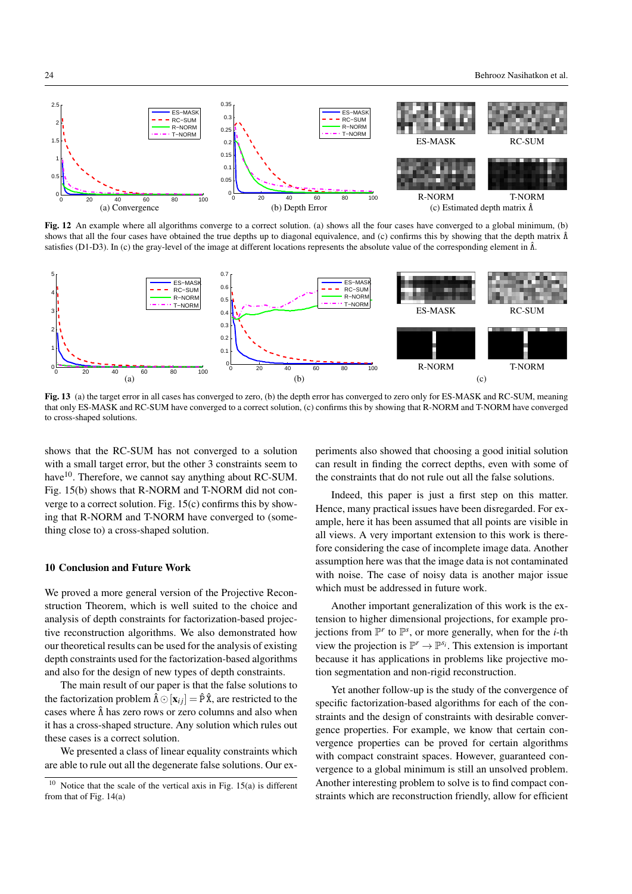Fig. 12 An example where all algorithms converge to a correct solution. (a) shows all the four cases have converged to a global minimum, (b) shows that all the four cases have obtained the true depths up to diagonal equivalence, and (c) confirms this by showing that the depth matrix $\hat{\Lambda}$ satisfies (D1-D3). In (c) the gray-level of the image at different locations represents the absolute value of the corresponding element in $\hat{\Lambda}$.

Fig. 13 (a) the target error in all cases has converged to zero, (b) the depth error has converged to zero only for ES-MASK and RC-SUM, meaning that only ES-MASK and RC-SUM have converged to a correct solution, (c) confirms this by showing that R-NORM and T-NORM have converged to cross-shaped solutions.

shows that the RC-SUM has not converged to a solution with a small target error, but the other 3 constraints seem to have[10]. Therefore, we cannot say anything about RC-SUM. Fig. 15(b) shows that R-NORM and T-NORM did not converge to a correct solution. Fig. 15(c) confirms this by showing that R-NORM and T-NORM have converged to (something close to) a cross-shaped solution.

## 10 Conclusion and Future Work

We proved a more general version of the Projective Reconstruction Theorem, which is well suited to the choice and analysis of depth constraints for factorization-based projective reconstruction algorithms. We also demonstrated how our theoretical results can be used for the analysis of existing depth constraints used for the factorization-based algorithms and also for the design of new types of depth constraints.

The main result of our paper is that the false solutions to the factorization problem $\hat{\Lambda} \odot [\mathbf{x}_{ij}] = \hat{\mathrm{P}}\hat{\mathrm{X}}$, are restricted to the cases where $\hat{\Lambda}$ has zero rows or zero columns and also when it has a cross-shaped structure. Any solution which rules out these cases is a correct solution.

We presented a class of linear equality constraints which are able to rule out all the degenerate false solutions. Our experiments also showed that choosing a good initial solution can result in finding the correct depths, even with some of the constraints that do not rule out all the false solutions.

Indeed, this paper is just a first step on this matter. Hence, many practical issues have been disregarded. For example, here it has been assumed that all points are visible in all views. A very important extension to this work is therefore considering the case of incomplete image data. Another assumption here was that the image data is not contaminated with noise. The case of noisy data is another major issue which must be addressed in future work.

Another important generalization of this work is the extension to higher dimensional projections, for example projections from $\mathbb{P}^r$ to $\mathbb{P}^s$, or more generally, when for the $i$-th view the projection is $\mathbb{P}^r \rightarrow \mathbb{P}^{s_i}$. This extension is important because it has applications in problems like projective motion segmentation and non-rigid reconstruction.

Yet another follow-up is the study of the convergence of specific factorization-based algorithms for each of the constraints and the design of constraints with desirable convergence properties. For example, we know that certain convergence properties can be proved for certain algorithms with compact constraint spaces. However, guaranteed convergence to a global minimum is still an unsolved problem. Another interesting problem to solve is to find compact constraints which are reconstruction friendly, allow for efficient

[10] Notice that the scale of the vertical axis in Fig. 15(a) is different from that of Fig. 14(a)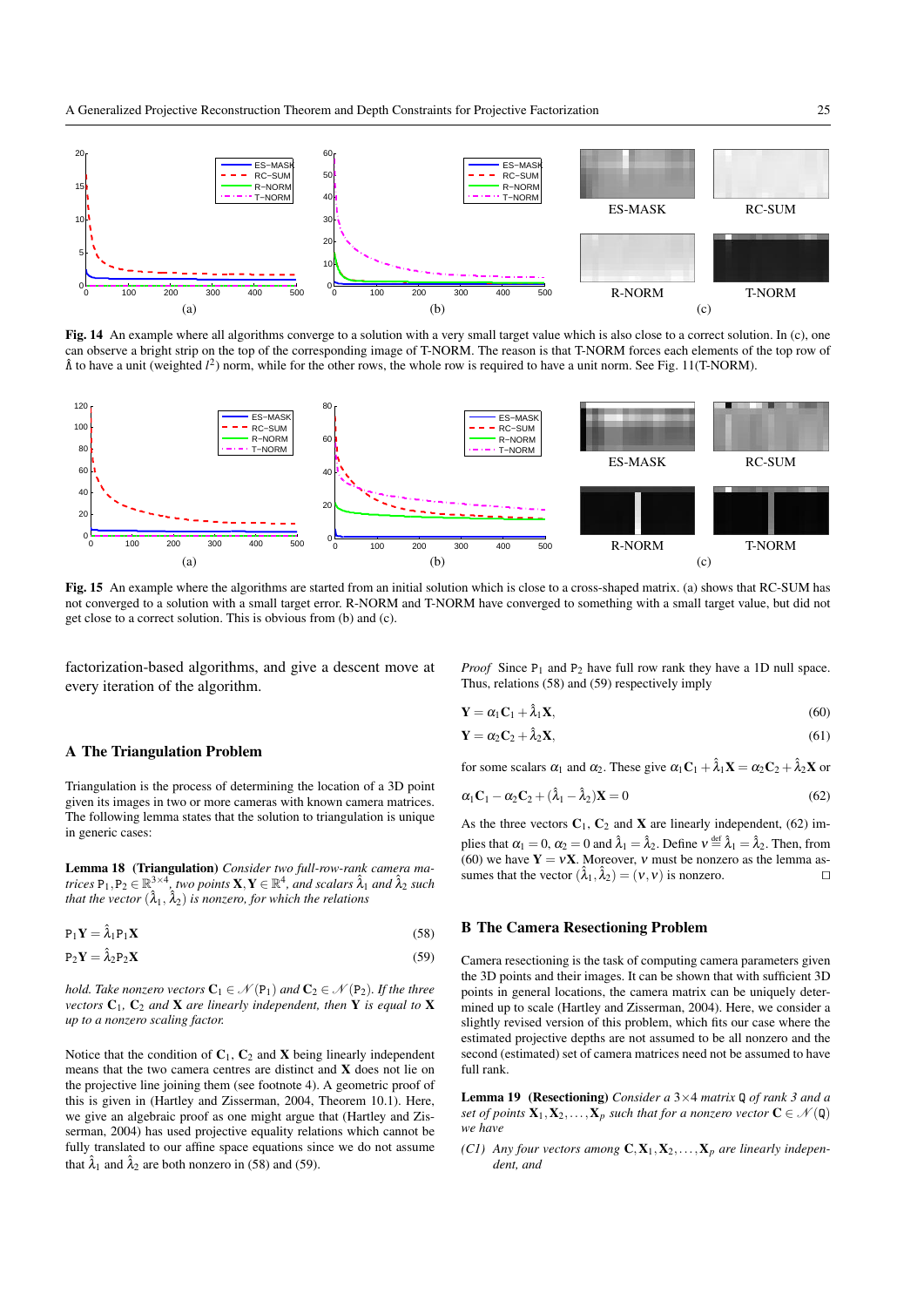Fig. 14 An example where all algorithms converge to a solution with a very small target value which is also close to a correct solution. In (c), one can observe a bright strip on the top of the corresponding image of T-NORM. The reason is that T-NORM forces each elements of the top row of $\hat{\Lambda}$ to have a unit (weighted $l^2$) norm, while for the other rows, the whole row is required to have a unit norm. See Fig. 11(T-NORM).

Fig. 15 An example where the algorithms are started from an initial solution which is close to a cross-shaped matrix. (a) shows that RC-SUM has not converged to a solution with a small target error. R-NORM and T-NORM have converged to something with a small target value, but did not get close to a correct solution. This is obvious from (b) and (c).

factorization-based algorithms, and give a descent move at every iteration of the algorithm.

## A The Triangulation Problem

Triangulation is the process of determining the location of a 3D point given its images in two or more cameras with known camera matrices. The following lemma states that the solution to triangulation is unique in generic cases:

**Lemma 18 (Triangulation)** *Consider two full-row-rank camera matrices $\mathtt{P}_1, \mathtt{P}_2 \in \mathbb{R}^{3\times 4}$, two points $\mathbf{X}, \mathbf{Y} \in \mathbb{R}^4$, and scalars $\hat{\lambda}_1$ and $\hat{\lambda}_2$ such that the vector $(\hat{\lambda}_1, \hat{\lambda}_2)$ is nonzero, for which the relations*

$$\mathtt{P}_1\mathbf{Y} = \hat{\lambda}_1 \mathtt{P}_1 \mathbf{X} \tag{58}$$

$$\mathtt{P}_2\mathbf{Y} = \hat{\lambda}_2 \mathtt{P}_2 \mathbf{X} \tag{59}$$

*hold. Take nonzero vectors $\mathbf{C}_1 \in \mathcal{N}(\mathtt{P}_1)$ and $\mathbf{C}_2 \in \mathcal{N}(\mathtt{P}_2)$. If the three vectors $\mathbf{C}_1$, $\mathbf{C}_2$ and $\mathbf{X}$ are linearly independent, then $\mathbf{Y}$ is equal to $\mathbf{X}$ up to a nonzero scaling factor.*

Notice that the condition of $\mathbf{C}_1$, $\mathbf{C}_2$ and $\mathbf{X}$ being linearly independent means that the two camera centres are distinct and $\mathbf{X}$ does not lie on the projective line joining them (see footnote 4). A geometric proof of this is given in (Hartley and Zisserman, 2004, Theorem 10.1). Here, we give an algebraic proof as one might argue that (Hartley and Zisserman, 2004) has used projective equality relations which cannot be fully translated to our affine space equations since we do not assume that $\hat{\lambda}_1$ and $\hat{\lambda}_2$ are both nonzero in (58) and (59).

*Proof* Since $\mathtt{P}_1$ and $\mathtt{P}_2$ have full row rank they have a 1D null space. Thus, relations (58) and (59) respectively imply

$$\mathbf{Y} = \alpha_1 \mathbf{C}_1 + \hat{\lambda}_1 \mathbf{X}, \tag{60}$$

$$\mathbf{Y} = \alpha_2 \mathbf{C}_2 + \hat{\lambda}_2 \mathbf{X}, \tag{61}$$

for some scalars $\alpha_1$ and $\alpha_2$. These give $\alpha_1 \mathbf{C}_1 + \hat{\lambda}_1 \mathbf{X} = \alpha_2 \mathbf{C}_2 + \hat{\lambda}_2 \mathbf{X}$ or

$$\alpha_1 \mathbf{C}_1 - \alpha_2 \mathbf{C}_2 + (\hat{\lambda}_1 - \hat{\lambda}_2)\mathbf{X} = 0 \tag{62}$$

As the three vectors $\mathbf{C}_1$, $\mathbf{C}_2$ and $\mathbf{X}$ are linearly independent, (62) implies that $\alpha_1 = 0$, $\alpha_2 = 0$ and $\hat{\lambda}_1 = \hat{\lambda}_2$. Define $\nu \stackrel{\text{def}}{=} \hat{\lambda}_1 = \hat{\lambda}_2$. Then, from (60) we have $\mathbf{Y} = \nu \mathbf{X}$. Moreover, $\nu$ must be nonzero as the lemma assumes that the vector $(\hat{\lambda}_1, \hat{\lambda}_2) = (\nu, \nu)$ is nonzero. □

## B The Camera Resectioning Problem

Camera resectioning is the task of computing camera parameters given the 3D points and their images. It can be shown that with sufficient 3D points in general locations, the camera matrix can be uniquely determined up to scale (Hartley and Zisserman, 2004). Here, we consider a slightly revised version of this problem, which fits our case where the estimated projective depths are not assumed to be all nonzero and the second (estimated) set of camera matrices need not be assumed to have full rank.

**Lemma 19 (Resectioning)** *Consider a $3\times 4$ matrix $\mathtt{Q}$ of rank 3 and a set of points $\mathbf{X}_1, \mathbf{X}_2, \ldots, \mathbf{X}_p$ such that for a nonzero vector $\mathbf{C} \in \mathcal{N}(\mathtt{Q})$ we have*

*(C1) Any four vectors among $\mathbf{C}, \mathbf{X}_1, \mathbf{X}_2, \ldots, \mathbf{X}_p$ are linearly independent, and*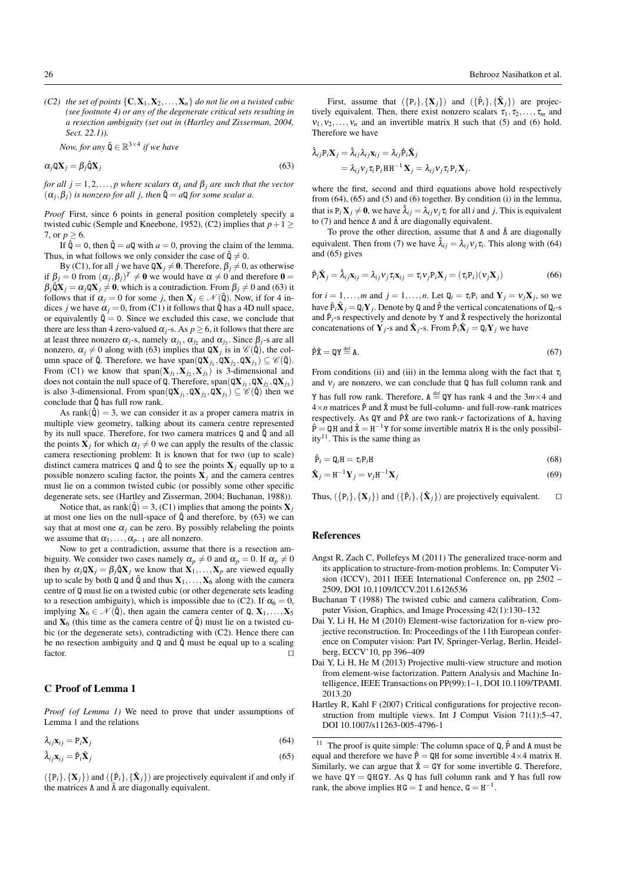*(C2) the set of points $\{\mathbf{C}, \mathbf{X}_1, \mathbf{X}_2, \ldots, \mathbf{X}_n\}$ do not lie on a twisted cubic (see footnote 4) or any of the degenerate critical sets resulting in a resection ambiguity (set out in (Hartley and Zisserman, 2004, Sect. 22.1)).*

*Now, for any $\hat{\mathtt{Q}} \in \mathbb{R}^{3\times 4}$ if we have*

$$\alpha_j \mathtt{Q}\mathbf{X}_j = \beta_j \hat{\mathtt{Q}}\mathbf{X}_j \tag{63}$$

*for all $j = 1, 2, \ldots, p$ where scalars $\alpha_j$ and $\beta_j$ are such that the vector $(\alpha_j, \beta_j)$ is nonzero for all $j$, then $\hat{\mathtt{Q}} = a\mathtt{Q}$ for some scalar $a$.*

*Proof* First, since 6 points in general position completely specify a twisted cubic (Semple and Kneebone, 1952), (C2) implies that $p+1 \geq 7$, or $p \geq 6$.

If $\hat{\mathtt{Q}} = 0$, then $\hat{\mathtt{Q}} = a\mathtt{Q}$ with $a = 0$, proving the claim of the lemma. Thus, in what follows we only consider the case of $\hat{\mathtt{Q}} \neq 0$.

By (C1), for all $j$ we have $\mathtt{Q}\mathbf{X}_j \neq \mathbf{0}$. Therefore, $\beta_j \neq 0$, as otherwise if $\beta_j = 0$ from $(\alpha_j, \beta_j)^T \neq \mathbf{0}$ we would have $\alpha \neq 0$ and therefore $\mathbf{0} = \beta_j \hat{\mathtt{Q}}\mathbf{X}_j = \alpha_j \mathtt{Q}\mathbf{X}_j \neq \mathbf{0}$, which is a contradiction. From $\beta_j \neq 0$ and (63) it follows that if $\alpha_j = 0$ for some $j$, then $\mathbf{X}_j \in \mathcal{N}(\hat{\mathtt{Q}})$. Now, if for 4 indices $j$ we have $\alpha_j = 0$, from (C1) it follows that $\hat{\mathtt{Q}}$ has a 4D null space, or equivalently $\hat{\mathtt{Q}} = 0$. Since we excluded this case, we conclude that there are less than 4 zero-valued $\alpha_j$-s. As $p \geq 6$, it follows that there are at least three nonzero $\alpha_j$-s, namely $\alpha_{j_1}$, $\alpha_{j_2}$ and $\alpha_{j_3}$. Since $\beta_j$-s are all nonzero, $\alpha_j \neq 0$ along with (63) implies that $\mathtt{Q}\mathbf{X}_j$ is in $\mathcal{C}(\hat{\mathtt{Q}})$, the column space of $\hat{\mathtt{Q}}$. Therefore, we have $\mathrm{span}(\mathtt{Q}\mathbf{X}_{j_1}, \mathtt{Q}\mathbf{X}_{j_2}, \mathtt{Q}\mathbf{X}_{j_3}) \subseteq \mathcal{C}(\hat{\mathtt{Q}})$. From (C1) we know that $\mathrm{span}(\mathbf{X}_{j_1}, \mathbf{X}_{j_2}, \mathbf{X}_{j_3})$ is 3-dimensional and does not contain the null space of $\mathtt{Q}$. Therefore, $\mathrm{span}(\mathtt{Q}\mathbf{X}_{j_1}, \mathtt{Q}\mathbf{X}_{j_2}, \mathtt{Q}\mathbf{X}_{j_3})$ is also 3-dimensional. From $\mathrm{span}(\mathtt{Q}\mathbf{X}_{j_1}, \mathtt{Q}\mathbf{X}_{j_2}, \mathtt{Q}\mathbf{X}_{j_3}) \subseteq \mathcal{C}(\hat{\mathtt{Q}})$ then we conclude that $\hat{\mathtt{Q}}$ has full row rank.

As $\mathrm{rank}(\hat{\mathtt{Q}}) = 3$, we can consider it as a proper camera matrix in multiple view geometry, talking about its camera centre represented by its null space. Therefore, for two camera matrices $\mathtt{Q}$ and $\hat{\mathtt{Q}}$ and all the points $\mathbf{X}_j$ for which $\alpha_j \neq 0$ we can apply the results of the classic camera resectioning problem: It is known that for two (up to scale) distinct camera matrices $\mathtt{Q}$ and $\hat{\mathtt{Q}}$ to see the points $\mathbf{X}_j$ equally up to a possible nonzero scaling factor, the points $\mathbf{X}_j$ and the camera centres must lie on a common twisted cubic (or possibly some other specific degenerate sets, see (Hartley and Zisserman, 2004; Buchanan, 1988)).

Notice that, as $\mathrm{rank}(\hat{\mathtt{Q}}) = 3$, (C1) implies that among the points $\mathbf{X}_j$ at most one lies on the null-space of $\hat{\mathtt{Q}}$ and therefore, by (63) we can say that at most one $\alpha_j$ can be zero. By possibly relabeling the points we assume that $\alpha_1, \ldots, \alpha_{p-1}$ are all nonzero.

Now to get a contradiction, assume that there is a resection ambiguity. We consider two cases namely $\alpha_p \neq 0$ and $\alpha_p = 0$. If $\alpha_p \neq 0$ then by $\alpha_j \mathtt{Q}\mathbf{X}_j = \beta_j \hat{\mathtt{Q}}\mathbf{X}_j$ we know that $\mathbf{X}_1, \ldots, \mathbf{X}_p$ are viewed equally up to scale by both $\mathtt{Q}$ and $\hat{\mathtt{Q}}$ and thus $\mathbf{X}_1, \ldots, \mathbf{X}_6$ along with the camera centre of $\mathtt{Q}$ must lie on a twisted cubic (or other degenerate sets leading to a resection ambiguity), which is impossible due to (C2). If $\alpha_6 = 0$, implying $\mathbf{X}_6 \in \mathcal{N}(\hat{\mathtt{Q}})$, then again the camera center of $\mathtt{Q}$, $\mathbf{X}_1, \ldots, \mathbf{X}_5$ and $\mathbf{X}_6$ (this time as the camera centre of $\hat{\mathtt{Q}}$) must lie on a twisted cubic (or the degenerate sets), contradicting with (C2). Hence there can be no resection ambiguity and $\mathtt{Q}$ and $\hat{\mathtt{Q}}$ must be equal up to a scaling factor. $\square$

## C Proof of Lemma 1

*Proof (of Lemma 1)* We need to prove that under assumptions of Lemma 1 and the relations

$$\lambda_{ij}\mathbf{x}_{ij} = \mathtt{P}_i\mathbf{X}_j \tag{64}$$

$$\hat{\lambda}_{ij}\mathbf{x}_{ij} = \hat{\mathtt{P}}_i\hat{\mathbf{X}}_j \tag{65}$$

$(\{\mathtt{P}_i\}, \{\mathbf{X}_j\})$ and $(\{\hat{\mathtt{P}}_i\}, \{\hat{\mathbf{X}}_j\})$ are projectively equivalent if and only if the matrices $\Lambda$ and $\hat{\Lambda}$ are diagonally equivalent.

First, assume that $(\{\mathtt{P}_i\}, \{\mathbf{X}_j\})$ and $(\{\hat{\mathtt{P}}_i\}, \{\hat{\mathbf{X}}_j\})$ are projectively equivalent. Then, there exist nonzero scalars $\tau_1, \tau_2, \ldots, \tau_m$ and $\nu_1, \nu_2, \ldots, \nu_n$ and an invertible matrix $\mathtt{H}$ such that (5) and (6) hold. Therefore we have

$$\begin{aligned}\hat{\lambda}_{ij}\mathtt{P}_i\mathbf{X}_j &= \hat{\lambda}_{ij}\lambda_{ij}\mathbf{x}_{ij} = \lambda_{ij}\hat{\mathtt{P}}_i\hat{\mathbf{X}}_j \\ &= \lambda_{ij}\nu_j\tau_i\mathtt{P}_i\mathtt{H}\mathtt{H}^{-1}\mathbf{X}_j = \lambda_{ij}\nu_j\tau_i\mathtt{P}_i\mathbf{X}_j.\end{aligned}$$

where the first, second and third equations above hold respectively from (64), (65) and (5) and (6) together. By condition (i) in the lemma, that is $\mathtt{P}_i\mathbf{X}_j \neq \mathbf{0}$, we have $\hat{\lambda}_{ij} = \lambda_{ij}\nu_j\tau_i$ for all $i$ and $j$. This is equivalent to (7) and hence $\Lambda$ and $\hat{\Lambda}$ are diagonally equivalent.

To prove the other direction, assume that $\Lambda$ and $\hat{\Lambda}$ are diagonally equivalent. Then from (7) we have $\hat{\lambda}_{ij} = \lambda_{ij}\nu_j\tau_i$. This along with (64) and (65) gives

$$\hat{\mathtt{P}}_i\hat{\mathbf{X}}_j = \hat{\lambda}_{ij}\mathbf{x}_{ij} = \lambda_{ij}\nu_j\tau_i\mathbf{x}_{ij} = \tau_i\nu_j\mathtt{P}_i\mathbf{X}_j = (\tau_i\mathtt{P}_i)(\nu_j\mathbf{X}_j) \tag{66}$$

for $i = 1, \ldots, m$ and $j = 1, \ldots, n$. Let $\mathtt{Q}_i = \tau_i\mathtt{P}_i$ and $\mathbf{Y}_j = \nu_j\mathbf{X}_j$, so we have $\hat{\mathtt{P}}_i\hat{\mathbf{X}}_j = \mathtt{Q}_i\mathbf{Y}_j$. Denote by $\mathtt{Q}$ and $\hat{\mathtt{P}}$ the vertical concatenations of $\mathtt{Q}_i$-s and $\hat{\mathtt{P}}_i$-s respectively and denote by $\mathtt{Y}$ and $\hat{\mathtt{X}}$ respectively the horizontal concatenations of $\mathbf{Y}_j$-s and $\hat{\mathbf{X}}_j$-s. From $\hat{\mathtt{P}}_i\hat{\mathbf{X}}_j = \mathtt{Q}_i\mathbf{Y}_j$ we have

$$\hat{\mathtt{P}}\hat{\mathtt{X}} = \mathtt{Q}\mathtt{Y} \stackrel{\text{def}}{=} \mathtt{A}. \tag{67}$$

From conditions (ii) and (iii) in the lemma along with the fact that $\tau_i$ and $\nu_j$ are nonzero, we can conclude that $\mathtt{Q}$ has full column rank and $\mathtt{Y}$ has full row rank. Therefore, $\mathtt{A} \stackrel{\text{def}}{=} \mathtt{Q}\mathtt{Y}$ has rank 4 and the $3m{\times}4$ and $4{\times}n$ matrices $\hat{\mathtt{P}}$ and $\hat{\mathtt{X}}$ must be full-column- and full-row-rank matrices respectively. As $\mathtt{Q}\mathtt{Y}$ and $\hat{\mathtt{P}}\hat{\mathtt{X}}$ are two rank-$r$ factorizations of $\mathtt{A}$, having $\hat{\mathtt{P}} = \mathtt{Q}\mathtt{H}$ and $\hat{\mathtt{X}} = \mathtt{H}^{-1}\mathtt{Y}$ for some invertible matrix $\mathtt{H}$ is the only possibility[11]. This is the same thing as

$$\hat{\mathtt{P}}_i = \mathtt{Q}_i\mathtt{H} = \tau_i\mathtt{P}_i\mathtt{H} \tag{68}$$

$$\hat{\mathbf{X}}_j = \mathtt{H}^{-1}\mathbf{Y}_j = \nu_j\mathtt{H}^{-1}\mathbf{X}_j \tag{69}$$

Thus, $(\{\mathtt{P}_i\}, \{\mathbf{X}_j\})$ and $(\{\hat{\mathtt{P}}_i\}, \{\hat{\mathbf{X}}_j\})$ are projectively equivalent. $\square$

## References

Angst R, Zach C, Pollefeys M (2011) The generalized trace-norm and its application to structure-from-motion problems. In: Computer Vision (ICCV), 2011 IEEE International Conference on, pp 2502 – 2509, DOI 10.1109/ICCV.2011.6126536

Buchanan T (1988) The twisted cubic and camera calibration. Computer Vision, Graphics, and Image Processing 42(1):130–132

Dai Y, Li H, He M (2010) Element-wise factorization for n-view projective reconstruction. In: Proceedings of the 11th European conference on Computer vision: Part IV, Springer-Verlag, Berlin, Heidelberg, ECCV'10, pp 396–409

Dai Y, Li H, He M (2013) Projective multi-view structure and motion from element-wise factorization. Pattern Analysis and Machine Intelligence, IEEE Transactions on PP(99):1–1, DOI 10.1109/TPAMI.2013.20

Hartley R, Kahl F (2007) Critical configurations for projective reconstruction from multiple views. Int J Comput Vision 71(1):5–47, DOI 10.1007/s11263-005-4796-1

---

[11] The proof is quite simple: The column space of $\mathtt{Q}$, $\hat{\mathtt{P}}$ and $\mathtt{A}$ must be equal and therefore we have $\hat{\mathtt{P}} = \mathtt{Q}\mathtt{H}$ for some invertible $4{\times}4$ matrix $\mathtt{H}$. Similarly, we can argue that $\hat{\mathtt{X}} = \mathtt{G}\mathtt{Y}$ for some invertible $\mathtt{G}$. Therefore, we have $\mathtt{Q}\mathtt{Y} = \mathtt{Q}\mathtt{H}\mathtt{G}\mathtt{Y}$. As $\mathtt{Q}$ has full column rank and $\mathtt{Y}$ has full row rank, the above implies $\mathtt{H}\mathtt{G} = \mathtt{I}$ and hence, $\mathtt{G} = \mathtt{H}^{-1}$.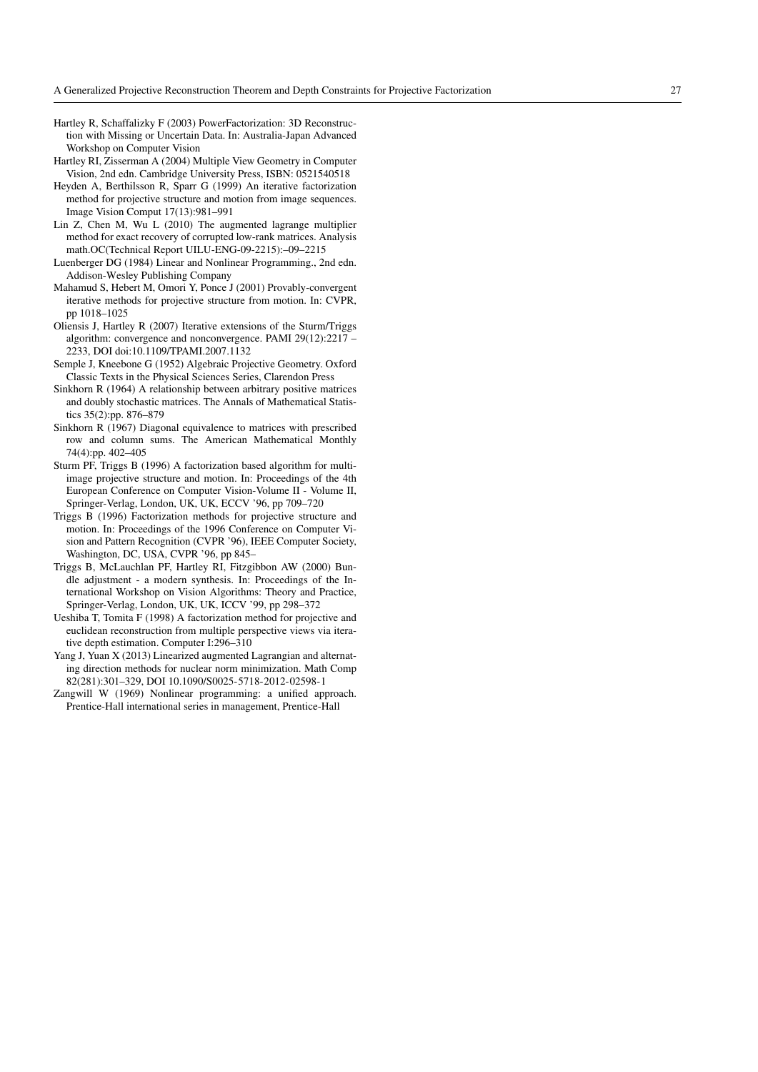Hartley R, Schaffalizky F (2003) PowerFactorization: 3D Reconstruction with Missing or Uncertain Data. In: Australia-Japan Advanced Workshop on Computer Vision

Hartley RI, Zisserman A (2004) Multiple View Geometry in Computer Vision, 2nd edn. Cambridge University Press, ISBN: 0521540518

Heyden A, Berthilsson R, Sparr G (1999) An iterative factorization method for projective structure and motion from image sequences. Image Vision Comput 17(13):981–991

Lin Z, Chen M, Wu L (2010) The augmented lagrange multiplier method for exact recovery of corrupted low-rank matrices. Analysis math.OC(Technical Report UILU-ENG-09-2215):–09–2215

Luenberger DG (1984) Linear and Nonlinear Programming., 2nd edn. Addison-Wesley Publishing Company

Mahamud S, Hebert M, Omori Y, Ponce J (2001) Provably-convergent iterative methods for projective structure from motion. In: CVPR, pp 1018–1025

Oliensis J, Hartley R (2007) Iterative extensions of the Sturm/Triggs algorithm: convergence and nonconvergence. PAMI 29(12):2217 – 2233, DOI doi:10.1109/TPAMI.2007.1132

Semple J, Kneebone G (1952) Algebraic Projective Geometry. Oxford Classic Texts in the Physical Sciences Series, Clarendon Press

Sinkhorn R (1964) A relationship between arbitrary positive matrices and doubly stochastic matrices. The Annals of Mathematical Statistics 35(2):pp. 876–879

Sinkhorn R (1967) Diagonal equivalence to matrices with prescribed row and column sums. The American Mathematical Monthly 74(4):pp. 402–405

Sturm PF, Triggs B (1996) A factorization based algorithm for multi-image projective structure and motion. In: Proceedings of the 4th European Conference on Computer Vision-Volume II - Volume II, Springer-Verlag, London, UK, UK, ECCV '96, pp 709–720

Triggs B (1996) Factorization methods for projective structure and motion. In: Proceedings of the 1996 Conference on Computer Vision and Pattern Recognition (CVPR '96), IEEE Computer Society, Washington, DC, USA, CVPR '96, pp 845–

Triggs B, McLauchlan PF, Hartley RI, Fitzgibbon AW (2000) Bundle adjustment - a modern synthesis. In: Proceedings of the International Workshop on Vision Algorithms: Theory and Practice, Springer-Verlag, London, UK, UK, ICCV '99, pp 298–372

Ueshiba T, Tomita F (1998) A factorization method for projective and euclidean reconstruction from multiple perspective views via iterative depth estimation. Computer I:296–310

Yang J, Yuan X (2013) Linearized augmented Lagrangian and alternating direction methods for nuclear norm minimization. Math Comp 82(281):301–329, DOI 10.1090/S0025-5718-2012-02598-1

Zangwill W (1969) Nonlinear programming: a unified approach. Prentice-Hall international series in management, Prentice-Hall